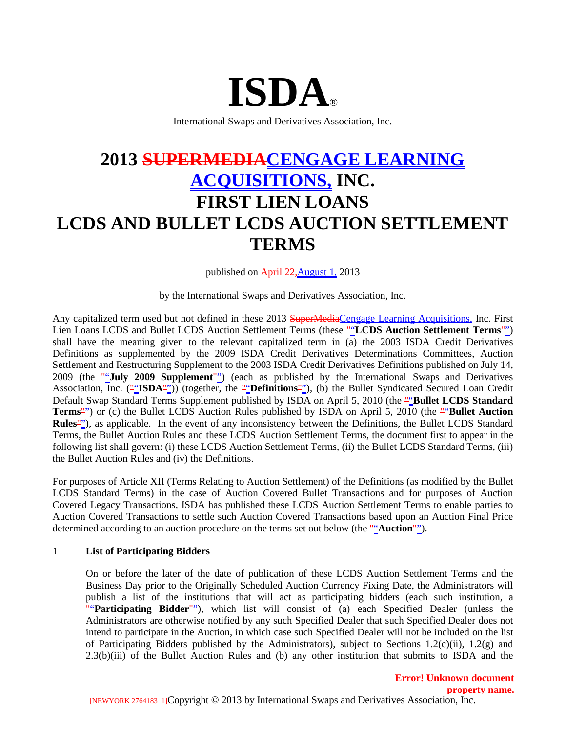# ISDA®

International Swaps and Derivatives Association, Inc.

# 2013 ~~SUPERMEDIA~~CENGAGE LEARNING ACQUISITIONS, INC. FIRST LIEN LOANS LCDS AND BULLET LCDS AUCTION SETTLEMENT TERMS

published on ~~April 22,~~August 1, 2013

by the International Swaps and Derivatives Association, Inc.

Any capitalized term used but not defined in these 2013 ~~SuperMedia~~Cengage Learning Acquisitions, Inc. First Lien Loans LCDS and Bullet LCDS Auction Settlement Terms (these "**LCDS Auction Settlement Terms**") shall have the meaning given to the relevant capitalized term in (a) the 2003 ISDA Credit Derivatives Definitions as supplemented by the 2009 ISDA Credit Derivatives Determinations Committees, Auction Settlement and Restructuring Supplement to the 2003 ISDA Credit Derivatives Definitions published on July 14, 2009 (the "**July 2009 Supplement**") (each as published by the International Swaps and Derivatives Association, Inc. ("**ISDA**")) (together, the "**Definitions**"), (b) the Bullet Syndicated Secured Loan Credit Default Swap Standard Terms Supplement published by ISDA on April 5, 2010 (the "**Bullet LCDS Standard Terms**") or (c) the Bullet LCDS Auction Rules published by ISDA on April 5, 2010 (the "**Bullet Auction Rules**"), as applicable. In the event of any inconsistency between the Definitions, the Bullet LCDS Standard Terms, the Bullet Auction Rules and these LCDS Auction Settlement Terms, the document first to appear in the following list shall govern: (i) these LCDS Auction Settlement Terms, (ii) the Bullet LCDS Standard Terms, (iii) the Bullet Auction Rules and (iv) the Definitions.

For purposes of Article XII (Terms Relating to Auction Settlement) of the Definitions (as modified by the Bullet LCDS Standard Terms) in the case of Auction Covered Bullet Transactions and for purposes of Auction Covered Legacy Transactions, ISDA has published these LCDS Auction Settlement Terms to enable parties to Auction Covered Transactions to settle such Auction Covered Transactions based upon an Auction Final Price determined according to an auction procedure on the terms set out below (the "**Auction**").

## 1 List of Participating Bidders

On or before the later of the date of publication of these LCDS Auction Settlement Terms and the Business Day prior to the Originally Scheduled Auction Currency Fixing Date, the Administrators will publish a list of the institutions that will act as participating bidders (each such institution, a "**Participating Bidder**"), which list will consist of (a) each Specified Dealer (unless the Administrators are otherwise notified by any such Specified Dealer that such Specified Dealer does not intend to participate in the Auction, in which case such Specified Dealer will not be included on the list of Participating Bidders published by the Administrators), subject to Sections 1.2(c)(ii), 1.2(g) and 2.3(b)(iii) of the Bullet Auction Rules and (b) any other institution that submits to ISDA and the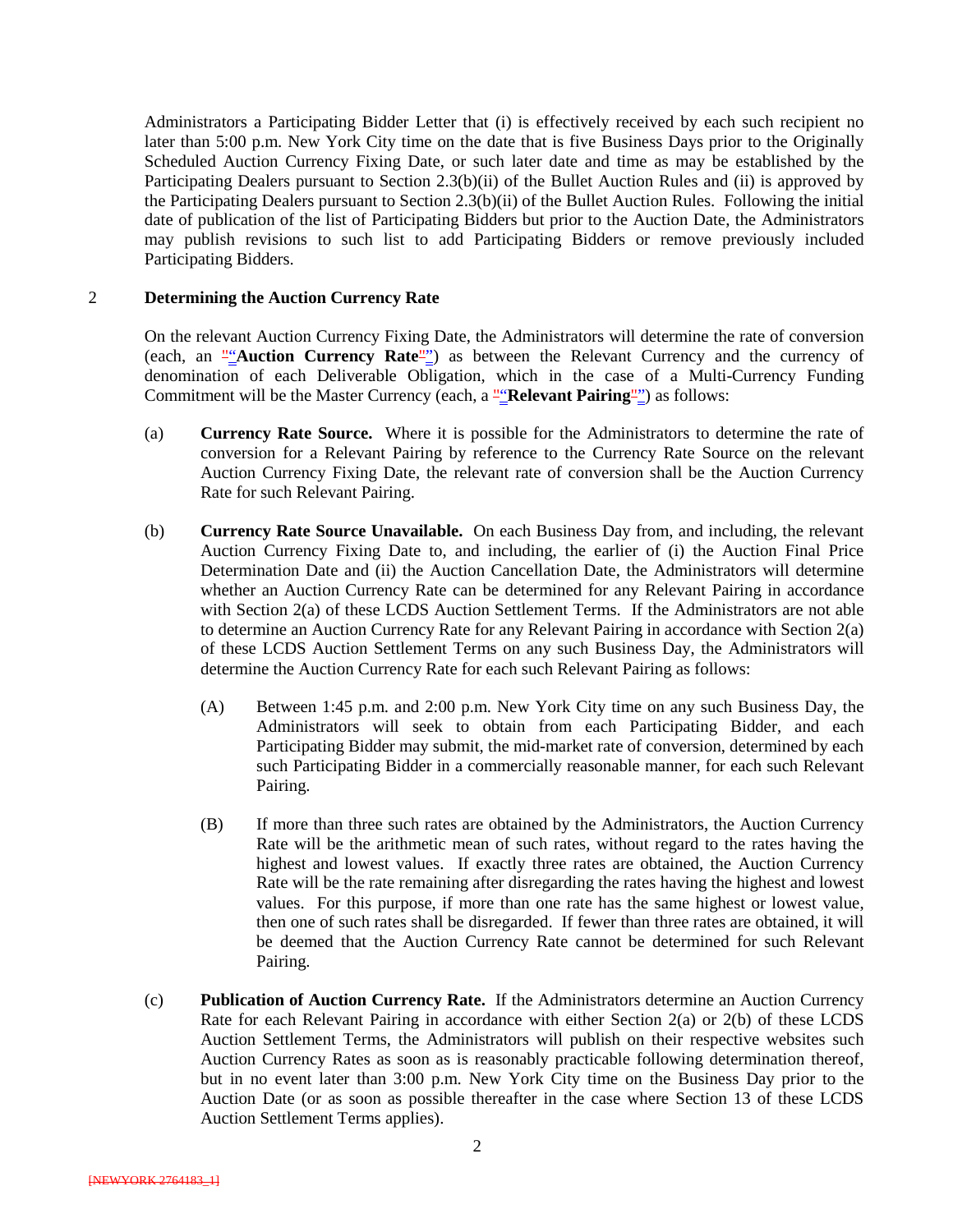Administrators a Participating Bidder Letter that (i) is effectively received by each such recipient no later than 5:00 p.m. New York City time on the date that is five Business Days prior to the Originally Scheduled Auction Currency Fixing Date, or such later date and time as may be established by the Participating Dealers pursuant to Section 2.3(b)(ii) of the Bullet Auction Rules and (ii) is approved by the Participating Dealers pursuant to Section 2.3(b)(ii) of the Bullet Auction Rules. Following the initial date of publication of the list of Participating Bidders but prior to the Auction Date, the Administrators may publish revisions to such list to add Participating Bidders or remove previously included Participating Bidders.

## 2 Determining the Auction Currency Rate

On the relevant Auction Currency Fixing Date, the Administrators will determine the rate of conversion (each, an "**Auction Currency Rate**") as between the Relevant Currency and the currency of denomination of each Deliverable Obligation, which in the case of a Multi-Currency Funding Commitment will be the Master Currency (each, a "**Relevant Pairing**") as follows:

(a) **Currency Rate Source.** Where it is possible for the Administrators to determine the rate of conversion for a Relevant Pairing by reference to the Currency Rate Source on the relevant Auction Currency Fixing Date, the relevant rate of conversion shall be the Auction Currency Rate for such Relevant Pairing.

(b) **Currency Rate Source Unavailable.** On each Business Day from, and including, the relevant Auction Currency Fixing Date to, and including, the earlier of (i) the Auction Final Price Determination Date and (ii) the Auction Cancellation Date, the Administrators will determine whether an Auction Currency Rate can be determined for any Relevant Pairing in accordance with Section 2(a) of these LCDS Auction Settlement Terms. If the Administrators are not able to determine an Auction Currency Rate for any Relevant Pairing in accordance with Section 2(a) of these LCDS Auction Settlement Terms on any such Business Day, the Administrators will determine the Auction Currency Rate for each such Relevant Pairing as follows:

(A) Between 1:45 p.m. and 2:00 p.m. New York City time on any such Business Day, the Administrators will seek to obtain from each Participating Bidder, and each Participating Bidder may submit, the mid-market rate of conversion, determined by each such Participating Bidder in a commercially reasonable manner, for each such Relevant Pairing.

(B) If more than three such rates are obtained by the Administrators, the Auction Currency Rate will be the arithmetic mean of such rates, without regard to the rates having the highest and lowest values. If exactly three rates are obtained, the Auction Currency Rate will be the rate remaining after disregarding the rates having the highest and lowest values. For this purpose, if more than one rate has the same highest or lowest value, then one of such rates shall be disregarded. If fewer than three rates are obtained, it will be deemed that the Auction Currency Rate cannot be determined for such Relevant Pairing.

(c) **Publication of Auction Currency Rate.** If the Administrators determine an Auction Currency Rate for each Relevant Pairing in accordance with either Section 2(a) or 2(b) of these LCDS Auction Settlement Terms, the Administrators will publish on their respective websites such Auction Currency Rates as soon as is reasonably practicable following determination thereof, but in no event later than 3:00 p.m. New York City time on the Business Day prior to the Auction Date (or as soon as possible thereafter in the case where Section 13 of these LCDS Auction Settlement Terms applies).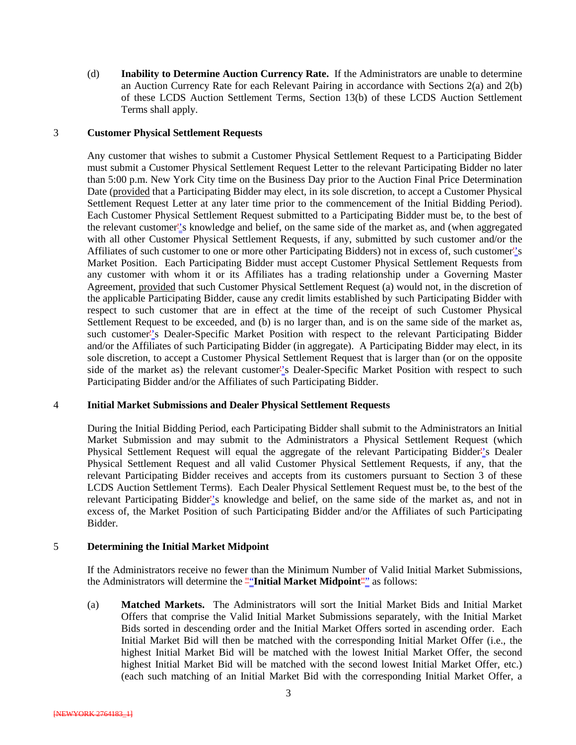(d) **Inability to Determine Auction Currency Rate.** If the Administrators are unable to determine an Auction Currency Rate for each Relevant Pairing in accordance with Sections 2(a) and 2(b) of these LCDS Auction Settlement Terms, Section 13(b) of these LCDS Auction Settlement Terms shall apply.

## 3 Customer Physical Settlement Requests

Any customer that wishes to submit a Customer Physical Settlement Request to a Participating Bidder must submit a Customer Physical Settlement Request Letter to the relevant Participating Bidder no later than 5:00 p.m. New York City time on the Business Day prior to the Auction Final Price Determination Date (provided that a Participating Bidder may elect, in its sole discretion, to accept a Customer Physical Settlement Request Letter at any later time prior to the commencement of the Initial Bidding Period). Each Customer Physical Settlement Request submitted to a Participating Bidder must be, to the best of the relevant customer's knowledge and belief, on the same side of the market as, and (when aggregated with all other Customer Physical Settlement Requests, if any, submitted by such customer and/or the Affiliates of such customer to one or more other Participating Bidders) not in excess of, such customer's Market Position. Each Participating Bidder must accept Customer Physical Settlement Requests from any customer with whom it or its Affiliates has a trading relationship under a Governing Master Agreement, provided that such Customer Physical Settlement Request (a) would not, in the discretion of the applicable Participating Bidder, cause any credit limits established by such Participating Bidder with respect to such customer that are in effect at the time of the receipt of such Customer Physical Settlement Request to be exceeded, and (b) is no larger than, and is on the same side of the market as, such customer's Dealer-Specific Market Position with respect to the relevant Participating Bidder and/or the Affiliates of such Participating Bidder (in aggregate). A Participating Bidder may elect, in its sole discretion, to accept a Customer Physical Settlement Request that is larger than (or on the opposite side of the market as) the relevant customer's Dealer-Specific Market Position with respect to such Participating Bidder and/or the Affiliates of such Participating Bidder.

## 4 Initial Market Submissions and Dealer Physical Settlement Requests

During the Initial Bidding Period, each Participating Bidder shall submit to the Administrators an Initial Market Submission and may submit to the Administrators a Physical Settlement Request (which Physical Settlement Request will equal the aggregate of the relevant Participating Bidder's Dealer Physical Settlement Request and all valid Customer Physical Settlement Requests, if any, that the relevant Participating Bidder receives and accepts from its customers pursuant to Section 3 of these LCDS Auction Settlement Terms). Each Dealer Physical Settlement Request must be, to the best of the relevant Participating Bidder's knowledge and belief, on the same side of the market as, and not in excess of, the Market Position of such Participating Bidder and/or the Affiliates of such Participating Bidder.

## 5 Determining the Initial Market Midpoint

If the Administrators receive no fewer than the Minimum Number of Valid Initial Market Submissions, the Administrators will determine the "**Initial Market Midpoint**" as follows:

(a) **Matched Markets.** The Administrators will sort the Initial Market Bids and Initial Market Offers that comprise the Valid Initial Market Submissions separately, with the Initial Market Bids sorted in descending order and the Initial Market Offers sorted in ascending order. Each Initial Market Bid will then be matched with the corresponding Initial Market Offer (i.e., the highest Initial Market Bid will be matched with the lowest Initial Market Offer, the second highest Initial Market Bid will be matched with the second lowest Initial Market Offer, etc.) (each such matching of an Initial Market Bid with the corresponding Initial Market Offer, a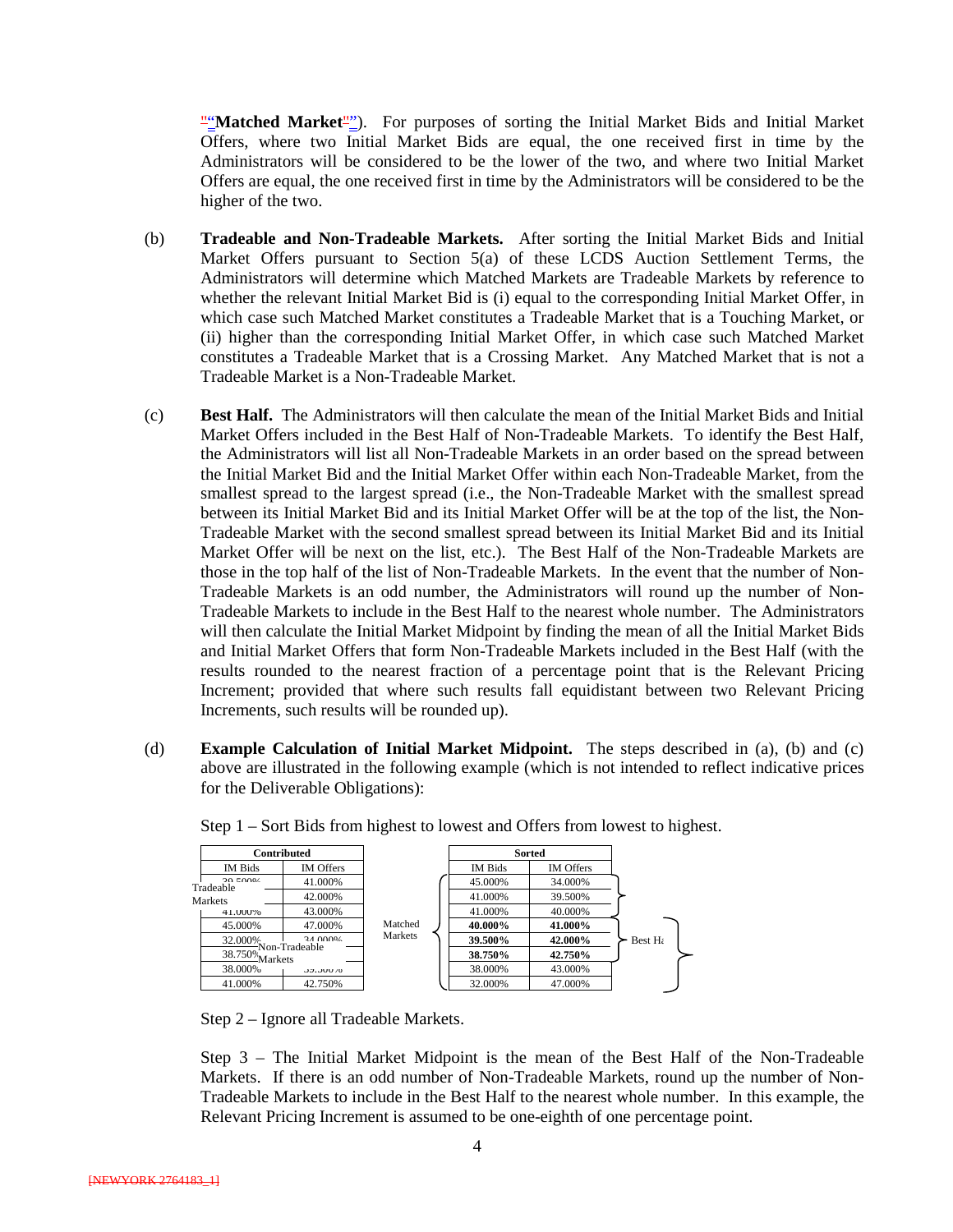"Matched Market"). For purposes of sorting the Initial Market Bids and Initial Market Offers, where two Initial Market Bids are equal, the one received first in time by the Administrators will be considered to be the lower of the two, and where two Initial Market Offers are equal, the one received first in time by the Administrators will be considered to be the higher of the two.

(b) **Tradeable and Non-Tradeable Markets.** After sorting the Initial Market Bids and Initial Market Offers pursuant to Section 5(a) of these LCDS Auction Settlement Terms, the Administrators will determine which Matched Markets are Tradeable Markets by reference to whether the relevant Initial Market Bid is (i) equal to the corresponding Initial Market Offer, in which case such Matched Market constitutes a Tradeable Market that is a Touching Market, or (ii) higher than the corresponding Initial Market Offer, in which case such Matched Market constitutes a Tradeable Market that is a Crossing Market. Any Matched Market that is not a Tradeable Market is a Non-Tradeable Market.

(c) **Best Half.** The Administrators will then calculate the mean of the Initial Market Bids and Initial Market Offers included in the Best Half of Non-Tradeable Markets. To identify the Best Half, the Administrators will list all Non-Tradeable Markets in an order based on the spread between the Initial Market Bid and the Initial Market Offer within each Non-Tradeable Market, from the smallest spread to the largest spread (i.e., the Non-Tradeable Market with the smallest spread between its Initial Market Bid and its Initial Market Offer will be at the top of the list, the Non-Tradeable Market with the second smallest spread between its Initial Market Bid and its Initial Market Offer will be next on the list, etc.). The Best Half of the Non-Tradeable Markets are those in the top half of the list of Non-Tradeable Markets. In the event that the number of Non-Tradeable Markets is an odd number, the Administrators will round up the number of Non-Tradeable Markets to include in the Best Half to the nearest whole number. The Administrators will then calculate the Initial Market Midpoint by finding the mean of all the Initial Market Bids and Initial Market Offers that form Non-Tradeable Markets included in the Best Half (with the results rounded to the nearest fraction of a percentage point that is the Relevant Pricing Increment; provided that where such results fall equidistant between two Relevant Pricing Increments, such results will be rounded up).

(d) **Example Calculation of Initial Market Midpoint.** The steps described in (a), (b) and (c) above are illustrated in the following example (which is not intended to reflect indicative prices for the Deliverable Obligations):

Step 1 – Sort Bids from highest to lowest and Offers from lowest to highest.

| Contributed | | | Sorted | | |
|---|---|---|---|---|---|
| IM Bids | IM Offers | | IM Bids | IM Offers | |
| 39.500% | 41.000% | Matched Markets | 45.000% | 34.000% | Tradeable Markets |
| 40.000% | 42.000% | | 41.000% | 39.500% | |
| 41.000% | 43.000% | | 41.000% | 40.000% | |
| 45.000% | 47.000% | | **40.000%** | **41.000%** | Non-Tradeable Markets |
| 32.000% | 34.000% | | **39.500%** | **42.000%** | Best Half |
| 38.750% | 40.000% | | **38.750%** | **42.750%** | |
| 38.000% | 39.500% | | 38.000% | 43.000% | |
| 41.000% | 42.750% | | 32.000% | 47.000% | |

Step 2 – Ignore all Tradeable Markets.

Step 3 – The Initial Market Midpoint is the mean of the Best Half of the Non-Tradeable Markets. If there is an odd number of Non-Tradeable Markets, round up the number of Non-Tradeable Markets to include in the Best Half to the nearest whole number. In this example, the Relevant Pricing Increment is assumed to be one-eighth of one percentage point.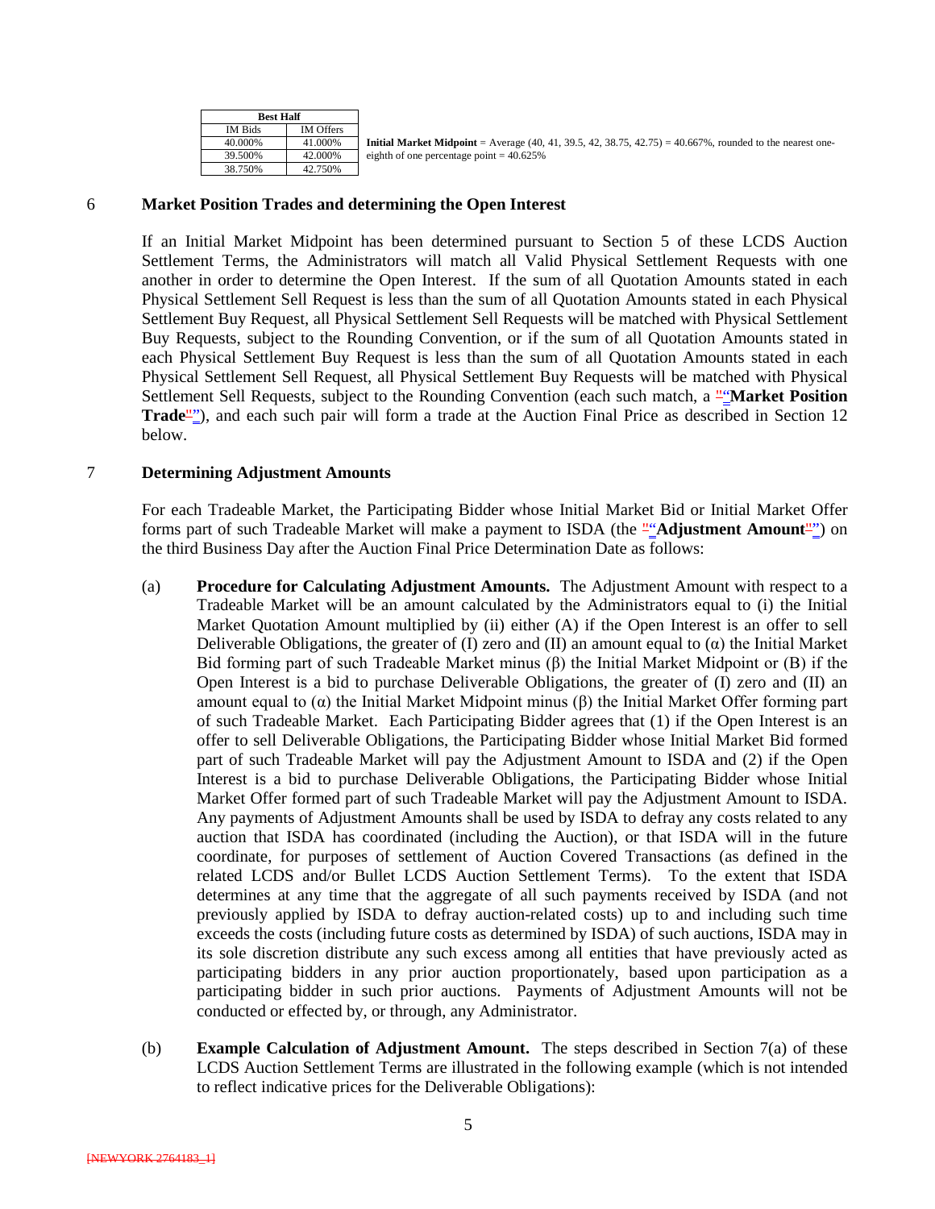| Best Half | |
|---|---|
| IM Bids | IM Offers |
| 40.000% | 41.000% |
| 39.500% | 42.000% |
| 38.750% | 42.750% |

**Initial Market Midpoint** = Average (40, 41, 39.5, 42, 38.75, 42.75) = 40.667%, rounded to the nearest one-eighth of one percentage point = 40.625%

## 6 Market Position Trades and determining the Open Interest

If an Initial Market Midpoint has been determined pursuant to Section 5 of these LCDS Auction Settlement Terms, the Administrators will match all Valid Physical Settlement Requests with one another in order to determine the Open Interest. If the sum of all Quotation Amounts stated in each Physical Settlement Sell Request is less than the sum of all Quotation Amounts stated in each Physical Settlement Buy Request, all Physical Settlement Sell Requests will be matched with Physical Settlement Buy Requests, subject to the Rounding Convention, or if the sum of all Quotation Amounts stated in each Physical Settlement Buy Request is less than the sum of all Quotation Amounts stated in each Physical Settlement Sell Request, all Physical Settlement Buy Requests will be matched with Physical Settlement Sell Requests, subject to the Rounding Convention (each such match, a "**Market Position Trade**"), and each such pair will form a trade at the Auction Final Price as described in Section 12 below.

## 7 Determining Adjustment Amounts

For each Tradeable Market, the Participating Bidder whose Initial Market Bid or Initial Market Offer forms part of such Tradeable Market will make a payment to ISDA (the "**Adjustment Amount**") on the third Business Day after the Auction Final Price Determination Date as follows:

(a) **Procedure for Calculating Adjustment Amounts.** The Adjustment Amount with respect to a Tradeable Market will be an amount calculated by the Administrators equal to (i) the Initial Market Quotation Amount multiplied by (ii) either (A) if the Open Interest is an offer to sell Deliverable Obligations, the greater of (I) zero and (II) an amount equal to ($\alpha$) the Initial Market Bid forming part of such Tradeable Market minus ($\beta$) the Initial Market Midpoint or (B) if the Open Interest is a bid to purchase Deliverable Obligations, the greater of (I) zero and (II) an amount equal to ($\alpha$) the Initial Market Midpoint minus ($\beta$) the Initial Market Offer forming part of such Tradeable Market. Each Participating Bidder agrees that (1) if the Open Interest is an offer to sell Deliverable Obligations, the Participating Bidder whose Initial Market Bid formed part of such Tradeable Market will pay the Adjustment Amount to ISDA and (2) if the Open Interest is a bid to purchase Deliverable Obligations, the Participating Bidder whose Initial Market Offer formed part of such Tradeable Market will pay the Adjustment Amount to ISDA. Any payments of Adjustment Amounts shall be used by ISDA to defray any costs related to any auction that ISDA has coordinated (including the Auction), or that ISDA will in the future coordinate, for purposes of settlement of Auction Covered Transactions (as defined in the related LCDS and/or Bullet LCDS Auction Settlement Terms). To the extent that ISDA determines at any time that the aggregate of all such payments received by ISDA (and not previously applied by ISDA to defray auction-related costs) up to and including such time exceeds the costs (including future costs as determined by ISDA) of such auctions, ISDA may in its sole discretion distribute any such excess among all entities that have previously acted as participating bidders in any prior auction proportionately, based upon participation as a participating bidder in such prior auctions. Payments of Adjustment Amounts will not be conducted or effected by, or through, any Administrator.

(b) **Example Calculation of Adjustment Amount.** The steps described in Section 7(a) of these LCDS Auction Settlement Terms are illustrated in the following example (which is not intended to reflect indicative prices for the Deliverable Obligations):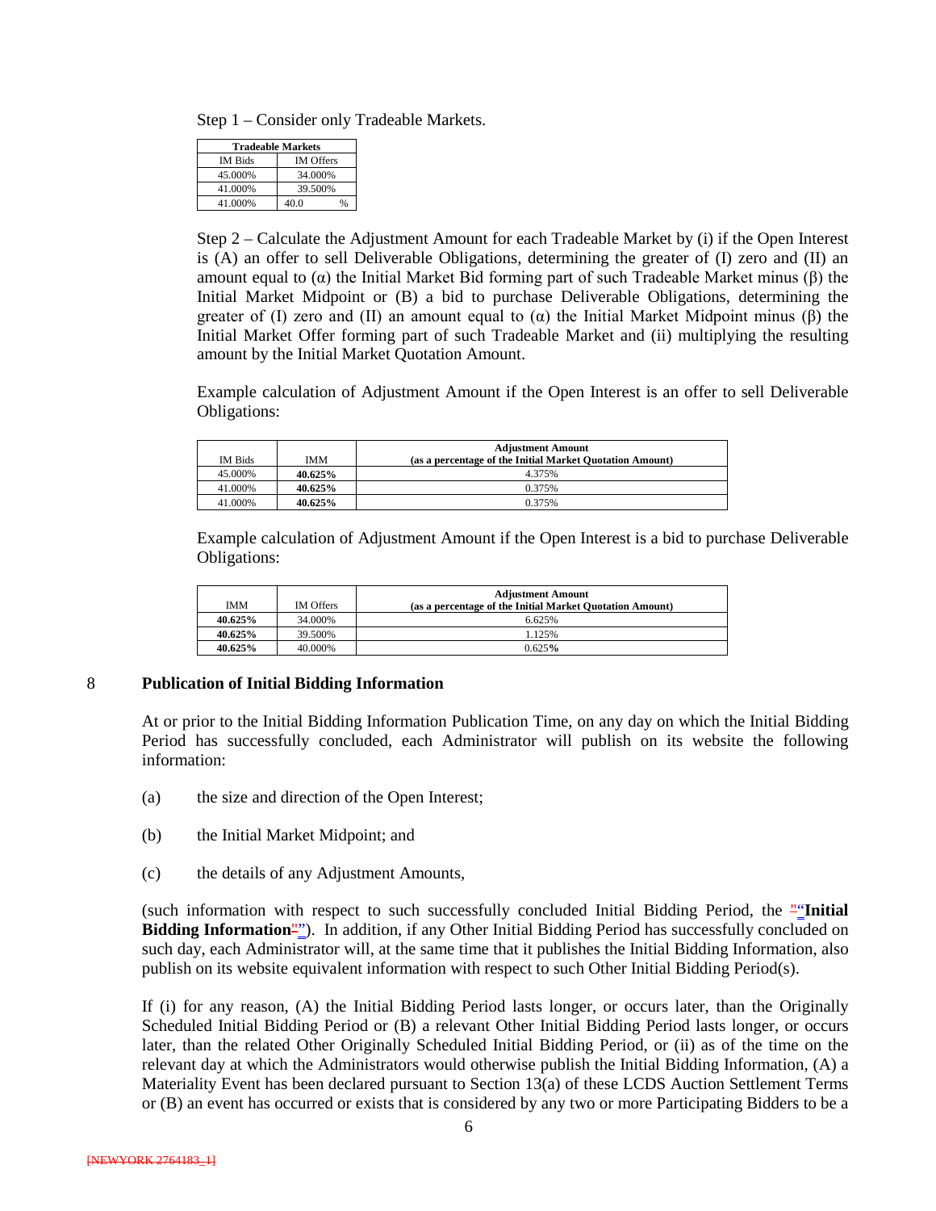Step 1 – Consider only Tradeable Markets.

| Tradeable Markets | |
|---|---|
| IM Bids | IM Offers |
| 45.000% | 34.000% |
| 41.000% | 39.500% |
| 41.000% | 40.0 % |

Step 2 – Calculate the Adjustment Amount for each Tradeable Market by (i) if the Open Interest is (A) an offer to sell Deliverable Obligations, determining the greater of (I) zero and (II) an amount equal to (α) the Initial Market Bid forming part of such Tradeable Market minus (β) the Initial Market Midpoint or (B) a bid to purchase Deliverable Obligations, determining the greater of (I) zero and (II) an amount equal to (α) the Initial Market Midpoint minus (β) the Initial Market Offer forming part of such Tradeable Market and (ii) multiplying the resulting amount by the Initial Market Quotation Amount.

Example calculation of Adjustment Amount if the Open Interest is an offer to sell Deliverable Obligations:

| IM Bids | IMM | Adjustment Amount (as a percentage of the Initial Market Quotation Amount) |
|---|---|---|
| 45.000% | **40.625%** | 4.375% |
| 41.000% | **40.625%** | 0.375% |
| 41.000% | **40.625%** | 0.375% |

Example calculation of Adjustment Amount if the Open Interest is a bid to purchase Deliverable Obligations:

| IMM | IM Offers | Adjustment Amount (as a percentage of the Initial Market Quotation Amount) |
|---|---|---|
| **40.625%** | 34.000% | 6.625% |
| **40.625%** | 39.500% | 1.125% |
| **40.625%** | 40.000% | 0.625% |

## 8 Publication of Initial Bidding Information

At or prior to the Initial Bidding Information Publication Time, on any day on which the Initial Bidding Period has successfully concluded, each Administrator will publish on its website the following information:

(a) the size and direction of the Open Interest;

(b) the Initial Market Midpoint; and

(c) the details of any Adjustment Amounts,

(such information with respect to such successfully concluded Initial Bidding Period, the "**Initial Bidding Information**"). In addition, if any Other Initial Bidding Period has successfully concluded on such day, each Administrator will, at the same time that it publishes the Initial Bidding Information, also publish on its website equivalent information with respect to such Other Initial Bidding Period(s).

If (i) for any reason, (A) the Initial Bidding Period lasts longer, or occurs later, than the Originally Scheduled Initial Bidding Period or (B) a relevant Other Initial Bidding Period lasts longer, or occurs later, than the related Other Originally Scheduled Initial Bidding Period, or (ii) as of the time on the relevant day at which the Administrators would otherwise publish the Initial Bidding Information, (A) a Materiality Event has been declared pursuant to Section 13(a) of these LCDS Auction Settlement Terms or (B) an event has occurred or exists that is considered by any two or more Participating Bidders to be a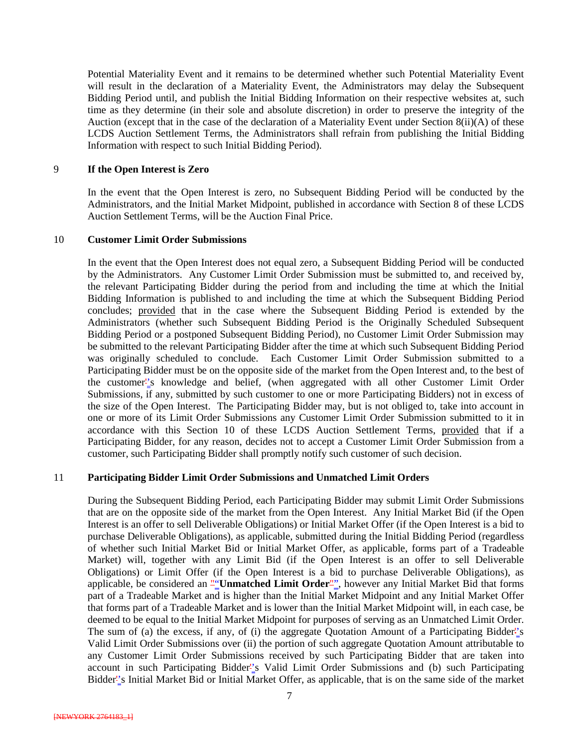Potential Materiality Event and it remains to be determined whether such Potential Materiality Event will result in the declaration of a Materiality Event, the Administrators may delay the Subsequent Bidding Period until, and publish the Initial Bidding Information on their respective websites at, such time as they determine (in their sole and absolute discretion) in order to preserve the integrity of the Auction (except that in the case of the declaration of a Materiality Event under Section 8(ii)(A) of these LCDS Auction Settlement Terms, the Administrators shall refrain from publishing the Initial Bidding Information with respect to such Initial Bidding Period).

## 9 **If the Open Interest is Zero**

In the event that the Open Interest is zero, no Subsequent Bidding Period will be conducted by the Administrators, and the Initial Market Midpoint, published in accordance with Section 8 of these LCDS Auction Settlement Terms, will be the Auction Final Price.

## 10 **Customer Limit Order Submissions**

In the event that the Open Interest does not equal zero, a Subsequent Bidding Period will be conducted by the Administrators. Any Customer Limit Order Submission must be submitted to, and received by, the relevant Participating Bidder during the period from and including the time at which the Initial Bidding Information is published to and including the time at which the Subsequent Bidding Period concludes; provided that in the case where the Subsequent Bidding Period is extended by the Administrators (whether such Subsequent Bidding Period is the Originally Scheduled Subsequent Bidding Period or a postponed Subsequent Bidding Period), no Customer Limit Order Submission may be submitted to the relevant Participating Bidder after the time at which such Subsequent Bidding Period was originally scheduled to conclude. Each Customer Limit Order Submission submitted to a Participating Bidder must be on the opposite side of the market from the Open Interest and, to the best of the customer's knowledge and belief, (when aggregated with all other Customer Limit Order Submissions, if any, submitted by such customer to one or more Participating Bidders) not in excess of the size of the Open Interest. The Participating Bidder may, but is not obliged to, take into account in one or more of its Limit Order Submissions any Customer Limit Order Submission submitted to it in accordance with this Section 10 of these LCDS Auction Settlement Terms, provided that if a Participating Bidder, for any reason, decides not to accept a Customer Limit Order Submission from a customer, such Participating Bidder shall promptly notify such customer of such decision.

## 11 **Participating Bidder Limit Order Submissions and Unmatched Limit Orders**

During the Subsequent Bidding Period, each Participating Bidder may submit Limit Order Submissions that are on the opposite side of the market from the Open Interest. Any Initial Market Bid (if the Open Interest is an offer to sell Deliverable Obligations) or Initial Market Offer (if the Open Interest is a bid to purchase Deliverable Obligations), as applicable, submitted during the Initial Bidding Period (regardless of whether such Initial Market Bid or Initial Market Offer, as applicable, forms part of a Tradeable Market) will, together with any Limit Bid (if the Open Interest is an offer to sell Deliverable Obligations) or Limit Offer (if the Open Interest is a bid to purchase Deliverable Obligations), as applicable, be considered an "**Unmatched Limit Order**", however any Initial Market Bid that forms part of a Tradeable Market and is higher than the Initial Market Midpoint and any Initial Market Offer that forms part of a Tradeable Market and is lower than the Initial Market Midpoint will, in each case, be deemed to be equal to the Initial Market Midpoint for purposes of serving as an Unmatched Limit Order. The sum of (a) the excess, if any, of (i) the aggregate Quotation Amount of a Participating Bidder's Valid Limit Order Submissions over (ii) the portion of such aggregate Quotation Amount attributable to any Customer Limit Order Submissions received by such Participating Bidder that are taken into account in such Participating Bidder's Valid Limit Order Submissions and (b) such Participating Bidder's Initial Market Bid or Initial Market Offer, as applicable, that is on the same side of the market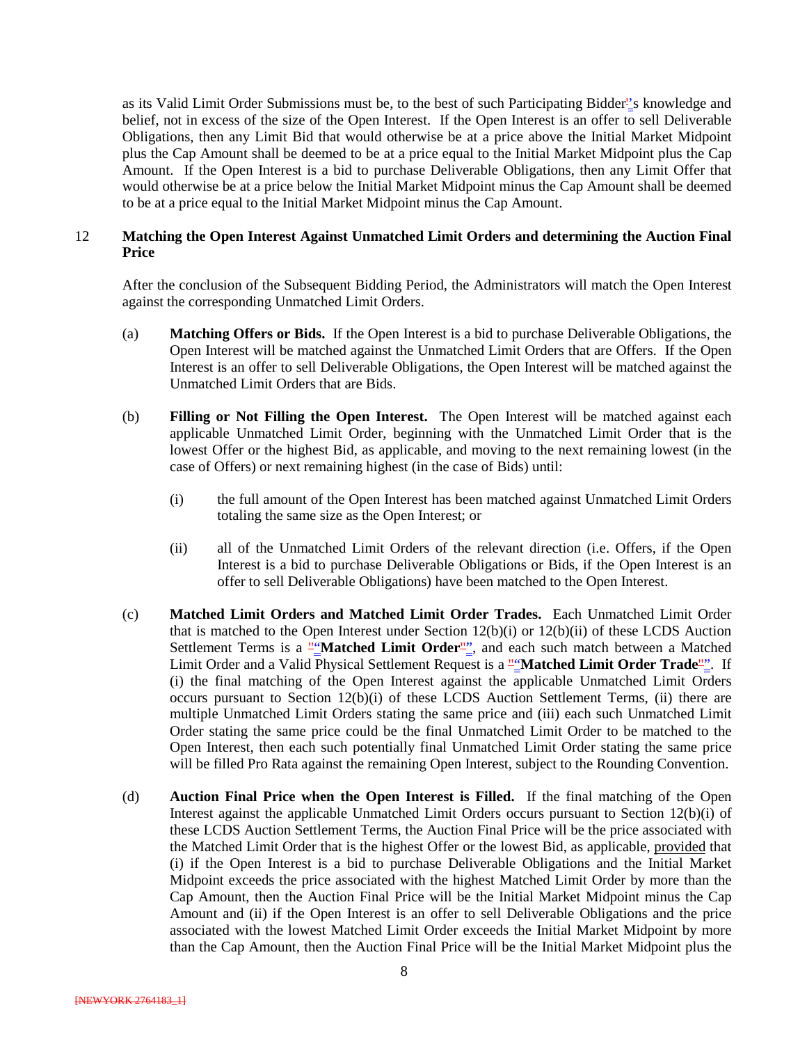as its Valid Limit Order Submissions must be, to the best of such Participating Bidder's knowledge and belief, not in excess of the size of the Open Interest. If the Open Interest is an offer to sell Deliverable Obligations, then any Limit Bid that would otherwise be at a price above the Initial Market Midpoint plus the Cap Amount shall be deemed to be at a price equal to the Initial Market Midpoint plus the Cap Amount. If the Open Interest is a bid to purchase Deliverable Obligations, then any Limit Offer that would otherwise be at a price below the Initial Market Midpoint minus the Cap Amount shall be deemed to be at a price equal to the Initial Market Midpoint minus the Cap Amount.

## 12 Matching the Open Interest Against Unmatched Limit Orders and determining the Auction Final Price

After the conclusion of the Subsequent Bidding Period, the Administrators will match the Open Interest against the corresponding Unmatched Limit Orders.

(a) **Matching Offers or Bids.** If the Open Interest is a bid to purchase Deliverable Obligations, the Open Interest will be matched against the Unmatched Limit Orders that are Offers. If the Open Interest is an offer to sell Deliverable Obligations, the Open Interest will be matched against the Unmatched Limit Orders that are Bids.

(b) **Filling or Not Filling the Open Interest.** The Open Interest will be matched against each applicable Unmatched Limit Order, beginning with the Unmatched Limit Order that is the lowest Offer or the highest Bid, as applicable, and moving to the next remaining lowest (in the case of Offers) or next remaining highest (in the case of Bids) until:

(i) the full amount of the Open Interest has been matched against Unmatched Limit Orders totaling the same size as the Open Interest; or

(ii) all of the Unmatched Limit Orders of the relevant direction (i.e. Offers, if the Open Interest is a bid to purchase Deliverable Obligations or Bids, if the Open Interest is an offer to sell Deliverable Obligations) have been matched to the Open Interest.

(c) **Matched Limit Orders and Matched Limit Order Trades.** Each Unmatched Limit Order that is matched to the Open Interest under Section 12(b)(i) or 12(b)(ii) of these LCDS Auction Settlement Terms is a "**Matched Limit Order**", and each such match between a Matched Limit Order and a Valid Physical Settlement Request is a "**Matched Limit Order Trade**". If (i) the final matching of the Open Interest against the applicable Unmatched Limit Orders occurs pursuant to Section 12(b)(i) of these LCDS Auction Settlement Terms, (ii) there are multiple Unmatched Limit Orders stating the same price and (iii) each such Unmatched Limit Order stating the same price could be the final Unmatched Limit Order to be matched to the Open Interest, then each such potentially final Unmatched Limit Order stating the same price will be filled Pro Rata against the remaining Open Interest, subject to the Rounding Convention.

(d) **Auction Final Price when the Open Interest is Filled.** If the final matching of the Open Interest against the applicable Unmatched Limit Orders occurs pursuant to Section 12(b)(i) of these LCDS Auction Settlement Terms, the Auction Final Price will be the price associated with the Matched Limit Order that is the highest Offer or the lowest Bid, as applicable, provided that (i) if the Open Interest is a bid to purchase Deliverable Obligations and the Initial Market Midpoint exceeds the price associated with the highest Matched Limit Order by more than the Cap Amount, then the Auction Final Price will be the Initial Market Midpoint minus the Cap Amount and (ii) if the Open Interest is an offer to sell Deliverable Obligations and the price associated with the lowest Matched Limit Order exceeds the Initial Market Midpoint by more than the Cap Amount, then the Auction Final Price will be the Initial Market Midpoint plus the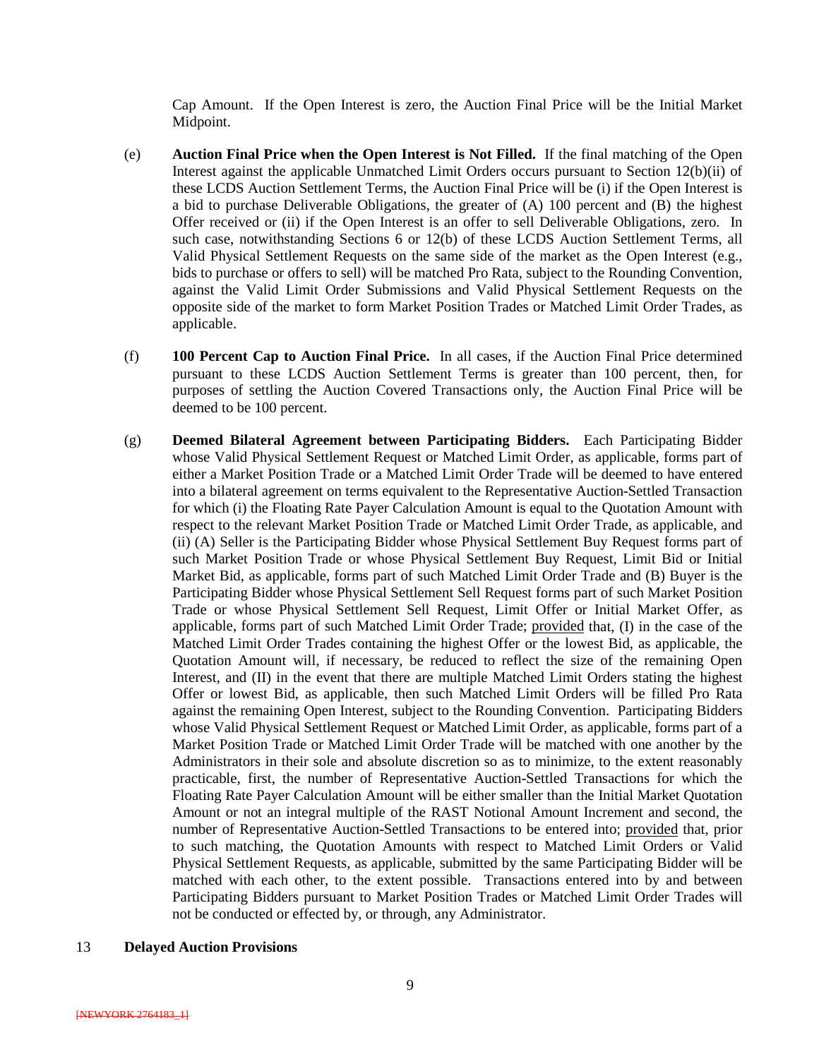Cap Amount. If the Open Interest is zero, the Auction Final Price will be the Initial Market Midpoint.

(e) **Auction Final Price when the Open Interest is Not Filled.** If the final matching of the Open Interest against the applicable Unmatched Limit Orders occurs pursuant to Section 12(b)(ii) of these LCDS Auction Settlement Terms, the Auction Final Price will be (i) if the Open Interest is a bid to purchase Deliverable Obligations, the greater of (A) 100 percent and (B) the highest Offer received or (ii) if the Open Interest is an offer to sell Deliverable Obligations, zero. In such case, notwithstanding Sections 6 or 12(b) of these LCDS Auction Settlement Terms, all Valid Physical Settlement Requests on the same side of the market as the Open Interest (e.g., bids to purchase or offers to sell) will be matched Pro Rata, subject to the Rounding Convention, against the Valid Limit Order Submissions and Valid Physical Settlement Requests on the opposite side of the market to form Market Position Trades or Matched Limit Order Trades, as applicable.

(f) **100 Percent Cap to Auction Final Price.** In all cases, if the Auction Final Price determined pursuant to these LCDS Auction Settlement Terms is greater than 100 percent, then, for purposes of settling the Auction Covered Transactions only, the Auction Final Price will be deemed to be 100 percent.

(g) **Deemed Bilateral Agreement between Participating Bidders.** Each Participating Bidder whose Valid Physical Settlement Request or Matched Limit Order, as applicable, forms part of either a Market Position Trade or a Matched Limit Order Trade will be deemed to have entered into a bilateral agreement on terms equivalent to the Representative Auction-Settled Transaction for which (i) the Floating Rate Payer Calculation Amount is equal to the Quotation Amount with respect to the relevant Market Position Trade or Matched Limit Order Trade, as applicable, and (ii) (A) Seller is the Participating Bidder whose Physical Settlement Buy Request forms part of such Market Position Trade or whose Physical Settlement Buy Request, Limit Bid or Initial Market Bid, as applicable, forms part of such Matched Limit Order Trade and (B) Buyer is the Participating Bidder whose Physical Settlement Sell Request forms part of such Market Position Trade or whose Physical Settlement Sell Request, Limit Offer or Initial Market Offer, as applicable, forms part of such Matched Limit Order Trade; provided that, (I) in the case of the Matched Limit Order Trades containing the highest Offer or the lowest Bid, as applicable, the Quotation Amount will, if necessary, be reduced to reflect the size of the remaining Open Interest, and (II) in the event that there are multiple Matched Limit Orders stating the highest Offer or lowest Bid, as applicable, then such Matched Limit Orders will be filled Pro Rata against the remaining Open Interest, subject to the Rounding Convention. Participating Bidders whose Valid Physical Settlement Request or Matched Limit Order, as applicable, forms part of a Market Position Trade or Matched Limit Order Trade will be matched with one another by the Administrators in their sole and absolute discretion so as to minimize, to the extent reasonably practicable, first, the number of Representative Auction-Settled Transactions for which the Floating Rate Payer Calculation Amount will be either smaller than the Initial Market Quotation Amount or not an integral multiple of the RAST Notional Amount Increment and second, the number of Representative Auction-Settled Transactions to be entered into; provided that, prior to such matching, the Quotation Amounts with respect to Matched Limit Orders or Valid Physical Settlement Requests, as applicable, submitted by the same Participating Bidder will be matched with each other, to the extent possible. Transactions entered into by and between Participating Bidders pursuant to Market Position Trades or Matched Limit Order Trades will not be conducted or effected by, or through, any Administrator.

## 13 Delayed Auction Provisions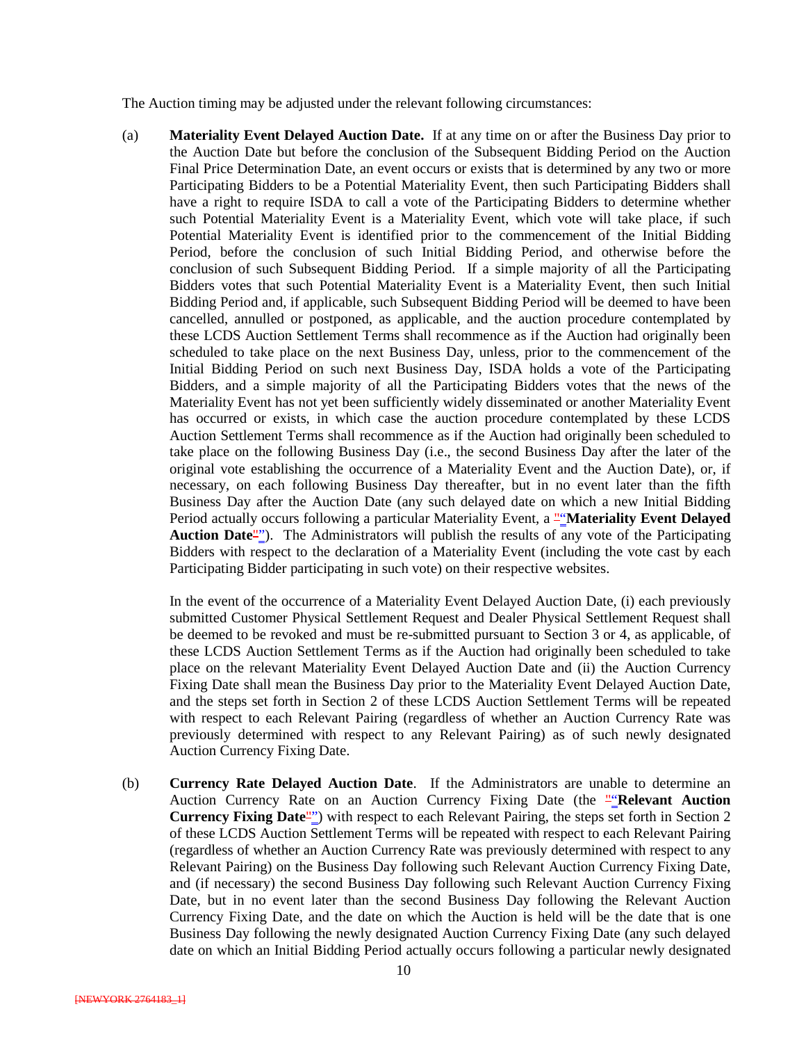The Auction timing may be adjusted under the relevant following circumstances:

(a) **Materiality Event Delayed Auction Date.** If at any time on or after the Business Day prior to the Auction Date but before the conclusion of the Subsequent Bidding Period on the Auction Final Price Determination Date, an event occurs or exists that is determined by any two or more Participating Bidders to be a Potential Materiality Event, then such Participating Bidders shall have a right to require ISDA to call a vote of the Participating Bidders to determine whether such Potential Materiality Event is a Materiality Event, which vote will take place, if such Potential Materiality Event is identified prior to the commencement of the Initial Bidding Period, before the conclusion of such Initial Bidding Period, and otherwise before the conclusion of such Subsequent Bidding Period. If a simple majority of all the Participating Bidders votes that such Potential Materiality Event is a Materiality Event, then such Initial Bidding Period and, if applicable, such Subsequent Bidding Period will be deemed to have been cancelled, annulled or postponed, as applicable, and the auction procedure contemplated by these LCDS Auction Settlement Terms shall recommence as if the Auction had originally been scheduled to take place on the next Business Day, unless, prior to the commencement of the Initial Bidding Period on such next Business Day, ISDA holds a vote of the Participating Bidders, and a simple majority of all the Participating Bidders votes that the news of the Materiality Event has not yet been sufficiently widely disseminated or another Materiality Event has occurred or exists, in which case the auction procedure contemplated by these LCDS Auction Settlement Terms shall recommence as if the Auction had originally been scheduled to take place on the following Business Day (i.e., the second Business Day after the later of the original vote establishing the occurrence of a Materiality Event and the Auction Date), or, if necessary, on each following Business Day thereafter, but in no event later than the fifth Business Day after the Auction Date (any such delayed date on which a new Initial Bidding Period actually occurs following a particular Materiality Event, a "**Materiality Event Delayed Auction Date**"). The Administrators will publish the results of any vote of the Participating Bidders with respect to the declaration of a Materiality Event (including the vote cast by each Participating Bidder participating in such vote) on their respective websites.

In the event of the occurrence of a Materiality Event Delayed Auction Date, (i) each previously submitted Customer Physical Settlement Request and Dealer Physical Settlement Request shall be deemed to be revoked and must be re-submitted pursuant to Section 3 or 4, as applicable, of these LCDS Auction Settlement Terms as if the Auction had originally been scheduled to take place on the relevant Materiality Event Delayed Auction Date and (ii) the Auction Currency Fixing Date shall mean the Business Day prior to the Materiality Event Delayed Auction Date, and the steps set forth in Section 2 of these LCDS Auction Settlement Terms will be repeated with respect to each Relevant Pairing (regardless of whether an Auction Currency Rate was previously determined with respect to any Relevant Pairing) as of such newly designated Auction Currency Fixing Date.

(b) **Currency Rate Delayed Auction Date**. If the Administrators are unable to determine an Auction Currency Rate on an Auction Currency Fixing Date (the "**Relevant Auction Currency Fixing Date**") with respect to each Relevant Pairing, the steps set forth in Section 2 of these LCDS Auction Settlement Terms will be repeated with respect to each Relevant Pairing (regardless of whether an Auction Currency Rate was previously determined with respect to any Relevant Pairing) on the Business Day following such Relevant Auction Currency Fixing Date, and (if necessary) the second Business Day following such Relevant Auction Currency Fixing Date, but in no event later than the second Business Day following the Relevant Auction Currency Fixing Date, and the date on which the Auction is held will be the date that is one Business Day following the newly designated Auction Currency Fixing Date (any such delayed date on which an Initial Bidding Period actually occurs following a particular newly designated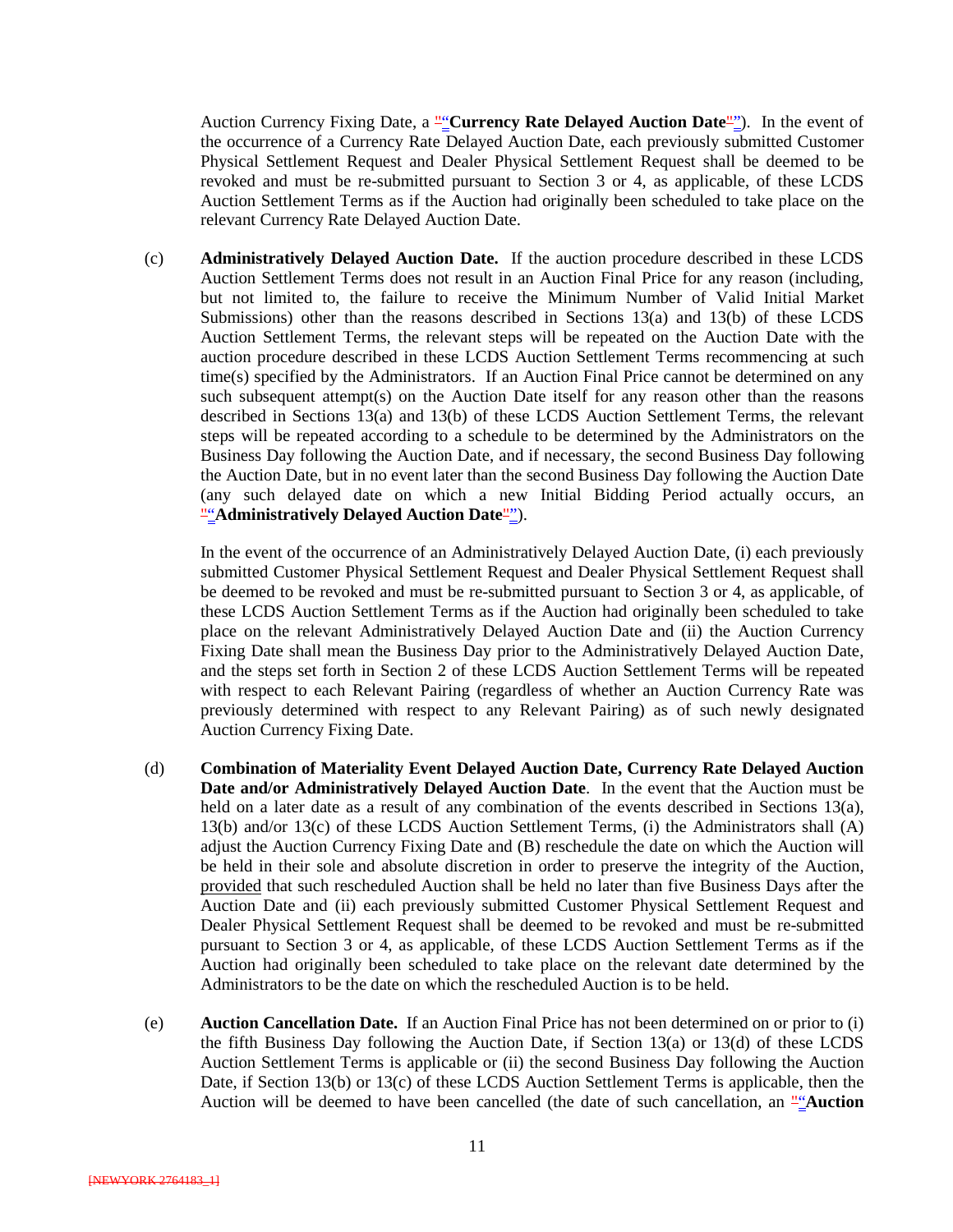Auction Currency Fixing Date, a "**Currency Rate Delayed Auction Date**"). In the event of the occurrence of a Currency Rate Delayed Auction Date, each previously submitted Customer Physical Settlement Request and Dealer Physical Settlement Request shall be deemed to be revoked and must be re-submitted pursuant to Section 3 or 4, as applicable, of these LCDS Auction Settlement Terms as if the Auction had originally been scheduled to take place on the relevant Currency Rate Delayed Auction Date.

(c) **Administratively Delayed Auction Date.** If the auction procedure described in these LCDS Auction Settlement Terms does not result in an Auction Final Price for any reason (including, but not limited to, the failure to receive the Minimum Number of Valid Initial Market Submissions) other than the reasons described in Sections 13(a) and 13(b) of these LCDS Auction Settlement Terms, the relevant steps will be repeated on the Auction Date with the auction procedure described in these LCDS Auction Settlement Terms recommencing at such time(s) specified by the Administrators. If an Auction Final Price cannot be determined on any such subsequent attempt(s) on the Auction Date itself for any reason other than the reasons described in Sections 13(a) and 13(b) of these LCDS Auction Settlement Terms, the relevant steps will be repeated according to a schedule to be determined by the Administrators on the Business Day following the Auction Date, and if necessary, the second Business Day following the Auction Date, but in no event later than the second Business Day following the Auction Date (any such delayed date on which a new Initial Bidding Period actually occurs, an "**Administratively Delayed Auction Date**").

In the event of the occurrence of an Administratively Delayed Auction Date, (i) each previously submitted Customer Physical Settlement Request and Dealer Physical Settlement Request shall be deemed to be revoked and must be re-submitted pursuant to Section 3 or 4, as applicable, of these LCDS Auction Settlement Terms as if the Auction had originally been scheduled to take place on the relevant Administratively Delayed Auction Date and (ii) the Auction Currency Fixing Date shall mean the Business Day prior to the Administratively Delayed Auction Date, and the steps set forth in Section 2 of these LCDS Auction Settlement Terms will be repeated with respect to each Relevant Pairing (regardless of whether an Auction Currency Rate was previously determined with respect to any Relevant Pairing) as of such newly designated Auction Currency Fixing Date.

(d) **Combination of Materiality Event Delayed Auction Date, Currency Rate Delayed Auction Date and/or Administratively Delayed Auction Date**. In the event that the Auction must be held on a later date as a result of any combination of the events described in Sections 13(a), 13(b) and/or 13(c) of these LCDS Auction Settlement Terms, (i) the Administrators shall (A) adjust the Auction Currency Fixing Date and (B) reschedule the date on which the Auction will be held in their sole and absolute discretion in order to preserve the integrity of the Auction, provided that such rescheduled Auction shall be held no later than five Business Days after the Auction Date and (ii) each previously submitted Customer Physical Settlement Request and Dealer Physical Settlement Request shall be deemed to be revoked and must be re-submitted pursuant to Section 3 or 4, as applicable, of these LCDS Auction Settlement Terms as if the Auction had originally been scheduled to take place on the relevant date determined by the Administrators to be the date on which the rescheduled Auction is to be held.

(e) **Auction Cancellation Date.** If an Auction Final Price has not been determined on or prior to (i) the fifth Business Day following the Auction Date, if Section 13(a) or 13(d) of these LCDS Auction Settlement Terms is applicable or (ii) the second Business Day following the Auction Date, if Section 13(b) or 13(c) of these LCDS Auction Settlement Terms is applicable, then the Auction will be deemed to have been cancelled (the date of such cancellation, an "**Auction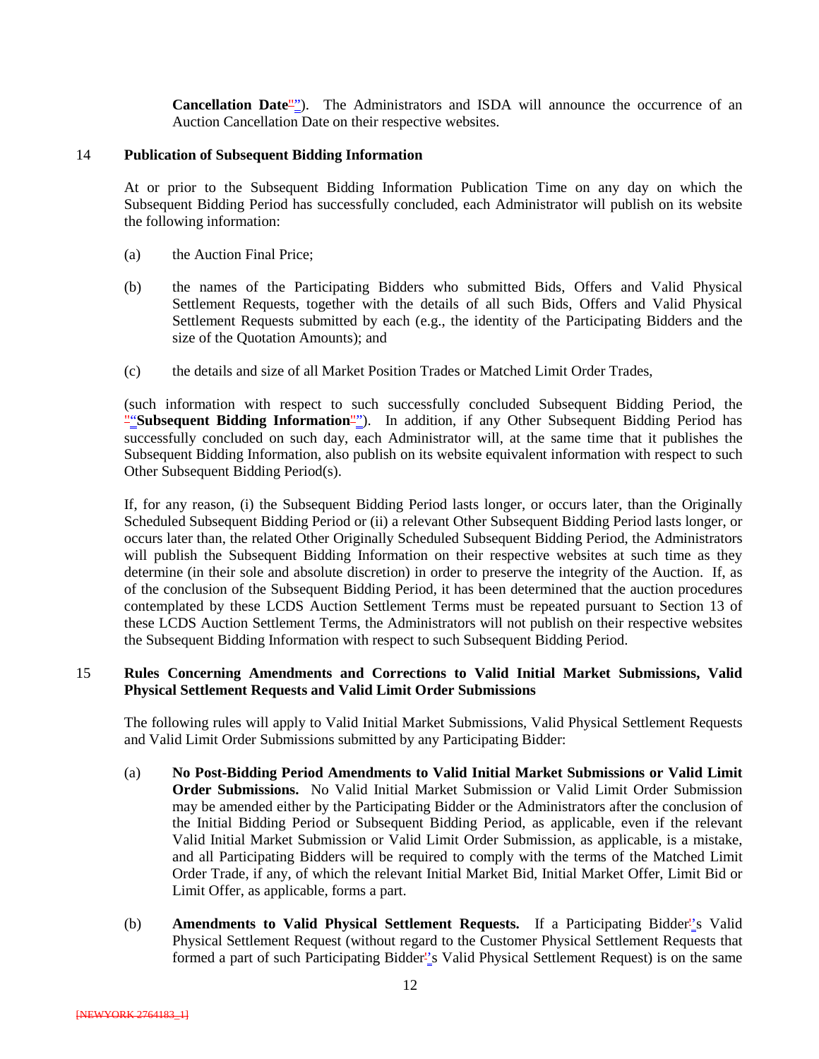**Cancellation Date"**"). The Administrators and ISDA will announce the occurrence of an Auction Cancellation Date on their respective websites.

## 14 Publication of Subsequent Bidding Information

At or prior to the Subsequent Bidding Information Publication Time on any day on which the Subsequent Bidding Period has successfully concluded, each Administrator will publish on its website the following information:

(a) the Auction Final Price;

(b) the names of the Participating Bidders who submitted Bids, Offers and Valid Physical Settlement Requests, together with the details of all such Bids, Offers and Valid Physical Settlement Requests submitted by each (e.g., the identity of the Participating Bidders and the size of the Quotation Amounts); and

(c) the details and size of all Market Position Trades or Matched Limit Order Trades,

(such information with respect to such successfully concluded Subsequent Bidding Period, the "**Subsequent Bidding Information**"). In addition, if any Other Subsequent Bidding Period has successfully concluded on such day, each Administrator will, at the same time that it publishes the Subsequent Bidding Information, also publish on its website equivalent information with respect to such Other Subsequent Bidding Period(s).

If, for any reason, (i) the Subsequent Bidding Period lasts longer, or occurs later, than the Originally Scheduled Subsequent Bidding Period or (ii) a relevant Other Subsequent Bidding Period lasts longer, or occurs later than, the related Other Originally Scheduled Subsequent Bidding Period, the Administrators will publish the Subsequent Bidding Information on their respective websites at such time as they determine (in their sole and absolute discretion) in order to preserve the integrity of the Auction. If, as of the conclusion of the Subsequent Bidding Period, it has been determined that the auction procedures contemplated by these LCDS Auction Settlement Terms must be repeated pursuant to Section 13 of these LCDS Auction Settlement Terms, the Administrators will not publish on their respective websites the Subsequent Bidding Information with respect to such Subsequent Bidding Period.

## 15 Rules Concerning Amendments and Corrections to Valid Initial Market Submissions, Valid Physical Settlement Requests and Valid Limit Order Submissions

The following rules will apply to Valid Initial Market Submissions, Valid Physical Settlement Requests and Valid Limit Order Submissions submitted by any Participating Bidder:

(a) **No Post-Bidding Period Amendments to Valid Initial Market Submissions or Valid Limit Order Submissions.** No Valid Initial Market Submission or Valid Limit Order Submission may be amended either by the Participating Bidder or the Administrators after the conclusion of the Initial Bidding Period or Subsequent Bidding Period, as applicable, even if the relevant Valid Initial Market Submission or Valid Limit Order Submission, as applicable, is a mistake, and all Participating Bidders will be required to comply with the terms of the Matched Limit Order Trade, if any, of which the relevant Initial Market Bid, Initial Market Offer, Limit Bid or Limit Offer, as applicable, forms a part.

(b) **Amendments to Valid Physical Settlement Requests.** If a Participating Bidder's Valid Physical Settlement Request (without regard to the Customer Physical Settlement Requests that formed a part of such Participating Bidder's Valid Physical Settlement Request) is on the same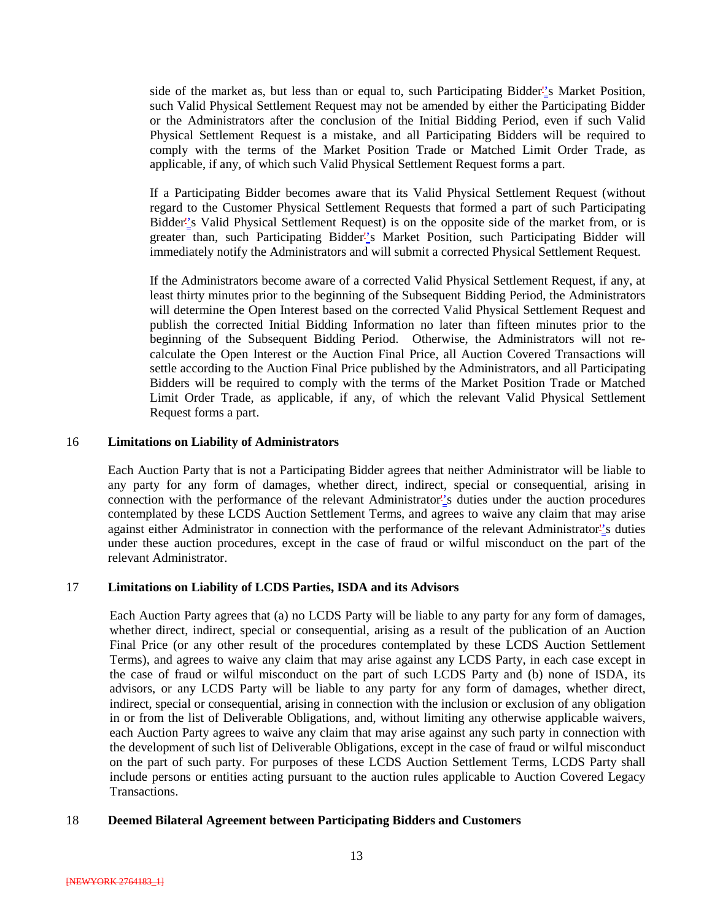side of the market as, but less than or equal to, such Participating Bidder's Market Position, such Valid Physical Settlement Request may not be amended by either the Participating Bidder or the Administrators after the conclusion of the Initial Bidding Period, even if such Valid Physical Settlement Request is a mistake, and all Participating Bidders will be required to comply with the terms of the Market Position Trade or Matched Limit Order Trade, as applicable, if any, of which such Valid Physical Settlement Request forms a part.

If a Participating Bidder becomes aware that its Valid Physical Settlement Request (without regard to the Customer Physical Settlement Requests that formed a part of such Participating Bidder's Valid Physical Settlement Request) is on the opposite side of the market from, or is greater than, such Participating Bidder's Market Position, such Participating Bidder will immediately notify the Administrators and will submit a corrected Physical Settlement Request.

If the Administrators become aware of a corrected Valid Physical Settlement Request, if any, at least thirty minutes prior to the beginning of the Subsequent Bidding Period, the Administrators will determine the Open Interest based on the corrected Valid Physical Settlement Request and publish the corrected Initial Bidding Information no later than fifteen minutes prior to the beginning of the Subsequent Bidding Period. Otherwise, the Administrators will not re-calculate the Open Interest or the Auction Final Price, all Auction Covered Transactions will settle according to the Auction Final Price published by the Administrators, and all Participating Bidders will be required to comply with the terms of the Market Position Trade or Matched Limit Order Trade, as applicable, if any, of which the relevant Valid Physical Settlement Request forms a part.

## 16 Limitations on Liability of Administrators

Each Auction Party that is not a Participating Bidder agrees that neither Administrator will be liable to any party for any form of damages, whether direct, indirect, special or consequential, arising in connection with the performance of the relevant Administrator's duties under the auction procedures contemplated by these LCDS Auction Settlement Terms, and agrees to waive any claim that may arise against either Administrator in connection with the performance of the relevant Administrator's duties under these auction procedures, except in the case of fraud or wilful misconduct on the part of the relevant Administrator.

## 17 Limitations on Liability of LCDS Parties, ISDA and its Advisors

Each Auction Party agrees that (a) no LCDS Party will be liable to any party for any form of damages, whether direct, indirect, special or consequential, arising as a result of the publication of an Auction Final Price (or any other result of the procedures contemplated by these LCDS Auction Settlement Terms), and agrees to waive any claim that may arise against any LCDS Party, in each case except in the case of fraud or wilful misconduct on the part of such LCDS Party and (b) none of ISDA, its advisors, or any LCDS Party will be liable to any party for any form of damages, whether direct, indirect, special or consequential, arising in connection with the inclusion or exclusion of any obligation in or from the list of Deliverable Obligations, and, without limiting any otherwise applicable waivers, each Auction Party agrees to waive any claim that may arise against any such party in connection with the development of such list of Deliverable Obligations, except in the case of fraud or wilful misconduct on the part of such party. For purposes of these LCDS Auction Settlement Terms, LCDS Party shall include persons or entities acting pursuant to the auction rules applicable to Auction Covered Legacy Transactions.

## 18 Deemed Bilateral Agreement between Participating Bidders and Customers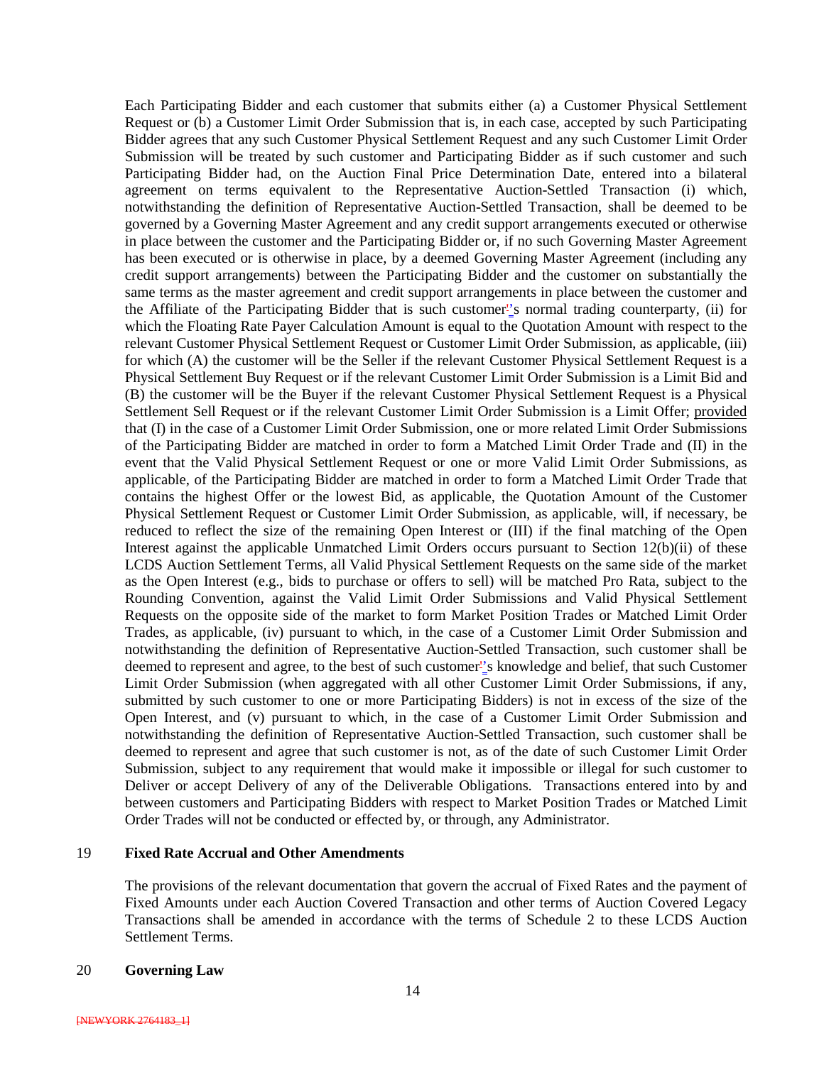Each Participating Bidder and each customer that submits either (a) a Customer Physical Settlement Request or (b) a Customer Limit Order Submission that is, in each case, accepted by such Participating Bidder agrees that any such Customer Physical Settlement Request and any such Customer Limit Order Submission will be treated by such customer and Participating Bidder as if such customer and such Participating Bidder had, on the Auction Final Price Determination Date, entered into a bilateral agreement on terms equivalent to the Representative Auction-Settled Transaction (i) which, notwithstanding the definition of Representative Auction-Settled Transaction, shall be deemed to be governed by a Governing Master Agreement and any credit support arrangements executed or otherwise in place between the customer and the Participating Bidder or, if no such Governing Master Agreement has been executed or is otherwise in place, by a deemed Governing Master Agreement (including any credit support arrangements) between the Participating Bidder and the customer on substantially the same terms as the master agreement and credit support arrangements in place between the customer and the Affiliate of the Participating Bidder that is such customer's normal trading counterparty, (ii) for which the Floating Rate Payer Calculation Amount is equal to the Quotation Amount with respect to the relevant Customer Physical Settlement Request or Customer Limit Order Submission, as applicable, (iii) for which (A) the customer will be the Seller if the relevant Customer Physical Settlement Request is a Physical Settlement Buy Request or if the relevant Customer Limit Order Submission is a Limit Bid and (B) the customer will be the Buyer if the relevant Customer Physical Settlement Request is a Physical Settlement Sell Request or if the relevant Customer Limit Order Submission is a Limit Offer; provided that (I) in the case of a Customer Limit Order Submission, one or more related Limit Order Submissions of the Participating Bidder are matched in order to form a Matched Limit Order Trade and (II) in the event that the Valid Physical Settlement Request or one or more Valid Limit Order Submissions, as applicable, of the Participating Bidder are matched in order to form a Matched Limit Order Trade that contains the highest Offer or the lowest Bid, as applicable, the Quotation Amount of the Customer Physical Settlement Request or Customer Limit Order Submission, as applicable, will, if necessary, be reduced to reflect the size of the remaining Open Interest or (III) if the final matching of the Open Interest against the applicable Unmatched Limit Orders occurs pursuant to Section 12(b)(ii) of these LCDS Auction Settlement Terms, all Valid Physical Settlement Requests on the same side of the market as the Open Interest (e.g., bids to purchase or offers to sell) will be matched Pro Rata, subject to the Rounding Convention, against the Valid Limit Order Submissions and Valid Physical Settlement Requests on the opposite side of the market to form Market Position Trades or Matched Limit Order Trades, as applicable, (iv) pursuant to which, in the case of a Customer Limit Order Submission and notwithstanding the definition of Representative Auction-Settled Transaction, such customer shall be deemed to represent and agree, to the best of such customer's knowledge and belief, that such Customer Limit Order Submission (when aggregated with all other Customer Limit Order Submissions, if any, submitted by such customer to one or more Participating Bidders) is not in excess of the size of the Open Interest, and (v) pursuant to which, in the case of a Customer Limit Order Submission and notwithstanding the definition of Representative Auction-Settled Transaction, such customer shall be deemed to represent and agree that such customer is not, as of the date of such Customer Limit Order Submission, subject to any requirement that would make it impossible or illegal for such customer to Deliver or accept Delivery of any of the Deliverable Obligations. Transactions entered into by and between customers and Participating Bidders with respect to Market Position Trades or Matched Limit Order Trades will not be conducted or effected by, or through, any Administrator.

## 19 Fixed Rate Accrual and Other Amendments

The provisions of the relevant documentation that govern the accrual of Fixed Rates and the payment of Fixed Amounts under each Auction Covered Transaction and other terms of Auction Covered Legacy Transactions shall be amended in accordance with the terms of Schedule 2 to these LCDS Auction Settlement Terms.

## 20 Governing Law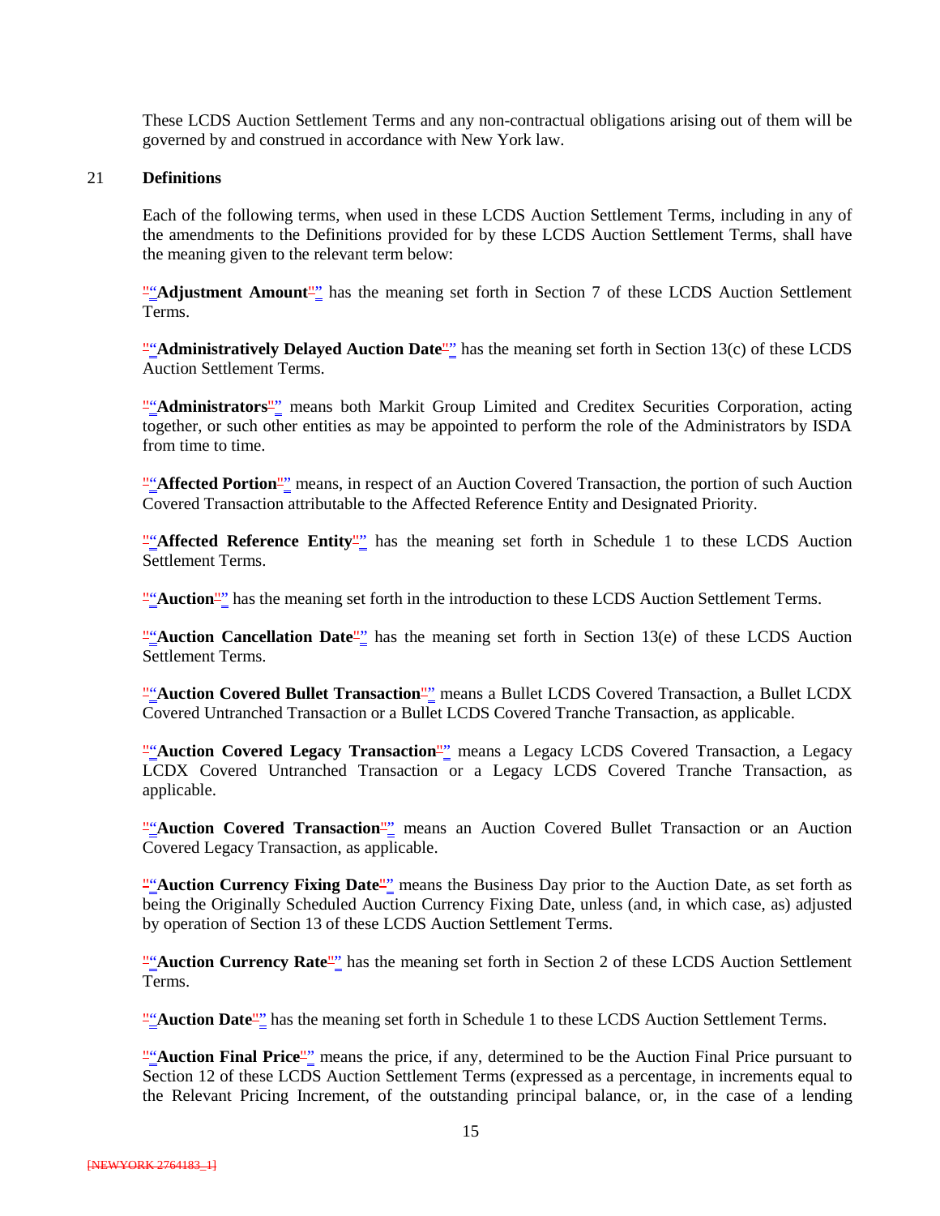These LCDS Auction Settlement Terms and any non-contractual obligations arising out of them will be governed by and construed in accordance with New York law.

## 21 Definitions

Each of the following terms, when used in these LCDS Auction Settlement Terms, including in any of the amendments to the Definitions provided for by these LCDS Auction Settlement Terms, shall have the meaning given to the relevant term below:

"**Adjustment Amount**" has the meaning set forth in Section 7 of these LCDS Auction Settlement Terms.

"**Administratively Delayed Auction Date**" has the meaning set forth in Section 13(c) of these LCDS Auction Settlement Terms.

"**Administrators**" means both Markit Group Limited and Creditex Securities Corporation, acting together, or such other entities as may be appointed to perform the role of the Administrators by ISDA from time to time.

"**Affected Portion**" means, in respect of an Auction Covered Transaction, the portion of such Auction Covered Transaction attributable to the Affected Reference Entity and Designated Priority.

"**Affected Reference Entity**" has the meaning set forth in Schedule 1 to these LCDS Auction Settlement Terms.

"**Auction**" has the meaning set forth in the introduction to these LCDS Auction Settlement Terms.

"**Auction Cancellation Date**" has the meaning set forth in Section 13(e) of these LCDS Auction Settlement Terms.

"**Auction Covered Bullet Transaction**" means a Bullet LCDS Covered Transaction, a Bullet LCDX Covered Untranched Transaction or a Bullet LCDS Covered Tranche Transaction, as applicable.

"**Auction Covered Legacy Transaction**" means a Legacy LCDS Covered Transaction, a Legacy LCDX Covered Untranched Transaction or a Legacy LCDS Covered Tranche Transaction, as applicable.

"**Auction Covered Transaction**" means an Auction Covered Bullet Transaction or an Auction Covered Legacy Transaction, as applicable.

"**Auction Currency Fixing Date**" means the Business Day prior to the Auction Date, as set forth as being the Originally Scheduled Auction Currency Fixing Date, unless (and, in which case, as) adjusted by operation of Section 13 of these LCDS Auction Settlement Terms.

"**Auction Currency Rate**" has the meaning set forth in Section 2 of these LCDS Auction Settlement Terms.

"**Auction Date**" has the meaning set forth in Schedule 1 to these LCDS Auction Settlement Terms.

"**Auction Final Price**" means the price, if any, determined to be the Auction Final Price pursuant to Section 12 of these LCDS Auction Settlement Terms (expressed as a percentage, in increments equal to the Relevant Pricing Increment, of the outstanding principal balance, or, in the case of a lending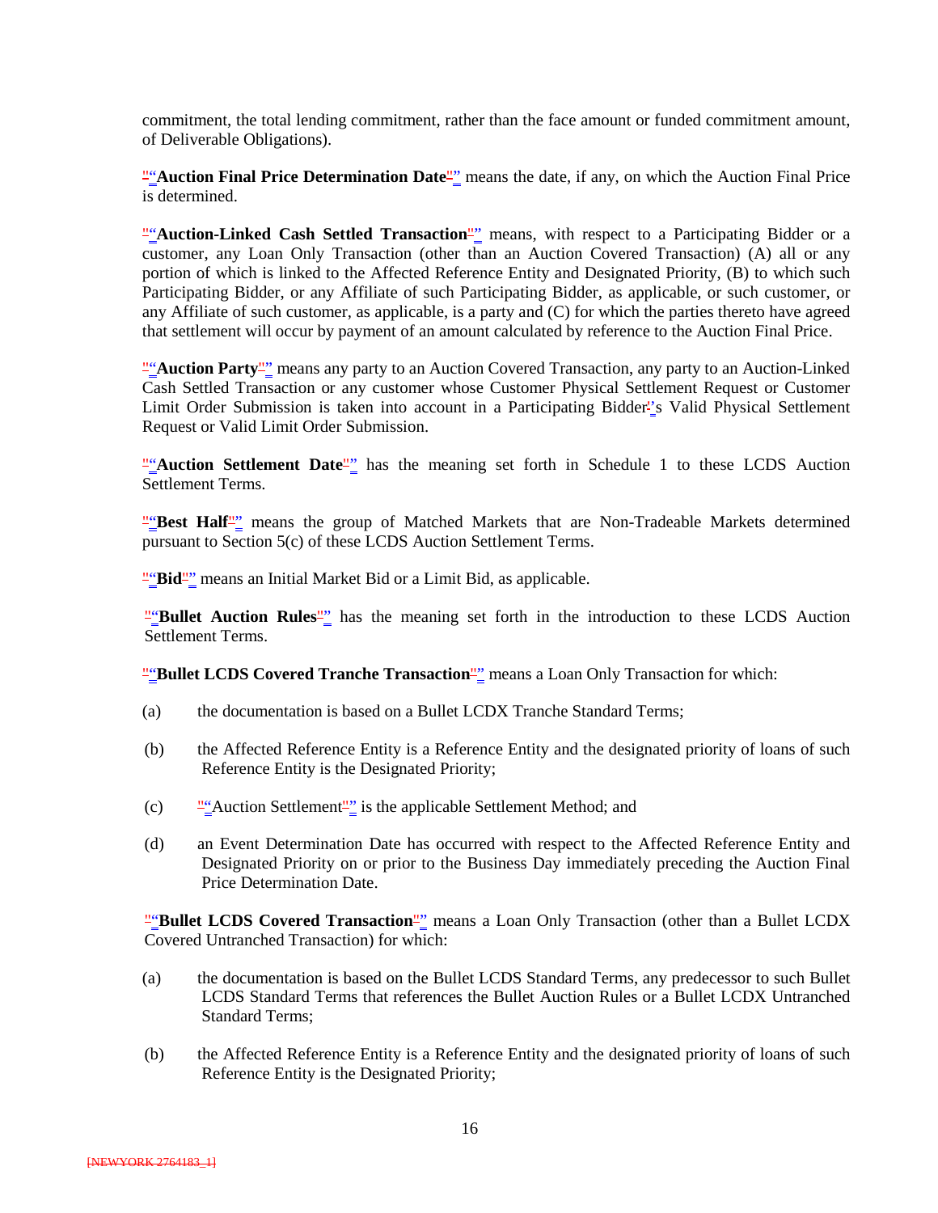commitment, the total lending commitment, rather than the face amount or funded commitment amount, of Deliverable Obligations).

"**Auction Final Price Determination Date**" means the date, if any, on which the Auction Final Price is determined.

"**Auction-Linked Cash Settled Transaction**" means, with respect to a Participating Bidder or a customer, any Loan Only Transaction (other than an Auction Covered Transaction) (A) all or any portion of which is linked to the Affected Reference Entity and Designated Priority, (B) to which such Participating Bidder, or any Affiliate of such Participating Bidder, as applicable, or such customer, or any Affiliate of such customer, as applicable, is a party and (C) for which the parties thereto have agreed that settlement will occur by payment of an amount calculated by reference to the Auction Final Price.

"**Auction Party**" means any party to an Auction Covered Transaction, any party to an Auction-Linked Cash Settled Transaction or any customer whose Customer Physical Settlement Request or Customer Limit Order Submission is taken into account in a Participating Bidder's Valid Physical Settlement Request or Valid Limit Order Submission.

"**Auction Settlement Date**" has the meaning set forth in Schedule 1 to these LCDS Auction Settlement Terms.

"**Best Half**" means the group of Matched Markets that are Non-Tradeable Markets determined pursuant to Section 5(c) of these LCDS Auction Settlement Terms.

"**Bid**" means an Initial Market Bid or a Limit Bid, as applicable.

"**Bullet Auction Rules**" has the meaning set forth in the introduction to these LCDS Auction Settlement Terms.

"**Bullet LCDS Covered Tranche Transaction**" means a Loan Only Transaction for which:

(a) the documentation is based on a Bullet LCDX Tranche Standard Terms;

(b) the Affected Reference Entity is a Reference Entity and the designated priority of loans of such Reference Entity is the Designated Priority;

(c) "Auction Settlement" is the applicable Settlement Method; and

(d) an Event Determination Date has occurred with respect to the Affected Reference Entity and Designated Priority on or prior to the Business Day immediately preceding the Auction Final Price Determination Date.

"**Bullet LCDS Covered Transaction**" means a Loan Only Transaction (other than a Bullet LCDX Covered Untranched Transaction) for which:

(a) the documentation is based on the Bullet LCDS Standard Terms, any predecessor to such Bullet LCDS Standard Terms that references the Bullet Auction Rules or a Bullet LCDX Untranched Standard Terms;

(b) the Affected Reference Entity is a Reference Entity and the designated priority of loans of such Reference Entity is the Designated Priority;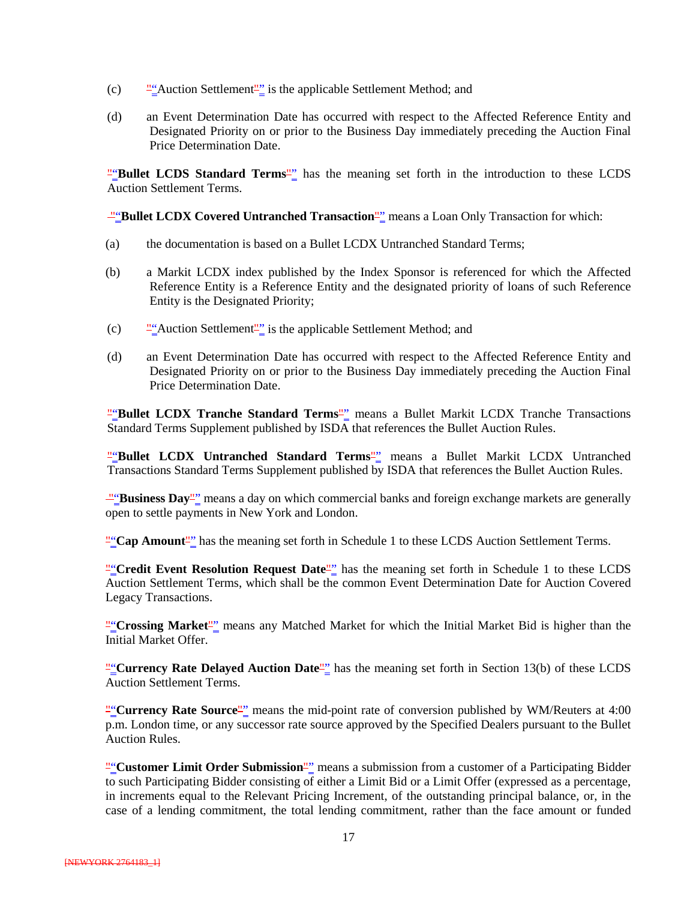(c) "Auction Settlement" is the applicable Settlement Method; and

(d) an Event Determination Date has occurred with respect to the Affected Reference Entity and Designated Priority on or prior to the Business Day immediately preceding the Auction Final Price Determination Date.

"**Bullet LCDS Standard Terms**" has the meaning set forth in the introduction to these LCDS Auction Settlement Terms.

"**Bullet LCDX Covered Untranched Transaction**" means a Loan Only Transaction for which:

(a) the documentation is based on a Bullet LCDX Untranched Standard Terms;

(b) a Markit LCDX index published by the Index Sponsor is referenced for which the Affected Reference Entity is a Reference Entity and the designated priority of loans of such Reference Entity is the Designated Priority;

(c) "Auction Settlement" is the applicable Settlement Method; and

(d) an Event Determination Date has occurred with respect to the Affected Reference Entity and Designated Priority on or prior to the Business Day immediately preceding the Auction Final Price Determination Date.

"**Bullet LCDX Tranche Standard Terms**" means a Bullet Markit LCDX Tranche Transactions Standard Terms Supplement published by ISDA that references the Bullet Auction Rules.

"**Bullet LCDX Untranched Standard Terms**" means a Bullet Markit LCDX Untranched Transactions Standard Terms Supplement published by ISDA that references the Bullet Auction Rules.

"**Business Day**" means a day on which commercial banks and foreign exchange markets are generally open to settle payments in New York and London.

"**Cap Amount**" has the meaning set forth in Schedule 1 to these LCDS Auction Settlement Terms.

"**Credit Event Resolution Request Date**" has the meaning set forth in Schedule 1 to these LCDS Auction Settlement Terms, which shall be the common Event Determination Date for Auction Covered Legacy Transactions.

"**Crossing Market**" means any Matched Market for which the Initial Market Bid is higher than the Initial Market Offer.

"**Currency Rate Delayed Auction Date**" has the meaning set forth in Section 13(b) of these LCDS Auction Settlement Terms.

"**Currency Rate Source**" means the mid-point rate of conversion published by WM/Reuters at 4:00 p.m. London time, or any successor rate source approved by the Specified Dealers pursuant to the Bullet Auction Rules.

"**Customer Limit Order Submission**" means a submission from a customer of a Participating Bidder to such Participating Bidder consisting of either a Limit Bid or a Limit Offer (expressed as a percentage, in increments equal to the Relevant Pricing Increment, of the outstanding principal balance, or, in the case of a lending commitment, the total lending commitment, rather than the face amount or funded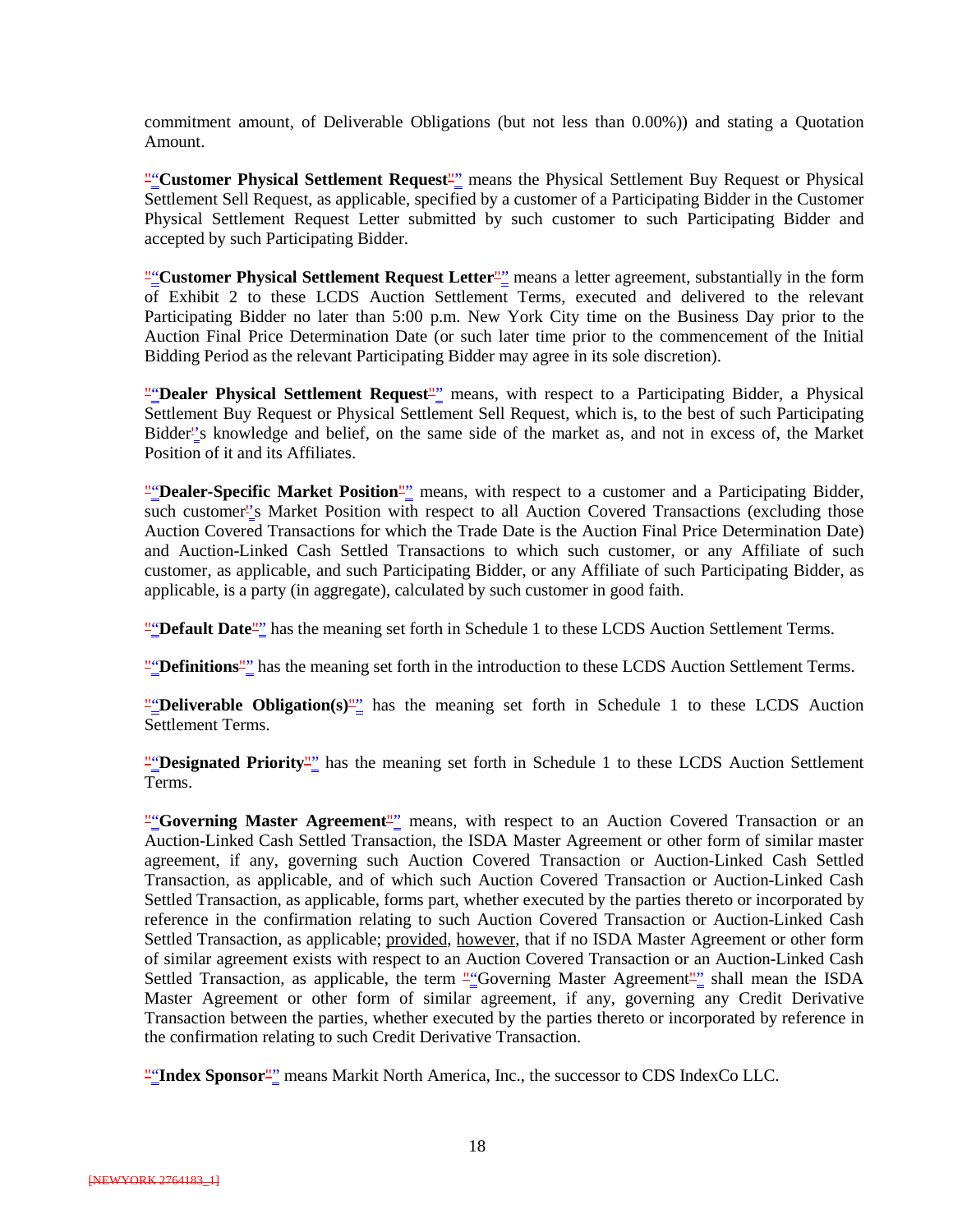commitment amount, of Deliverable Obligations (but not less than 0.00%)) and stating a Quotation Amount.

"**Customer Physical Settlement Request**" means the Physical Settlement Buy Request or Physical Settlement Sell Request, as applicable, specified by a customer of a Participating Bidder in the Customer Physical Settlement Request Letter submitted by such customer to such Participating Bidder and accepted by such Participating Bidder.

"**Customer Physical Settlement Request Letter**" means a letter agreement, substantially in the form of Exhibit 2 to these LCDS Auction Settlement Terms, executed and delivered to the relevant Participating Bidder no later than 5:00 p.m. New York City time on the Business Day prior to the Auction Final Price Determination Date (or such later time prior to the commencement of the Initial Bidding Period as the relevant Participating Bidder may agree in its sole discretion).

"**Dealer Physical Settlement Request**" means, with respect to a Participating Bidder, a Physical Settlement Buy Request or Physical Settlement Sell Request, which is, to the best of such Participating Bidder's knowledge and belief, on the same side of the market as, and not in excess of, the Market Position of it and its Affiliates.

"**Dealer-Specific Market Position**" means, with respect to a customer and a Participating Bidder, such customer's Market Position with respect to all Auction Covered Transactions (excluding those Auction Covered Transactions for which the Trade Date is the Auction Final Price Determination Date) and Auction-Linked Cash Settled Transactions to which such customer, or any Affiliate of such customer, as applicable, and such Participating Bidder, or any Affiliate of such Participating Bidder, as applicable, is a party (in aggregate), calculated by such customer in good faith.

"**Default Date**" has the meaning set forth in Schedule 1 to these LCDS Auction Settlement Terms.

"**Definitions**" has the meaning set forth in the introduction to these LCDS Auction Settlement Terms.

"**Deliverable Obligation(s)**" has the meaning set forth in Schedule 1 to these LCDS Auction Settlement Terms.

"**Designated Priority**" has the meaning set forth in Schedule 1 to these LCDS Auction Settlement Terms.

"**Governing Master Agreement**" means, with respect to an Auction Covered Transaction or an Auction-Linked Cash Settled Transaction, the ISDA Master Agreement or other form of similar master agreement, if any, governing such Auction Covered Transaction or Auction-Linked Cash Settled Transaction, as applicable, and of which such Auction Covered Transaction or Auction-Linked Cash Settled Transaction, as applicable, forms part, whether executed by the parties thereto or incorporated by reference in the confirmation relating to such Auction Covered Transaction or Auction-Linked Cash Settled Transaction, as applicable; provided, however, that if no ISDA Master Agreement or other form of similar agreement exists with respect to an Auction Covered Transaction or an Auction-Linked Cash Settled Transaction, as applicable, the term "Governing Master Agreement" shall mean the ISDA Master Agreement or other form of similar agreement, if any, governing any Credit Derivative Transaction between the parties, whether executed by the parties thereto or incorporated by reference in the confirmation relating to such Credit Derivative Transaction.

"**Index Sponsor**" means Markit North America, Inc., the successor to CDS IndexCo LLC.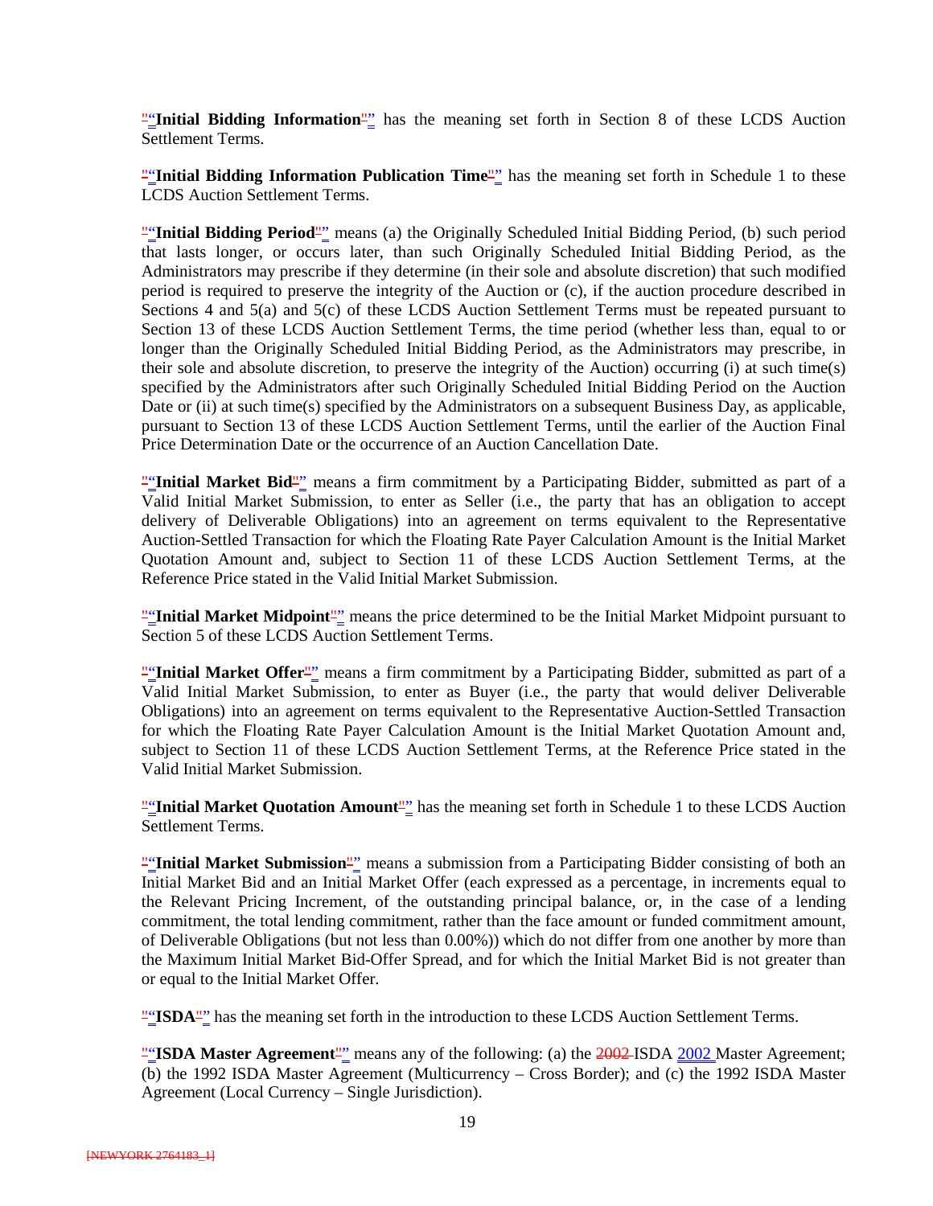"**Initial Bidding Information**" has the meaning set forth in Section 8 of these LCDS Auction Settlement Terms.

"**Initial Bidding Information Publication Time**" has the meaning set forth in Schedule 1 to these LCDS Auction Settlement Terms.

"**Initial Bidding Period**" means (a) the Originally Scheduled Initial Bidding Period, (b) such period that lasts longer, or occurs later, than such Originally Scheduled Initial Bidding Period, as the Administrators may prescribe if they determine (in their sole and absolute discretion) that such modified period is required to preserve the integrity of the Auction or (c), if the auction procedure described in Sections 4 and 5(a) and 5(c) of these LCDS Auction Settlement Terms must be repeated pursuant to Section 13 of these LCDS Auction Settlement Terms, the time period (whether less than, equal to or longer than the Originally Scheduled Initial Bidding Period, as the Administrators may prescribe, in their sole and absolute discretion, to preserve the integrity of the Auction) occurring (i) at such time(s) specified by the Administrators after such Originally Scheduled Initial Bidding Period on the Auction Date or (ii) at such time(s) specified by the Administrators on a subsequent Business Day, as applicable, pursuant to Section 13 of these LCDS Auction Settlement Terms, until the earlier of the Auction Final Price Determination Date or the occurrence of an Auction Cancellation Date.

"**Initial Market Bid**" means a firm commitment by a Participating Bidder, submitted as part of a Valid Initial Market Submission, to enter as Seller (i.e., the party that has an obligation to accept delivery of Deliverable Obligations) into an agreement on terms equivalent to the Representative Auction-Settled Transaction for which the Floating Rate Payer Calculation Amount is the Initial Market Quotation Amount and, subject to Section 11 of these LCDS Auction Settlement Terms, at the Reference Price stated in the Valid Initial Market Submission.

"**Initial Market Midpoint**" means the price determined to be the Initial Market Midpoint pursuant to Section 5 of these LCDS Auction Settlement Terms.

"**Initial Market Offer**" means a firm commitment by a Participating Bidder, submitted as part of a Valid Initial Market Submission, to enter as Buyer (i.e., the party that would deliver Deliverable Obligations) into an agreement on terms equivalent to the Representative Auction-Settled Transaction for which the Floating Rate Payer Calculation Amount is the Initial Market Quotation Amount and, subject to Section 11 of these LCDS Auction Settlement Terms, at the Reference Price stated in the Valid Initial Market Submission.

"**Initial Market Quotation Amount**" has the meaning set forth in Schedule 1 to these LCDS Auction Settlement Terms.

"**Initial Market Submission**" means a submission from a Participating Bidder consisting of both an Initial Market Bid and an Initial Market Offer (each expressed as a percentage, in increments equal to the Relevant Pricing Increment, of the outstanding principal balance, or, in the case of a lending commitment, the total lending commitment, rather than the face amount or funded commitment amount, of Deliverable Obligations (but not less than 0.00%)) which do not differ from one another by more than the Maximum Initial Market Bid-Offer Spread, and for which the Initial Market Bid is not greater than or equal to the Initial Market Offer.

"**ISDA**" has the meaning set forth in the introduction to these LCDS Auction Settlement Terms.

"**ISDA Master Agreement**" means any of the following: (a) the ISDA 2002 Master Agreement; (b) the 1992 ISDA Master Agreement (Multicurrency – Cross Border); and (c) the 1992 ISDA Master Agreement (Local Currency – Single Jurisdiction).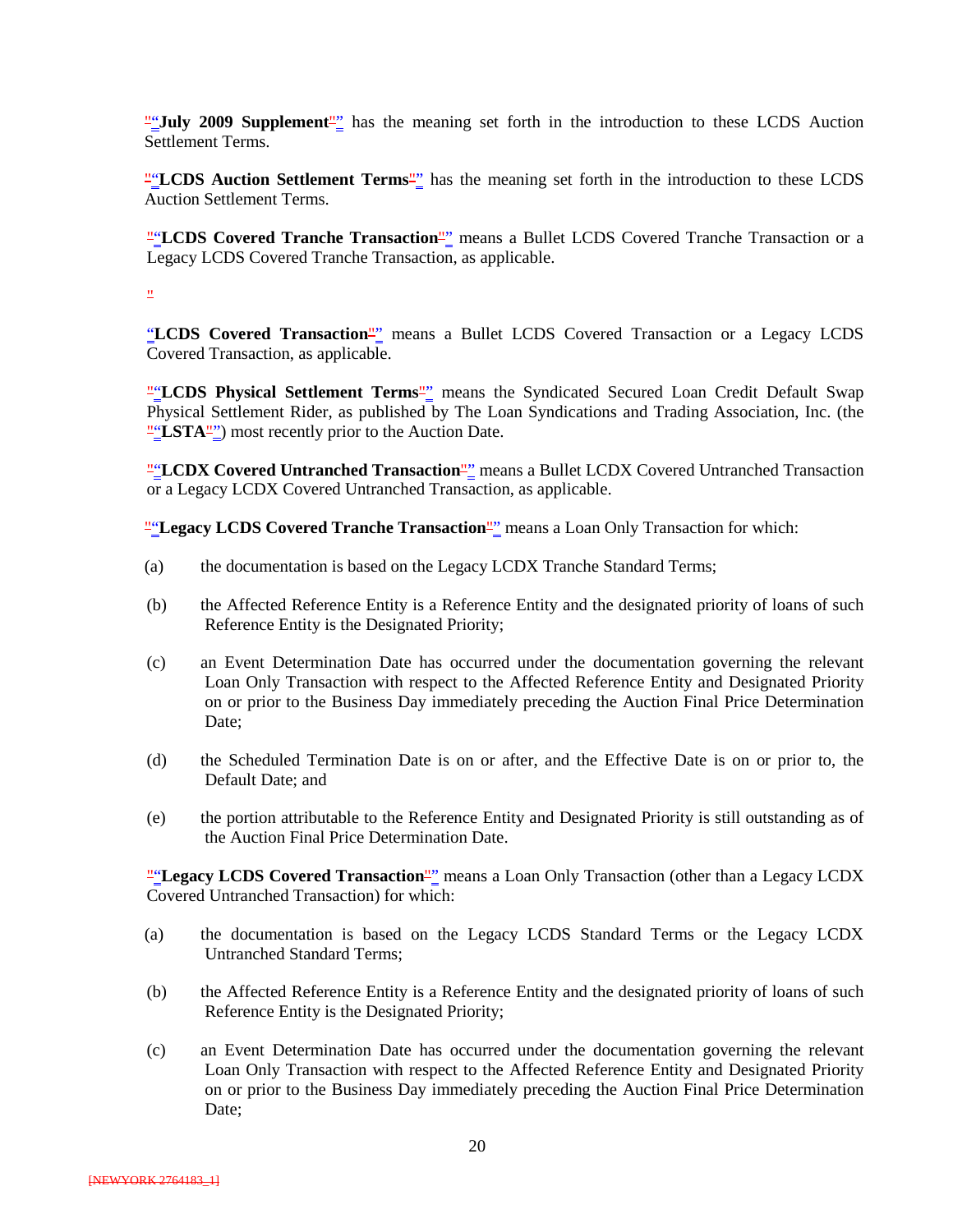"**July 2009 Supplement**" has the meaning set forth in the introduction to these LCDS Auction Settlement Terms.

"**LCDS Auction Settlement Terms**" has the meaning set forth in the introduction to these LCDS Auction Settlement Terms.

"**LCDS Covered Tranche Transaction**" means a Bullet LCDS Covered Tranche Transaction or a Legacy LCDS Covered Tranche Transaction, as applicable.

"**LCDS Covered Transaction**" means a Bullet LCDS Covered Transaction or a Legacy LCDS Covered Transaction, as applicable.

"**LCDS Physical Settlement Terms**" means the Syndicated Secured Loan Credit Default Swap Physical Settlement Rider, as published by The Loan Syndications and Trading Association, Inc. (the "**LSTA**") most recently prior to the Auction Date.

"**LCDX Covered Untranched Transaction**" means a Bullet LCDX Covered Untranched Transaction or a Legacy LCDX Covered Untranched Transaction, as applicable.

"**Legacy LCDS Covered Tranche Transaction**" means a Loan Only Transaction for which:

(a) the documentation is based on the Legacy LCDX Tranche Standard Terms;

(b) the Affected Reference Entity is a Reference Entity and the designated priority of loans of such Reference Entity is the Designated Priority;

(c) an Event Determination Date has occurred under the documentation governing the relevant Loan Only Transaction with respect to the Affected Reference Entity and Designated Priority on or prior to the Business Day immediately preceding the Auction Final Price Determination Date;

(d) the Scheduled Termination Date is on or after, and the Effective Date is on or prior to, the Default Date; and

(e) the portion attributable to the Reference Entity and Designated Priority is still outstanding as of the Auction Final Price Determination Date.

"**Legacy LCDS Covered Transaction**" means a Loan Only Transaction (other than a Legacy LCDX Covered Untranched Transaction) for which:

(a) the documentation is based on the Legacy LCDS Standard Terms or the Legacy LCDX Untranched Standard Terms;

(b) the Affected Reference Entity is a Reference Entity and the designated priority of loans of such Reference Entity is the Designated Priority;

(c) an Event Determination Date has occurred under the documentation governing the relevant Loan Only Transaction with respect to the Affected Reference Entity and Designated Priority on or prior to the Business Day immediately preceding the Auction Final Price Determination Date;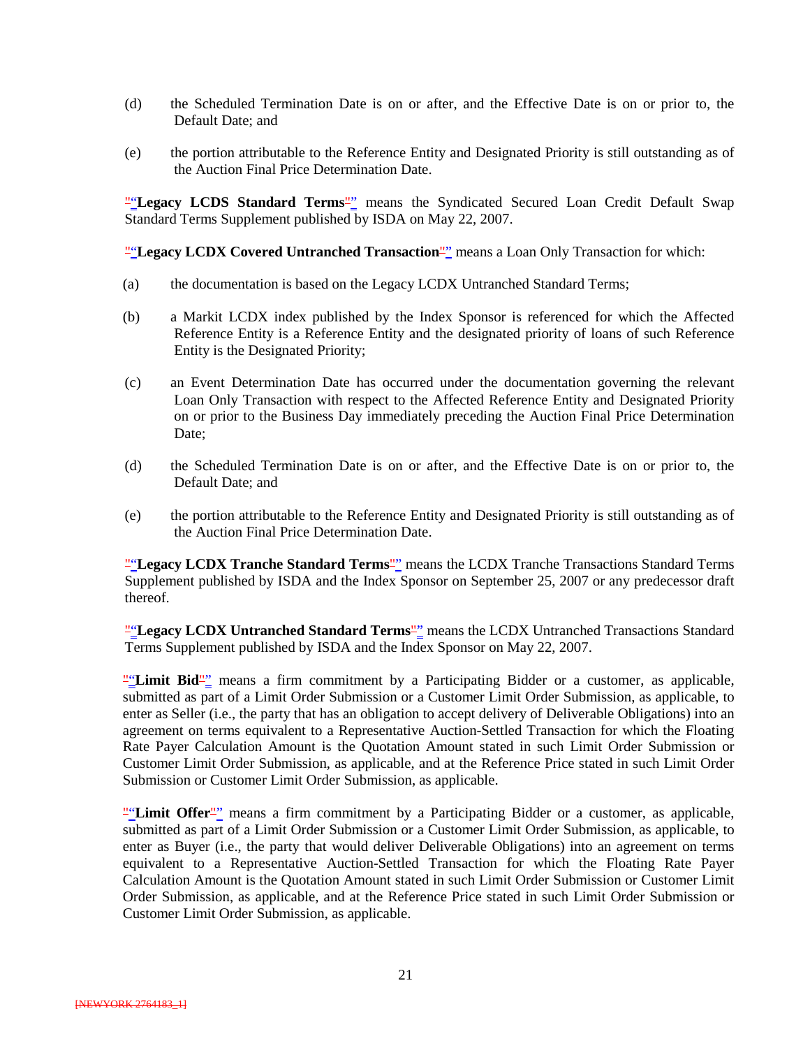(d) the Scheduled Termination Date is on or after, and the Effective Date is on or prior to, the Default Date; and

(e) the portion attributable to the Reference Entity and Designated Priority is still outstanding as of the Auction Final Price Determination Date.

"**Legacy LCDS Standard Terms**" means the Syndicated Secured Loan Credit Default Swap Standard Terms Supplement published by ISDA on May 22, 2007.

"**Legacy LCDX Covered Untranched Transaction**" means a Loan Only Transaction for which:

(a) the documentation is based on the Legacy LCDX Untranched Standard Terms;

(b) a Markit LCDX index published by the Index Sponsor is referenced for which the Affected Reference Entity is a Reference Entity and the designated priority of loans of such Reference Entity is the Designated Priority;

(c) an Event Determination Date has occurred under the documentation governing the relevant Loan Only Transaction with respect to the Affected Reference Entity and Designated Priority on or prior to the Business Day immediately preceding the Auction Final Price Determination Date;

(d) the Scheduled Termination Date is on or after, and the Effective Date is on or prior to, the Default Date; and

(e) the portion attributable to the Reference Entity and Designated Priority is still outstanding as of the Auction Final Price Determination Date.

"**Legacy LCDX Tranche Standard Terms**" means the LCDX Tranche Transactions Standard Terms Supplement published by ISDA and the Index Sponsor on September 25, 2007 or any predecessor draft thereof.

"**Legacy LCDX Untranched Standard Terms**" means the LCDX Untranched Transactions Standard Terms Supplement published by ISDA and the Index Sponsor on May 22, 2007.

"**Limit Bid**" means a firm commitment by a Participating Bidder or a customer, as applicable, submitted as part of a Limit Order Submission or a Customer Limit Order Submission, as applicable, to enter as Seller (i.e., the party that has an obligation to accept delivery of Deliverable Obligations) into an agreement on terms equivalent to a Representative Auction-Settled Transaction for which the Floating Rate Payer Calculation Amount is the Quotation Amount stated in such Limit Order Submission or Customer Limit Order Submission, as applicable, and at the Reference Price stated in such Limit Order Submission or Customer Limit Order Submission, as applicable.

"**Limit Offer**" means a firm commitment by a Participating Bidder or a customer, as applicable, submitted as part of a Limit Order Submission or a Customer Limit Order Submission, as applicable, to enter as Buyer (i.e., the party that would deliver Deliverable Obligations) into an agreement on terms equivalent to a Representative Auction-Settled Transaction for which the Floating Rate Payer Calculation Amount is the Quotation Amount stated in such Limit Order Submission or Customer Limit Order Submission, as applicable, and at the Reference Price stated in such Limit Order Submission or Customer Limit Order Submission, as applicable.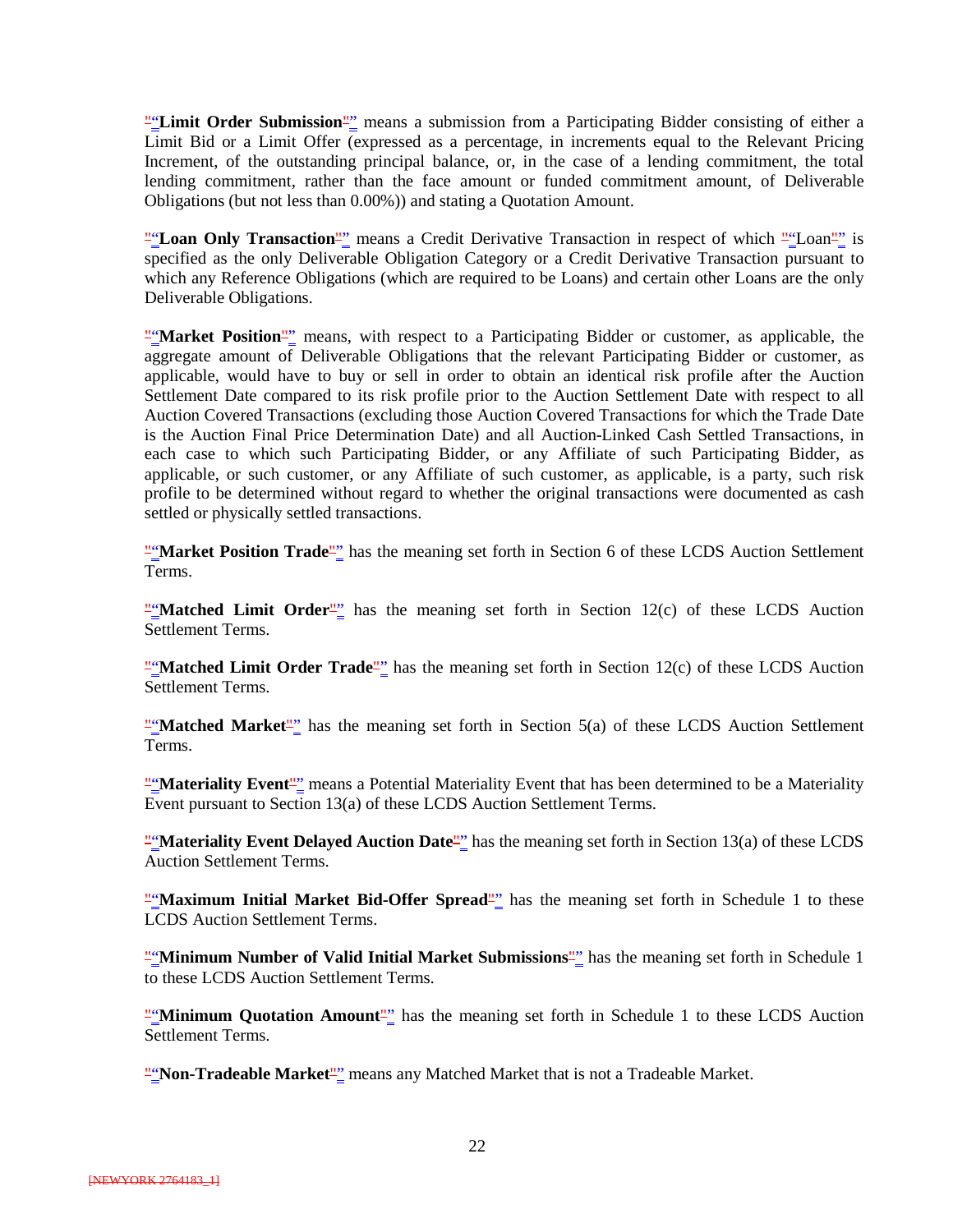"**Limit Order Submission**" means a submission from a Participating Bidder consisting of either a Limit Bid or a Limit Offer (expressed as a percentage, in increments equal to the Relevant Pricing Increment, of the outstanding principal balance, or, in the case of a lending commitment, the total lending commitment, rather than the face amount or funded commitment amount, of Deliverable Obligations (but not less than 0.00%)) and stating a Quotation Amount.

"**Loan Only Transaction**" means a Credit Derivative Transaction in respect of which "Loan" is specified as the only Deliverable Obligation Category or a Credit Derivative Transaction pursuant to which any Reference Obligations (which are required to be Loans) and certain other Loans are the only Deliverable Obligations.

"**Market Position**" means, with respect to a Participating Bidder or customer, as applicable, the aggregate amount of Deliverable Obligations that the relevant Participating Bidder or customer, as applicable, would have to buy or sell in order to obtain an identical risk profile after the Auction Settlement Date compared to its risk profile prior to the Auction Settlement Date with respect to all Auction Covered Transactions (excluding those Auction Covered Transactions for which the Trade Date is the Auction Final Price Determination Date) and all Auction-Linked Cash Settled Transactions, in each case to which such Participating Bidder, or any Affiliate of such Participating Bidder, as applicable, or such customer, or any Affiliate of such customer, as applicable, is a party, such risk profile to be determined without regard to whether the original transactions were documented as cash settled or physically settled transactions.

"**Market Position Trade**" has the meaning set forth in Section 6 of these LCDS Auction Settlement Terms.

"**Matched Limit Order**" has the meaning set forth in Section 12(c) of these LCDS Auction Settlement Terms.

"**Matched Limit Order Trade**" has the meaning set forth in Section 12(c) of these LCDS Auction Settlement Terms.

"**Matched Market**" has the meaning set forth in Section 5(a) of these LCDS Auction Settlement Terms.

"**Materiality Event**" means a Potential Materiality Event that has been determined to be a Materiality Event pursuant to Section 13(a) of these LCDS Auction Settlement Terms.

"**Materiality Event Delayed Auction Date**" has the meaning set forth in Section 13(a) of these LCDS Auction Settlement Terms.

"**Maximum Initial Market Bid-Offer Spread**" has the meaning set forth in Schedule 1 to these LCDS Auction Settlement Terms.

"**Minimum Number of Valid Initial Market Submissions**" has the meaning set forth in Schedule 1 to these LCDS Auction Settlement Terms.

"**Minimum Quotation Amount**" has the meaning set forth in Schedule 1 to these LCDS Auction Settlement Terms.

"**Non-Tradeable Market**" means any Matched Market that is not a Tradeable Market.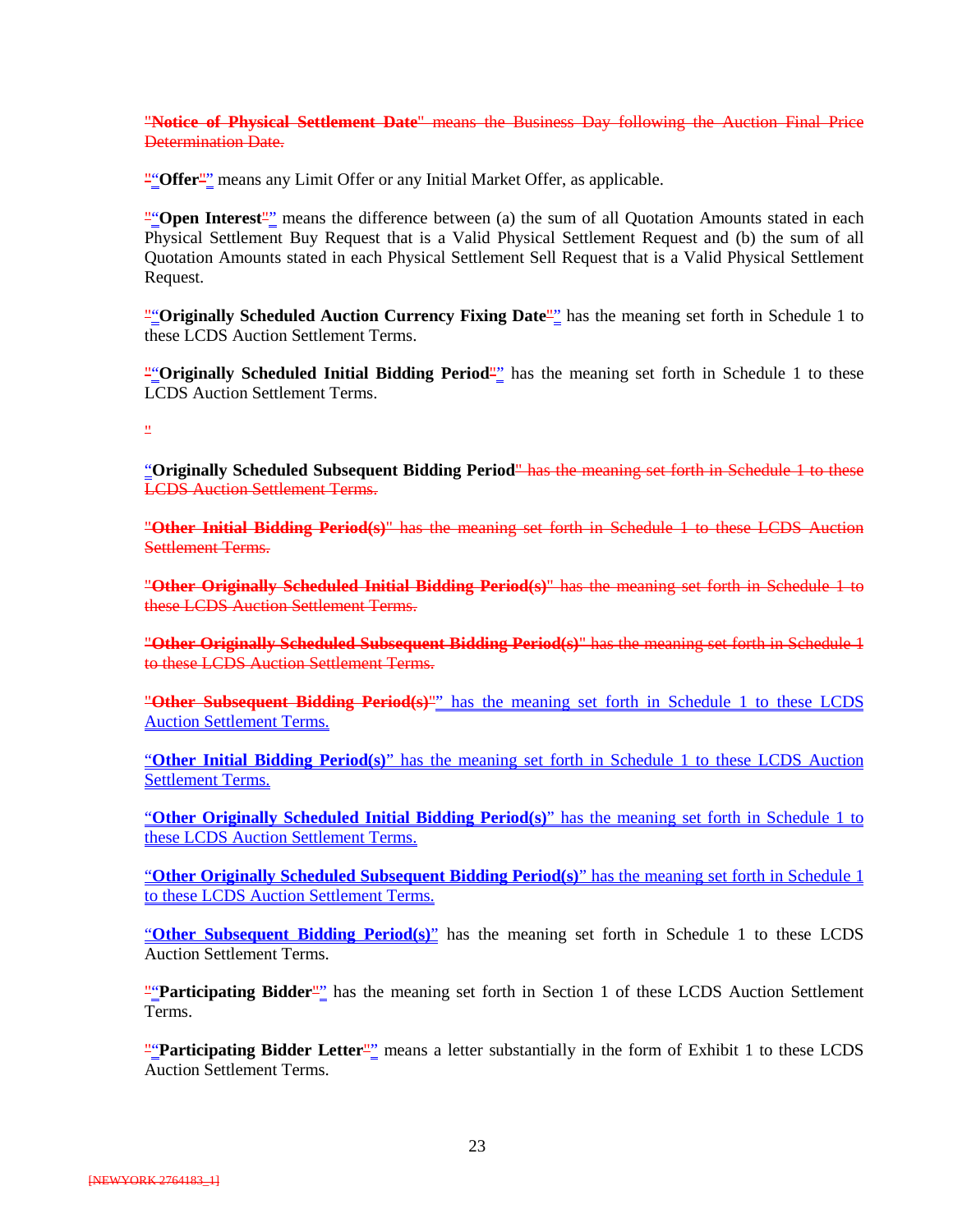"**Notice of Physical Settlement Date**" means the Business Day following the Auction Final Price Determination Date.

""**Offer**"" means any Limit Offer or any Initial Market Offer, as applicable.

""**Open Interest**"" means the difference between (a) the sum of all Quotation Amounts stated in each Physical Settlement Buy Request that is a Valid Physical Settlement Request and (b) the sum of all Quotation Amounts stated in each Physical Settlement Sell Request that is a Valid Physical Settlement Request.

""**Originally Scheduled Auction Currency Fixing Date**"" has the meaning set forth in Schedule 1 to these LCDS Auction Settlement Terms.

""**Originally Scheduled Initial Bidding Period**"" has the meaning set forth in Schedule 1 to these LCDS Auction Settlement Terms.

"

"**Originally Scheduled Subsequent Bidding Period**" has the meaning set forth in Schedule 1 to these LCDS Auction Settlement Terms.

"**Other Initial Bidding Period(s)**" has the meaning set forth in Schedule 1 to these LCDS Auction Settlement Terms.

"**Other Originally Scheduled Initial Bidding Period(s)**" has the meaning set forth in Schedule 1 to these LCDS Auction Settlement Terms.

"**Other Originally Scheduled Subsequent Bidding Period(s)**" has the meaning set forth in Schedule 1 to these LCDS Auction Settlement Terms.

"**Other Subsequent Bidding Period(s)**"" has the meaning set forth in Schedule 1 to these LCDS Auction Settlement Terms.

"**Other Initial Bidding Period(s)**" has the meaning set forth in Schedule 1 to these LCDS Auction Settlement Terms.

"**Other Originally Scheduled Initial Bidding Period(s)**" has the meaning set forth in Schedule 1 to these LCDS Auction Settlement Terms.

"**Other Originally Scheduled Subsequent Bidding Period(s)**" has the meaning set forth in Schedule 1 to these LCDS Auction Settlement Terms.

"**Other Subsequent Bidding Period(s)**" has the meaning set forth in Schedule 1 to these LCDS Auction Settlement Terms.

""**Participating Bidder**"" has the meaning set forth in Section 1 of these LCDS Auction Settlement Terms.

""**Participating Bidder Letter**"" means a letter substantially in the form of Exhibit 1 to these LCDS Auction Settlement Terms.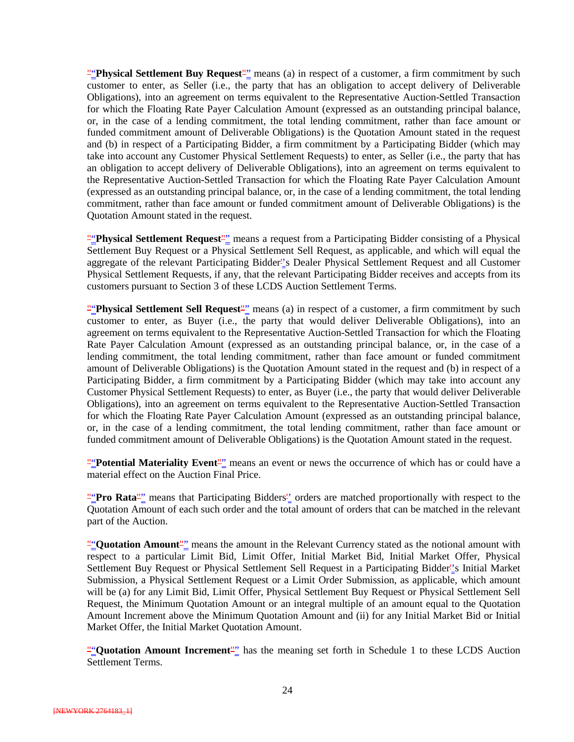"**Physical Settlement Buy Request**" means (a) in respect of a customer, a firm commitment by such customer to enter, as Seller (i.e., the party that has an obligation to accept delivery of Deliverable Obligations), into an agreement on terms equivalent to the Representative Auction-Settled Transaction for which the Floating Rate Payer Calculation Amount (expressed as an outstanding principal balance, or, in the case of a lending commitment, the total lending commitment, rather than face amount or funded commitment amount of Deliverable Obligations) is the Quotation Amount stated in the request and (b) in respect of a Participating Bidder, a firm commitment by a Participating Bidder (which may take into account any Customer Physical Settlement Requests) to enter, as Seller (i.e., the party that has an obligation to accept delivery of Deliverable Obligations), into an agreement on terms equivalent to the Representative Auction-Settled Transaction for which the Floating Rate Payer Calculation Amount (expressed as an outstanding principal balance, or, in the case of a lending commitment, the total lending commitment, rather than face amount or funded commitment amount of Deliverable Obligations) is the Quotation Amount stated in the request.

"**Physical Settlement Request**" means a request from a Participating Bidder consisting of a Physical Settlement Buy Request or a Physical Settlement Sell Request, as applicable, and which will equal the aggregate of the relevant Participating Bidder's Dealer Physical Settlement Request and all Customer Physical Settlement Requests, if any, that the relevant Participating Bidder receives and accepts from its customers pursuant to Section 3 of these LCDS Auction Settlement Terms.

"**Physical Settlement Sell Request**" means (a) in respect of a customer, a firm commitment by such customer to enter, as Buyer (i.e., the party that would deliver Deliverable Obligations), into an agreement on terms equivalent to the Representative Auction-Settled Transaction for which the Floating Rate Payer Calculation Amount (expressed as an outstanding principal balance, or, in the case of a lending commitment, the total lending commitment, rather than face amount or funded commitment amount of Deliverable Obligations) is the Quotation Amount stated in the request and (b) in respect of a Participating Bidder, a firm commitment by a Participating Bidder (which may take into account any Customer Physical Settlement Requests) to enter, as Buyer (i.e., the party that would deliver Deliverable Obligations), into an agreement on terms equivalent to the Representative Auction-Settled Transaction for which the Floating Rate Payer Calculation Amount (expressed as an outstanding principal balance, or, in the case of a lending commitment, the total lending commitment, rather than face amount or funded commitment amount of Deliverable Obligations) is the Quotation Amount stated in the request.

"**Potential Materiality Event**" means an event or news the occurrence of which has or could have a material effect on the Auction Final Price.

"**Pro Rata**" means that Participating Bidders' orders are matched proportionally with respect to the Quotation Amount of each such order and the total amount of orders that can be matched in the relevant part of the Auction.

"**Quotation Amount**" means the amount in the Relevant Currency stated as the notional amount with respect to a particular Limit Bid, Limit Offer, Initial Market Bid, Initial Market Offer, Physical Settlement Buy Request or Physical Settlement Sell Request in a Participating Bidder's Initial Market Submission, a Physical Settlement Request or a Limit Order Submission, as applicable, which amount will be (a) for any Limit Bid, Limit Offer, Physical Settlement Buy Request or Physical Settlement Sell Request, the Minimum Quotation Amount or an integral multiple of an amount equal to the Quotation Amount Increment above the Minimum Quotation Amount and (ii) for any Initial Market Bid or Initial Market Offer, the Initial Market Quotation Amount.

"**Quotation Amount Increment**" has the meaning set forth in Schedule 1 to these LCDS Auction Settlement Terms.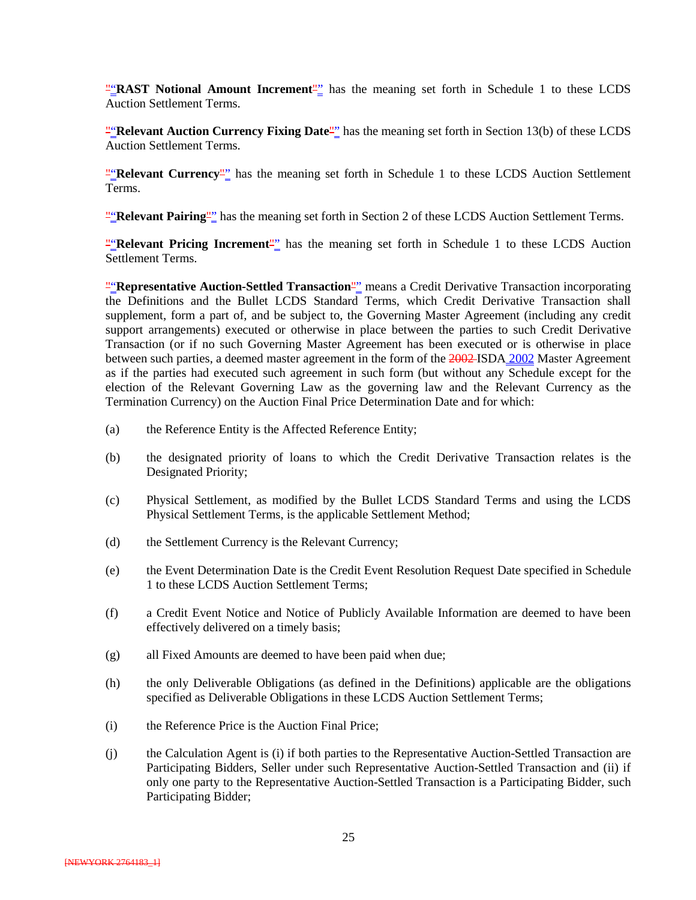"**RAST Notional Amount Increment**" has the meaning set forth in Schedule 1 to these LCDS Auction Settlement Terms.

"**Relevant Auction Currency Fixing Date**" has the meaning set forth in Section 13(b) of these LCDS Auction Settlement Terms.

"**Relevant Currency**" has the meaning set forth in Schedule 1 to these LCDS Auction Settlement Terms.

"**Relevant Pairing**" has the meaning set forth in Section 2 of these LCDS Auction Settlement Terms.

"**Relevant Pricing Increment**" has the meaning set forth in Schedule 1 to these LCDS Auction Settlement Terms.

"**Representative Auction-Settled Transaction**" means a Credit Derivative Transaction incorporating the Definitions and the Bullet LCDS Standard Terms, which Credit Derivative Transaction shall supplement, form a part of, and be subject to, the Governing Master Agreement (including any credit support arrangements) executed or otherwise in place between the parties to such Credit Derivative Transaction (or if no such Governing Master Agreement has been executed or is otherwise in place between such parties, a deemed master agreement in the form of the ISDA 2002 Master Agreement as if the parties had executed such agreement in such form (but without any Schedule except for the election of the Relevant Governing Law as the governing law and the Relevant Currency as the Termination Currency) on the Auction Final Price Determination Date and for which:

(a) the Reference Entity is the Affected Reference Entity;

(b) the designated priority of loans to which the Credit Derivative Transaction relates is the Designated Priority;

(c) Physical Settlement, as modified by the Bullet LCDS Standard Terms and using the LCDS Physical Settlement Terms, is the applicable Settlement Method;

(d) the Settlement Currency is the Relevant Currency;

(e) the Event Determination Date is the Credit Event Resolution Request Date specified in Schedule 1 to these LCDS Auction Settlement Terms;

(f) a Credit Event Notice and Notice of Publicly Available Information are deemed to have been effectively delivered on a timely basis;

(g) all Fixed Amounts are deemed to have been paid when due;

(h) the only Deliverable Obligations (as defined in the Definitions) applicable are the obligations specified as Deliverable Obligations in these LCDS Auction Settlement Terms;

(i) the Reference Price is the Auction Final Price;

(j) the Calculation Agent is (i) if both parties to the Representative Auction-Settled Transaction are Participating Bidders, Seller under such Representative Auction-Settled Transaction and (ii) if only one party to the Representative Auction-Settled Transaction is a Participating Bidder, such Participating Bidder;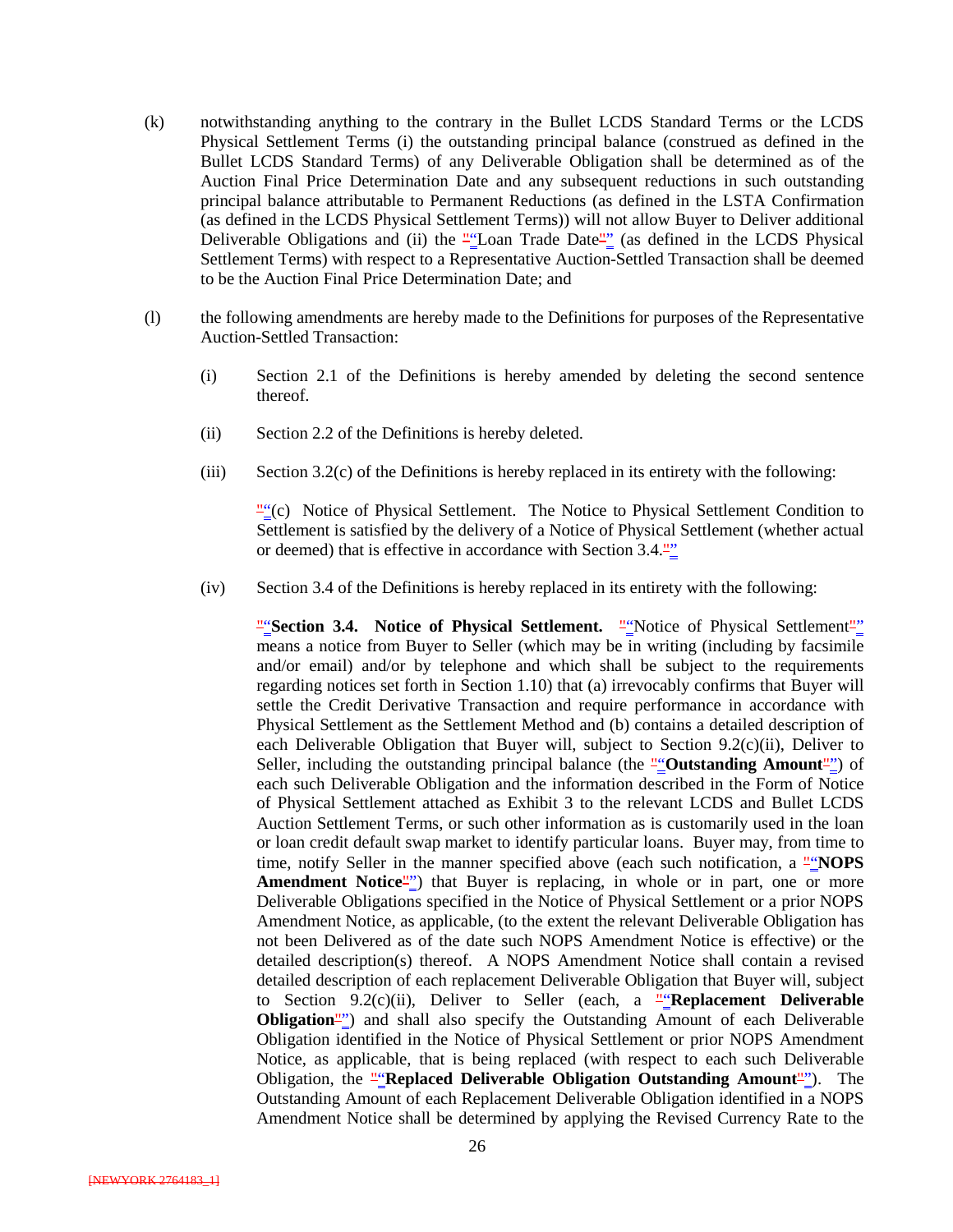(k) notwithstanding anything to the contrary in the Bullet LCDS Standard Terms or the LCDS Physical Settlement Terms (i) the outstanding principal balance (construed as defined in the Bullet LCDS Standard Terms) of any Deliverable Obligation shall be determined as of the Auction Final Price Determination Date and any subsequent reductions in such outstanding principal balance attributable to Permanent Reductions (as defined in the LSTA Confirmation (as defined in the LCDS Physical Settlement Terms)) will not allow Buyer to Deliver additional Deliverable Obligations and (ii) the "Loan Trade Date" (as defined in the LCDS Physical Settlement Terms) with respect to a Representative Auction-Settled Transaction shall be deemed to be the Auction Final Price Determination Date; and

(l) the following amendments are hereby made to the Definitions for purposes of the Representative Auction-Settled Transaction:

(i) Section 2.1 of the Definitions is hereby amended by deleting the second sentence thereof.

(ii) Section 2.2 of the Definitions is hereby deleted.

(iii) Section 3.2(c) of the Definitions is hereby replaced in its entirety with the following:

"(c) Notice of Physical Settlement. The Notice to Physical Settlement Condition to Settlement is satisfied by the delivery of a Notice of Physical Settlement (whether actual or deemed) that is effective in accordance with Section 3.4."

(iv) Section 3.4 of the Definitions is hereby replaced in its entirety with the following:

"**Section 3.4. Notice of Physical Settlement.** "Notice of Physical Settlement" means a notice from Buyer to Seller (which may be in writing (including by facsimile and/or email) and/or by telephone and which shall be subject to the requirements regarding notices set forth in Section 1.10) that (a) irrevocably confirms that Buyer will settle the Credit Derivative Transaction and require performance in accordance with Physical Settlement as the Settlement Method and (b) contains a detailed description of each Deliverable Obligation that Buyer will, subject to Section 9.2(c)(ii), Deliver to Seller, including the outstanding principal balance (the "**Outstanding Amount**") of each such Deliverable Obligation and the information described in the Form of Notice of Physical Settlement attached as Exhibit 3 to the relevant LCDS and Bullet LCDS Auction Settlement Terms, or such other information as is customarily used in the loan or loan credit default swap market to identify particular loans. Buyer may, from time to time, notify Seller in the manner specified above (each such notification, a "**NOPS Amendment Notice**") that Buyer is replacing, in whole or in part, one or more Deliverable Obligations specified in the Notice of Physical Settlement or a prior NOPS Amendment Notice, as applicable, (to the extent the relevant Deliverable Obligation has not been Delivered as of the date such NOPS Amendment Notice is effective) or the detailed description(s) thereof. A NOPS Amendment Notice shall contain a revised detailed description of each replacement Deliverable Obligation that Buyer will, subject to Section 9.2(c)(ii), Deliver to Seller (each, a "**Replacement Deliverable Obligation**") and shall also specify the Outstanding Amount of each Deliverable Obligation identified in the Notice of Physical Settlement or prior NOPS Amendment Notice, as applicable, that is being replaced (with respect to each such Deliverable Obligation, the "**Replaced Deliverable Obligation Outstanding Amount**"). The Outstanding Amount of each Replacement Deliverable Obligation identified in a NOPS Amendment Notice shall be determined by applying the Revised Currency Rate to the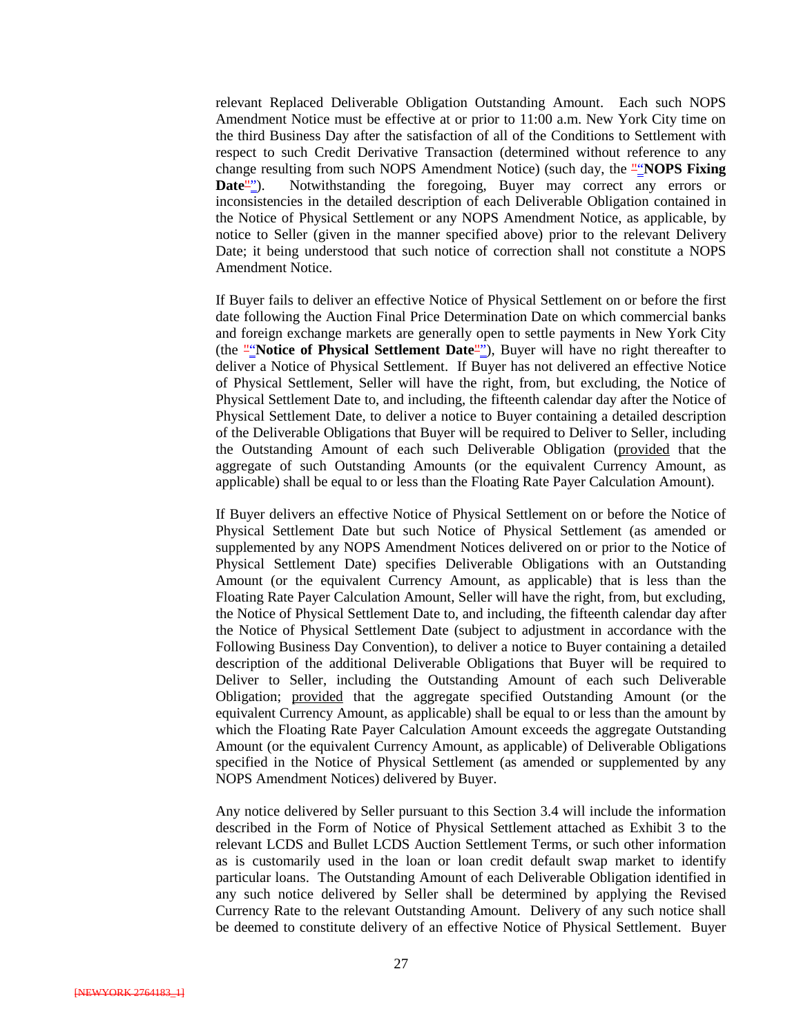relevant Replaced Deliverable Obligation Outstanding Amount. Each such NOPS Amendment Notice must be effective at or prior to 11:00 a.m. New York City time on the third Business Day after the satisfaction of all of the Conditions to Settlement with respect to such Credit Derivative Transaction (determined without reference to any change resulting from such NOPS Amendment Notice) (such day, the "**NOPS Fixing Date**"). Notwithstanding the foregoing, Buyer may correct any errors or inconsistencies in the detailed description of each Deliverable Obligation contained in the Notice of Physical Settlement or any NOPS Amendment Notice, as applicable, by notice to Seller (given in the manner specified above) prior to the relevant Delivery Date; it being understood that such notice of correction shall not constitute a NOPS Amendment Notice.

If Buyer fails to deliver an effective Notice of Physical Settlement on or before the first date following the Auction Final Price Determination Date on which commercial banks and foreign exchange markets are generally open to settle payments in New York City (the "**Notice of Physical Settlement Date**"), Buyer will have no right thereafter to deliver a Notice of Physical Settlement. If Buyer has not delivered an effective Notice of Physical Settlement, Seller will have the right, from, but excluding, the Notice of Physical Settlement Date to, and including, the fifteenth calendar day after the Notice of Physical Settlement Date, to deliver a notice to Buyer containing a detailed description of the Deliverable Obligations that Buyer will be required to Deliver to Seller, including the Outstanding Amount of each such Deliverable Obligation (provided that the aggregate of such Outstanding Amounts (or the equivalent Currency Amount, as applicable) shall be equal to or less than the Floating Rate Payer Calculation Amount).

If Buyer delivers an effective Notice of Physical Settlement on or before the Notice of Physical Settlement Date but such Notice of Physical Settlement (as amended or supplemented by any NOPS Amendment Notices delivered on or prior to the Notice of Physical Settlement Date) specifies Deliverable Obligations with an Outstanding Amount (or the equivalent Currency Amount, as applicable) that is less than the Floating Rate Payer Calculation Amount, Seller will have the right, from, but excluding, the Notice of Physical Settlement Date to, and including, the fifteenth calendar day after the Notice of Physical Settlement Date (subject to adjustment in accordance with the Following Business Day Convention), to deliver a notice to Buyer containing a detailed description of the additional Deliverable Obligations that Buyer will be required to Deliver to Seller, including the Outstanding Amount of each such Deliverable Obligation; provided that the aggregate specified Outstanding Amount (or the equivalent Currency Amount, as applicable) shall be equal to or less than the amount by which the Floating Rate Payer Calculation Amount exceeds the aggregate Outstanding Amount (or the equivalent Currency Amount, as applicable) of Deliverable Obligations specified in the Notice of Physical Settlement (as amended or supplemented by any NOPS Amendment Notices) delivered by Buyer.

Any notice delivered by Seller pursuant to this Section 3.4 will include the information described in the Form of Notice of Physical Settlement attached as Exhibit 3 to the relevant LCDS and Bullet LCDS Auction Settlement Terms, or such other information as is customarily used in the loan or loan credit default swap market to identify particular loans. The Outstanding Amount of each Deliverable Obligation identified in any such notice delivered by Seller shall be determined by applying the Revised Currency Rate to the relevant Outstanding Amount. Delivery of any such notice shall be deemed to constitute delivery of an effective Notice of Physical Settlement. Buyer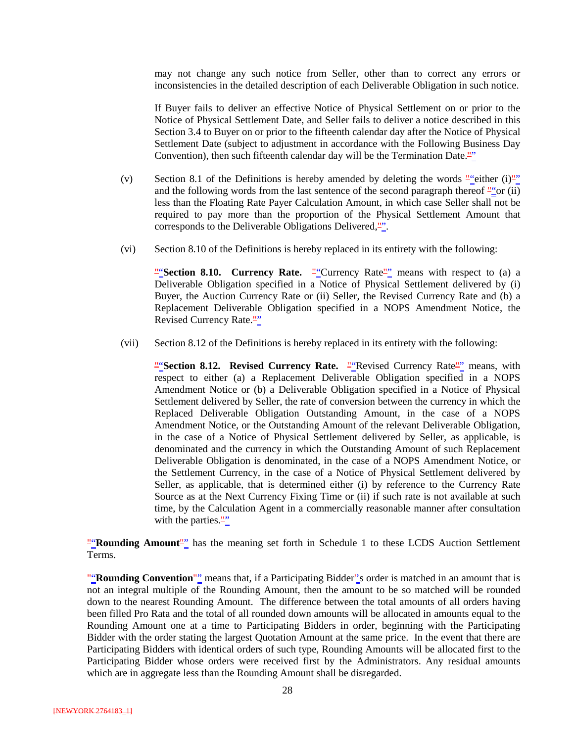may not change any such notice from Seller, other than to correct any errors or inconsistencies in the detailed description of each Deliverable Obligation in such notice.

If Buyer fails to deliver an effective Notice of Physical Settlement on or prior to the Notice of Physical Settlement Date, and Seller fails to deliver a notice described in this Section 3.4 to Buyer on or prior to the fifteenth calendar day after the Notice of Physical Settlement Date (subject to adjustment in accordance with the Following Business Day Convention), then such fifteenth calendar day will be the Termination Date."

(v) Section 8.1 of the Definitions is hereby amended by deleting the words "either (i)" and the following words from the last sentence of the second paragraph thereof "or (ii) less than the Floating Rate Payer Calculation Amount, in which case Seller shall not be required to pay more than the proportion of the Physical Settlement Amount that corresponds to the Deliverable Obligations Delivered,".

(vi) Section 8.10 of the Definitions is hereby replaced in its entirety with the following:

"**Section 8.10. Currency Rate.** "Currency Rate" means with respect to (a) a Deliverable Obligation specified in a Notice of Physical Settlement delivered by (i) Buyer, the Auction Currency Rate or (ii) Seller, the Revised Currency Rate and (b) a Replacement Deliverable Obligation specified in a NOPS Amendment Notice, the Revised Currency Rate."

(vii) Section 8.12 of the Definitions is hereby replaced in its entirety with the following:

"**Section 8.12. Revised Currency Rate.** "Revised Currency Rate" means, with respect to either (a) a Replacement Deliverable Obligation specified in a NOPS Amendment Notice or (b) a Deliverable Obligation specified in a Notice of Physical Settlement delivered by Seller, the rate of conversion between the currency in which the Replaced Deliverable Obligation Outstanding Amount, in the case of a NOPS Amendment Notice, or the Outstanding Amount of the relevant Deliverable Obligation, in the case of a Notice of Physical Settlement delivered by Seller, as applicable, is denominated and the currency in which the Outstanding Amount of such Replacement Deliverable Obligation is denominated, in the case of a NOPS Amendment Notice, or the Settlement Currency, in the case of a Notice of Physical Settlement delivered by Seller, as applicable, that is determined either (i) by reference to the Currency Rate Source as at the Next Currency Fixing Time or (ii) if such rate is not available at such time, by the Calculation Agent in a commercially reasonable manner after consultation with the parties."

"**Rounding Amount**" has the meaning set forth in Schedule 1 to these LCDS Auction Settlement Terms.

"**Rounding Convention**" means that, if a Participating Bidder's order is matched in an amount that is not an integral multiple of the Rounding Amount, then the amount to be so matched will be rounded down to the nearest Rounding Amount. The difference between the total amounts of all orders having been filled Pro Rata and the total of all rounded down amounts will be allocated in amounts equal to the Rounding Amount one at a time to Participating Bidders in order, beginning with the Participating Bidder with the order stating the largest Quotation Amount at the same price. In the event that there are Participating Bidders with identical orders of such type, Rounding Amounts will be allocated first to the Participating Bidder whose orders were received first by the Administrators. Any residual amounts which are in aggregate less than the Rounding Amount shall be disregarded.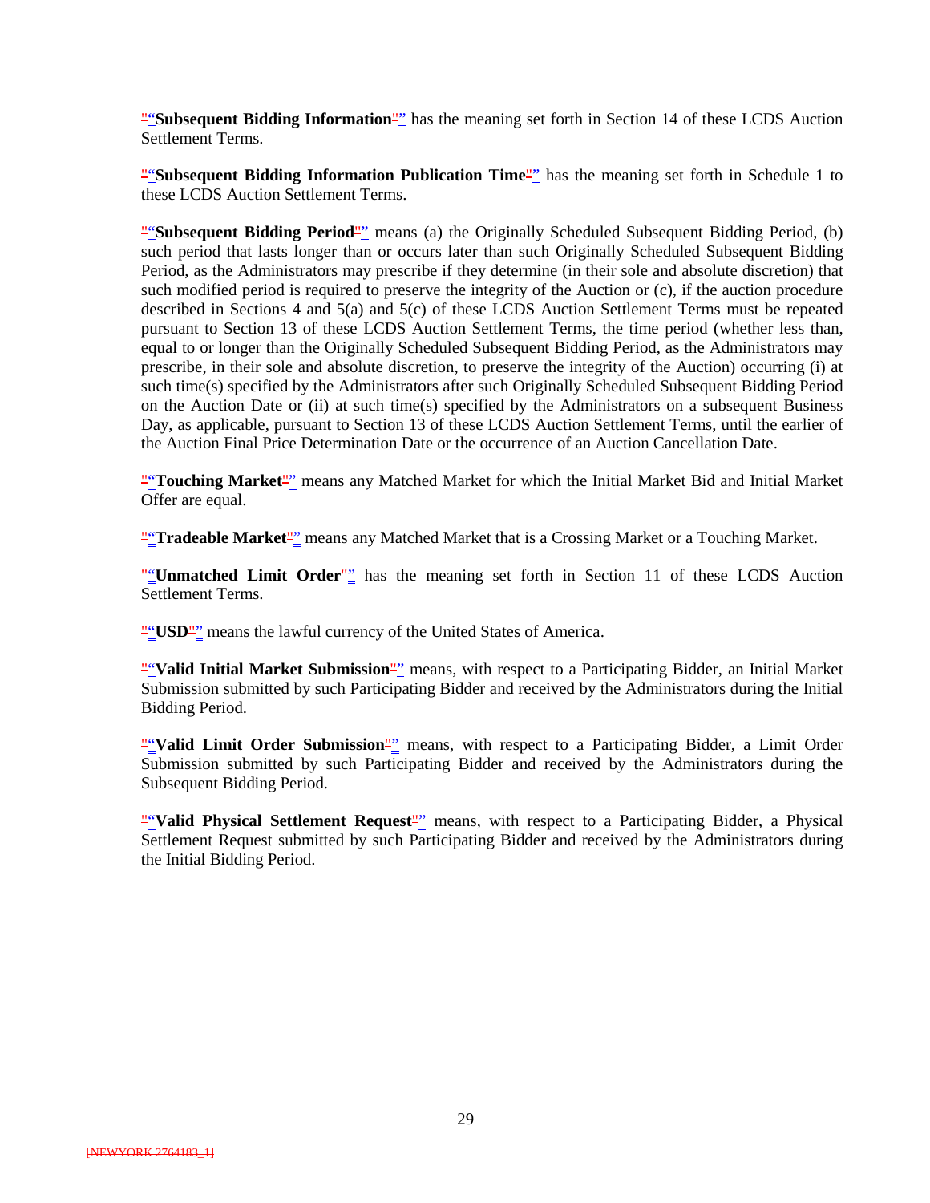"**Subsequent Bidding Information**" has the meaning set forth in Section 14 of these LCDS Auction Settlement Terms.

"**Subsequent Bidding Information Publication Time**" has the meaning set forth in Schedule 1 to these LCDS Auction Settlement Terms.

"**Subsequent Bidding Period**" means (a) the Originally Scheduled Subsequent Bidding Period, (b) such period that lasts longer than or occurs later than such Originally Scheduled Subsequent Bidding Period, as the Administrators may prescribe if they determine (in their sole and absolute discretion) that such modified period is required to preserve the integrity of the Auction or (c), if the auction procedure described in Sections 4 and 5(a) and 5(c) of these LCDS Auction Settlement Terms must be repeated pursuant to Section 13 of these LCDS Auction Settlement Terms, the time period (whether less than, equal to or longer than the Originally Scheduled Subsequent Bidding Period, as the Administrators may prescribe, in their sole and absolute discretion, to preserve the integrity of the Auction) occurring (i) at such time(s) specified by the Administrators after such Originally Scheduled Subsequent Bidding Period on the Auction Date or (ii) at such time(s) specified by the Administrators on a subsequent Business Day, as applicable, pursuant to Section 13 of these LCDS Auction Settlement Terms, until the earlier of the Auction Final Price Determination Date or the occurrence of an Auction Cancellation Date.

"**Touching Market**" means any Matched Market for which the Initial Market Bid and Initial Market Offer are equal.

"**Tradeable Market**" means any Matched Market that is a Crossing Market or a Touching Market.

"**Unmatched Limit Order**" has the meaning set forth in Section 11 of these LCDS Auction Settlement Terms.

"**USD**" means the lawful currency of the United States of America.

"**Valid Initial Market Submission**" means, with respect to a Participating Bidder, an Initial Market Submission submitted by such Participating Bidder and received by the Administrators during the Initial Bidding Period.

"**Valid Limit Order Submission**" means, with respect to a Participating Bidder, a Limit Order Submission submitted by such Participating Bidder and received by the Administrators during the Subsequent Bidding Period.

"**Valid Physical Settlement Request**" means, with respect to a Participating Bidder, a Physical Settlement Request submitted by such Participating Bidder and received by the Administrators during the Initial Bidding Period.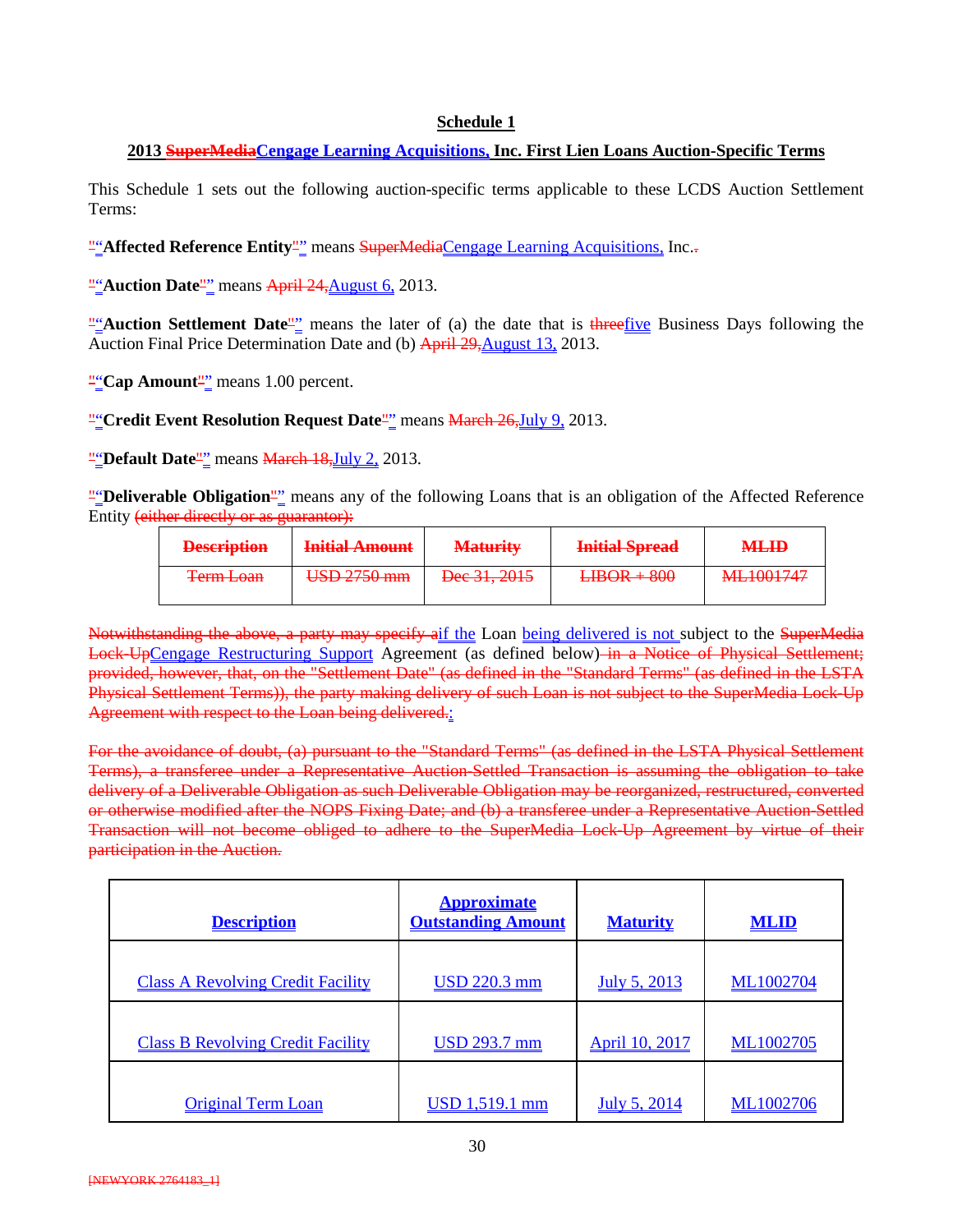**Schedule 1**

**2013 ~~SuperMedia~~Cengage Learning Acquisitions, Inc. First Lien Loans Auction-Specific Terms**

This Schedule 1 sets out the following auction-specific terms applicable to these LCDS Auction Settlement Terms:

~~"~~“**Affected Reference Entity**~~"~~” means ~~SuperMedia~~Cengage Learning Acquisitions, Inc.~~.~~

~~"~~“**Auction Date**~~"~~” means ~~April 24,~~August 6, 2013.

~~"~~“**Auction Settlement Date**~~"~~” means the later of (a) the date that is ~~three~~five Business Days following the Auction Final Price Determination Date and (b) ~~April 29,~~August 13, 2013.

~~"~~“**Cap Amount**~~"~~” means 1.00 percent.

~~"~~“**Credit Event Resolution Request Date**~~"~~” means ~~March 26,~~July 9, 2013.

~~"~~“**Default Date**~~"~~” means ~~March 18,~~July 2, 2013.

~~"~~“**Deliverable Obligation**~~"~~” means any of the following Loans that is an obligation of the Affected Reference Entity ~~(either directly or as guarantor):~~

| ~~**Description**~~ | ~~**Initial Amount**~~ | ~~**Maturity**~~ | ~~**Initial Spread**~~ | ~~**MLID**~~ |
|---|---|---|---|---|
| ~~Term Loan~~ | ~~USD 2750 mm~~ | ~~Dec 31, 2015~~ | ~~LIBOR + 800~~ | ~~ML1001747~~ |

~~Notwithstanding the above, a party may specify a~~if the Loan being delivered is not subject to the ~~SuperMedia Lock-Up~~Cengage Restructuring Support Agreement (as defined below) ~~in a Notice of Physical Settlement; provided, however, that, on the "Settlement Date" (as defined in the "Standard Terms" (as defined in the LSTA Physical Settlement Terms)), the party making delivery of such Loan is not subject to the SuperMedia Lock-Up Agreement with respect to the Loan being delivered.~~:

~~For the avoidance of doubt, (a) pursuant to the "Standard Terms" (as defined in the LSTA Physical Settlement Terms), a transferee under a Representative Auction-Settled Transaction is assuming the obligation to take delivery of a Deliverable Obligation as such Deliverable Obligation may be reorganized, restructured, converted or otherwise modified after the NOPS Fixing Date; and (b) a transferee under a Representative Auction-Settled Transaction will not become obliged to adhere to the SuperMedia Lock-Up Agreement by virtue of their participation in the Auction.~~

| **Description** | **Approximate Outstanding Amount** | **Maturity** | **MLID** |
|---|---|---|---|
| Class A Revolving Credit Facility | USD 220.3 mm | July 5, 2013 | ML1002704 |
| Class B Revolving Credit Facility | USD 293.7 mm | April 10, 2017 | ML1002705 |
| Original Term Loan | USD 1,519.1 mm | July 5, 2014 | ML1002706 |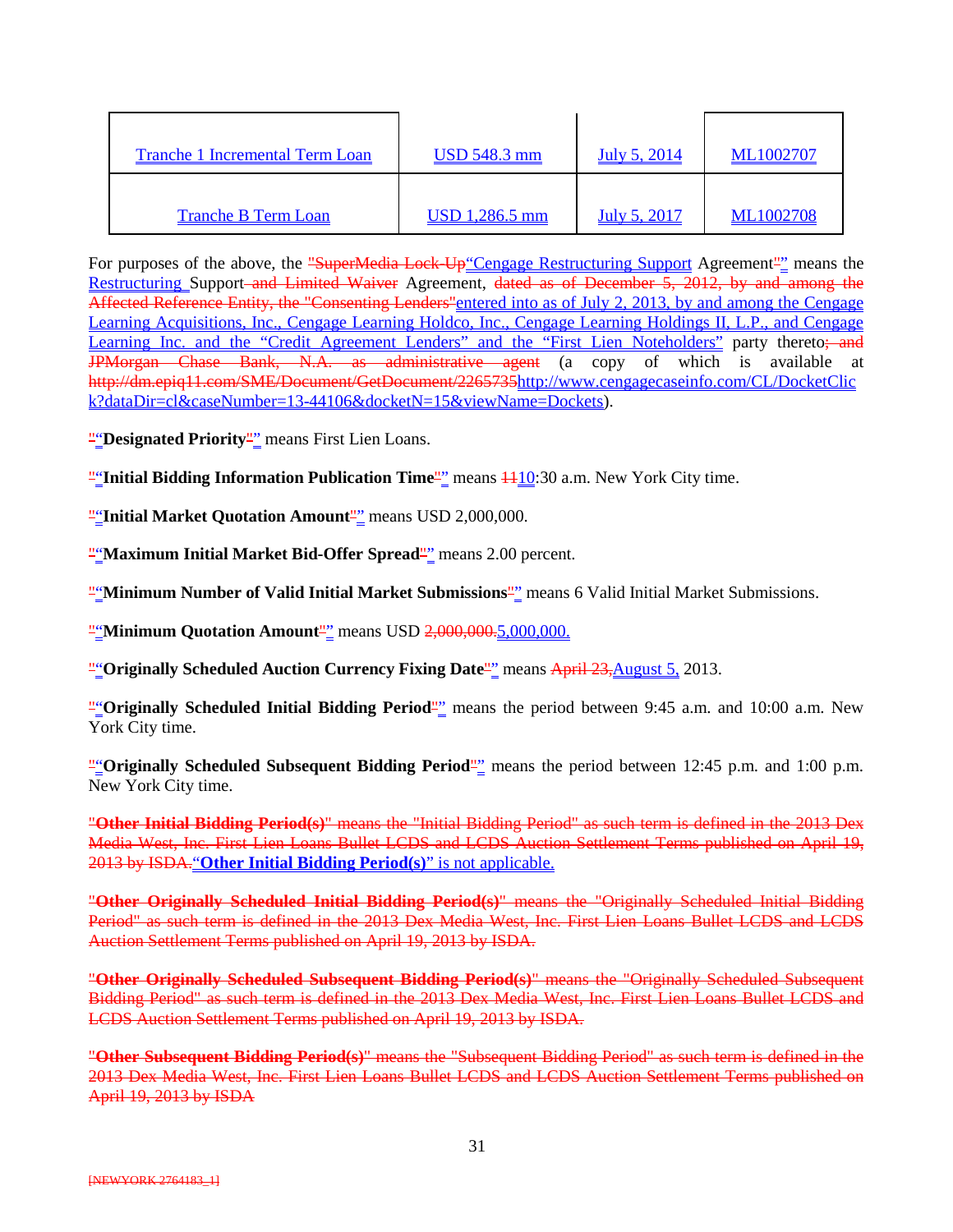| Tranche 1 Incremental Term Loan | USD 548.3 mm | July 5, 2014 | ML1002707 |
| --- | --- | --- | --- |
| Tranche B Term Loan | USD 1,286.5 mm | July 5, 2017 | ML1002708 |

For purposes of the above, the "SuperMedia Lock-Up"“Cengage Restructuring Support Agreement"” means the Restructuring Support and Limited Waiver Agreement, dated as of December 5, 2012, by and among the Affected Reference Entity, the "Consenting Lenders"entered into as of July 2, 2013, by and among the Cengage Learning Acquisitions, Inc., Cengage Learning Holdco, Inc., Cengage Learning Holdings II, L.P., and Cengage Learning Inc. and the “Credit Agreement Lenders” and the “First Lien Noteholders” party thereto; and JPMorgan Chase Bank, N.A. as administrative agent (a copy of which is available at http://dm.epiq11.com/SME/Document/GetDocument/2265735http://www.cengagecaseinfo.com/CL/DocketClick?dataDir=cl&caseNumber=13-44106&docketN=15&viewName=Dockets).

"“**Designated Priority**"” means First Lien Loans.

"“**Initial Bidding Information Publication Time**"” means 1110:30 a.m. New York City time.

"“**Initial Market Quotation Amount**"” means USD 2,000,000.

"“**Maximum Initial Market Bid-Offer Spread**"” means 2.00 percent.

"“**Minimum Number of Valid Initial Market Submissions**"” means 6 Valid Initial Market Submissions.

"“**Minimum Quotation Amount**"” means USD 2,000,000.5,000,000.

"“**Originally Scheduled Auction Currency Fixing Date**"” means April 23,August 5, 2013.

"“**Originally Scheduled Initial Bidding Period**"” means the period between 9:45 a.m. and 10:00 a.m. New York City time.

"“**Originally Scheduled Subsequent Bidding Period**"” means the period between 12:45 p.m. and 1:00 p.m. New York City time.

"**Other Initial Bidding Period(s)**" means the "Initial Bidding Period" as such term is defined in the 2013 Dex Media West, Inc. First Lien Loans Bullet LCDS and LCDS Auction Settlement Terms published on April 19, 2013 by ISDA.“**Other Initial Bidding Period(s)**” is not applicable.

"**Other Originally Scheduled Initial Bidding Period(s)**" means the "Originally Scheduled Initial Bidding Period" as such term is defined in the 2013 Dex Media West, Inc. First Lien Loans Bullet LCDS and LCDS Auction Settlement Terms published on April 19, 2013 by ISDA.

"**Other Originally Scheduled Subsequent Bidding Period(s)**" means the "Originally Scheduled Subsequent Bidding Period" as such term is defined in the 2013 Dex Media West, Inc. First Lien Loans Bullet LCDS and LCDS Auction Settlement Terms published on April 19, 2013 by ISDA.

"**Other Subsequent Bidding Period(s)**" means the "Subsequent Bidding Period" as such term is defined in the 2013 Dex Media West, Inc. First Lien Loans Bullet LCDS and LCDS Auction Settlement Terms published on April 19, 2013 by ISDA

[NEWYORK 2764183_1]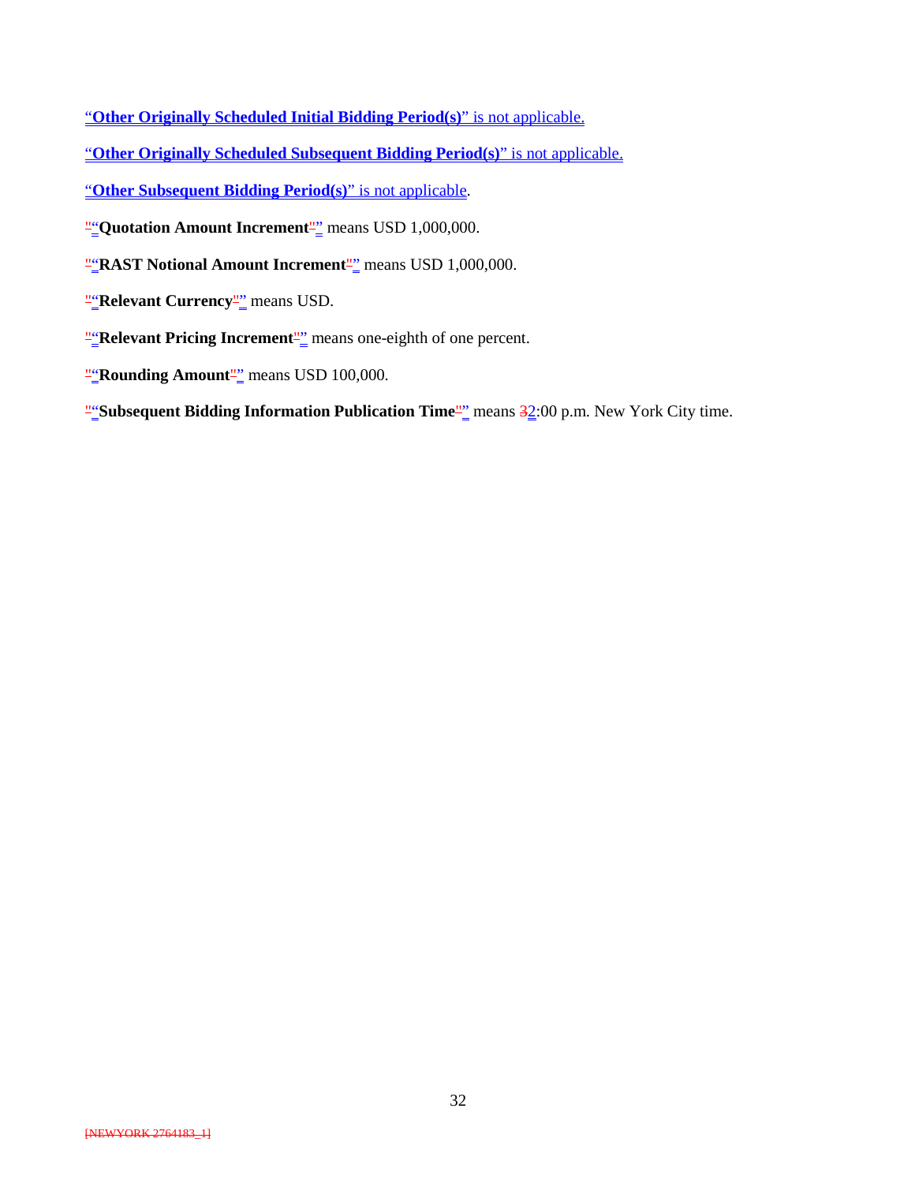"**Other Originally Scheduled Initial Bidding Period(s)**" is not applicable.

"**Other Originally Scheduled Subsequent Bidding Period(s)**" is not applicable.

"**Other Subsequent Bidding Period(s)**" is not applicable.

"**Quotation Amount Increment**" means USD 1,000,000.

"**RAST Notional Amount Increment**" means USD 1,000,000.

"**Relevant Currency**" means USD.

"**Relevant Pricing Increment**" means one-eighth of one percent.

"**Rounding Amount**" means USD 100,000.

"**Subsequent Bidding Information Publication Time**" means 2:00 p.m. New York City time.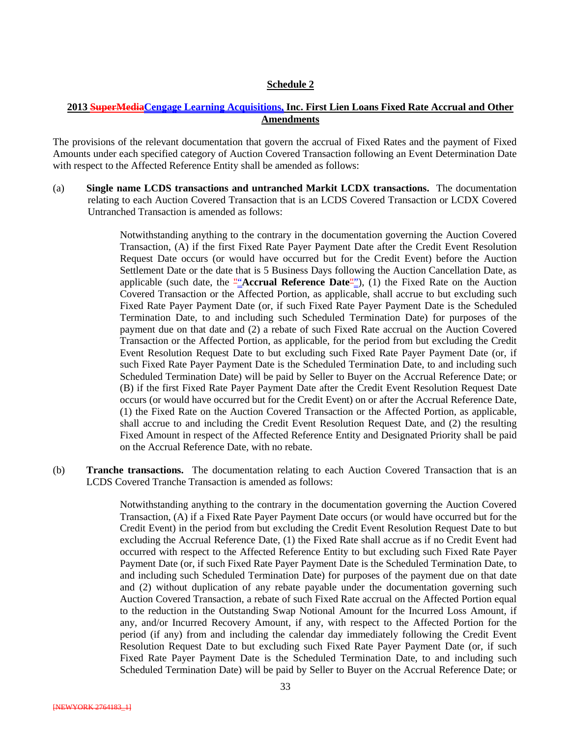## Schedule 2

## 2013 ~~SuperMedia~~Cengage Learning Acquisitions, Inc. First Lien Loans Fixed Rate Accrual and Other Amendments

The provisions of the relevant documentation that govern the accrual of Fixed Rates and the payment of Fixed Amounts under each specified category of Auction Covered Transaction following an Event Determination Date with respect to the Affected Reference Entity shall be amended as follows:

(a) **Single name LCDS transactions and untranched Markit LCDX transactions.** The documentation relating to each Auction Covered Transaction that is an LCDS Covered Transaction or LCDX Covered Untranched Transaction is amended as follows:

> Notwithstanding anything to the contrary in the documentation governing the Auction Covered Transaction, (A) if the first Fixed Rate Payer Payment Date after the Credit Event Resolution Request Date occurs (or would have occurred but for the Credit Event) before the Auction Settlement Date or the date that is 5 Business Days following the Auction Cancellation Date, as applicable (such date, the "**Accrual Reference Date**"), (1) the Fixed Rate on the Auction Covered Transaction or the Affected Portion, as applicable, shall accrue to but excluding such Fixed Rate Payer Payment Date (or, if such Fixed Rate Payer Payment Date is the Scheduled Termination Date, to and including such Scheduled Termination Date) for purposes of the payment due on that date and (2) a rebate of such Fixed Rate accrual on the Auction Covered Transaction or the Affected Portion, as applicable, for the period from but excluding the Credit Event Resolution Request Date to but excluding such Fixed Rate Payer Payment Date (or, if such Fixed Rate Payer Payment Date is the Scheduled Termination Date, to and including such Scheduled Termination Date) will be paid by Seller to Buyer on the Accrual Reference Date; or (B) if the first Fixed Rate Payer Payment Date after the Credit Event Resolution Request Date occurs (or would have occurred but for the Credit Event) on or after the Accrual Reference Date, (1) the Fixed Rate on the Auction Covered Transaction or the Affected Portion, as applicable, shall accrue to and including the Credit Event Resolution Request Date, and (2) the resulting Fixed Amount in respect of the Affected Reference Entity and Designated Priority shall be paid on the Accrual Reference Date, with no rebate.

(b) **Tranche transactions.** The documentation relating to each Auction Covered Transaction that is an LCDS Covered Tranche Transaction is amended as follows:

> Notwithstanding anything to the contrary in the documentation governing the Auction Covered Transaction, (A) if a Fixed Rate Payer Payment Date occurs (or would have occurred but for the Credit Event) in the period from but excluding the Credit Event Resolution Request Date to but excluding the Accrual Reference Date, (1) the Fixed Rate shall accrue as if no Credit Event had occurred with respect to the Affected Reference Entity to but excluding such Fixed Rate Payer Payment Date (or, if such Fixed Rate Payer Payment Date is the Scheduled Termination Date, to and including such Scheduled Termination Date) for purposes of the payment due on that date and (2) without duplication of any rebate payable under the documentation governing such Auction Covered Transaction, a rebate of such Fixed Rate accrual on the Affected Portion equal to the reduction in the Outstanding Swap Notional Amount for the Incurred Loss Amount, if any, and/or Incurred Recovery Amount, if any, with respect to the Affected Portion for the period (if any) from and including the calendar day immediately following the Credit Event Resolution Request Date to but excluding such Fixed Rate Payer Payment Date (or, if such Fixed Rate Payer Payment Date is the Scheduled Termination Date, to and including such Scheduled Termination Date) will be paid by Seller to Buyer on the Accrual Reference Date; or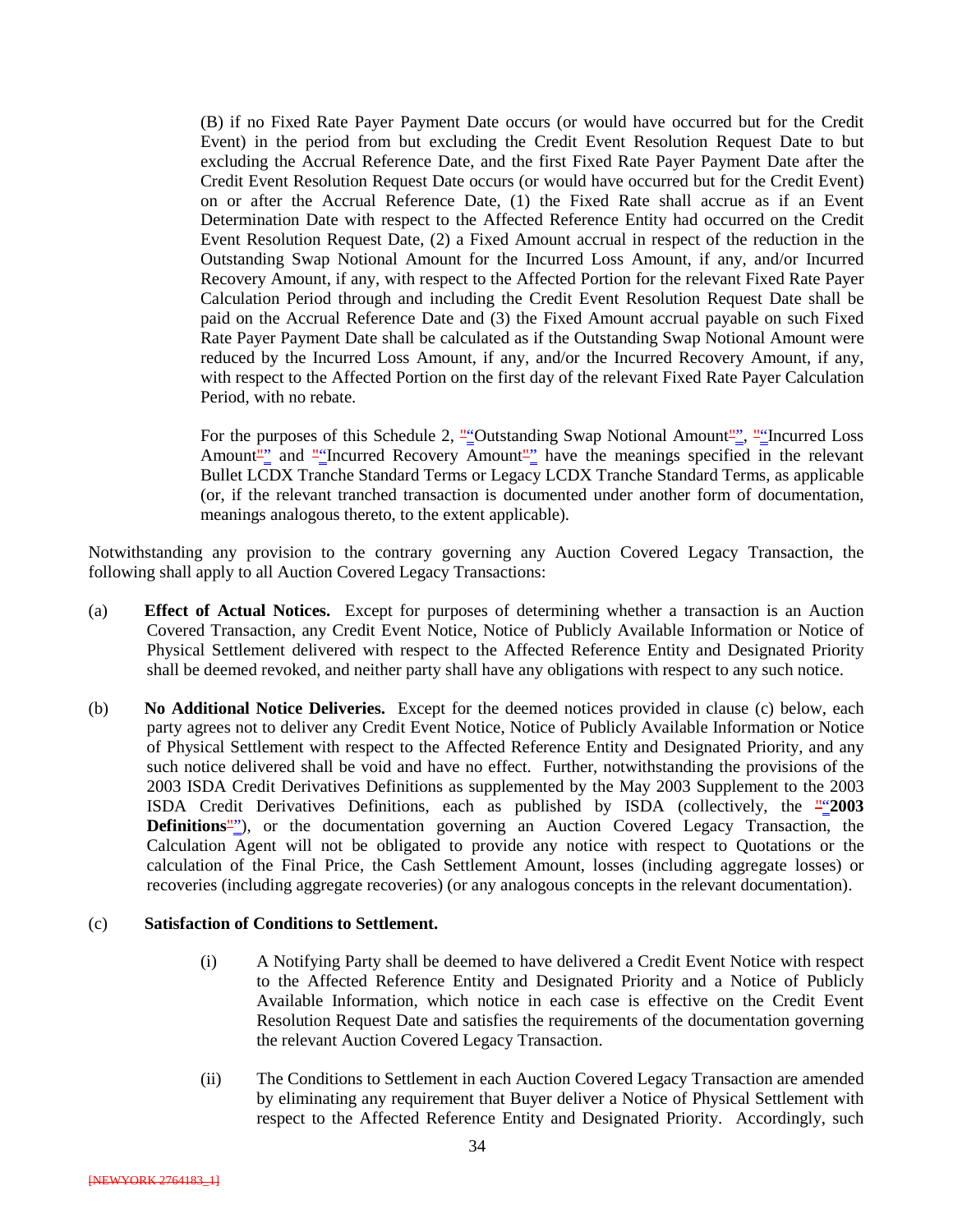(B) if no Fixed Rate Payer Payment Date occurs (or would have occurred but for the Credit Event) in the period from but excluding the Credit Event Resolution Request Date to but excluding the Accrual Reference Date, and the first Fixed Rate Payer Payment Date after the Credit Event Resolution Request Date occurs (or would have occurred but for the Credit Event) on or after the Accrual Reference Date, (1) the Fixed Rate shall accrue as if an Event Determination Date with respect to the Affected Reference Entity had occurred on the Credit Event Resolution Request Date, (2) a Fixed Amount accrual in respect of the reduction in the Outstanding Swap Notional Amount for the Incurred Loss Amount, if any, and/or Incurred Recovery Amount, if any, with respect to the Affected Portion for the relevant Fixed Rate Payer Calculation Period through and including the Credit Event Resolution Request Date shall be paid on the Accrual Reference Date and (3) the Fixed Amount accrual payable on such Fixed Rate Payer Payment Date shall be calculated as if the Outstanding Swap Notional Amount were reduced by the Incurred Loss Amount, if any, and/or the Incurred Recovery Amount, if any, with respect to the Affected Portion on the first day of the relevant Fixed Rate Payer Calculation Period, with no rebate.

For the purposes of this Schedule 2, "Outstanding Swap Notional Amount", "Incurred Loss Amount" and "Incurred Recovery Amount" have the meanings specified in the relevant Bullet LCDX Tranche Standard Terms or Legacy LCDX Tranche Standard Terms, as applicable (or, if the relevant tranched transaction is documented under another form of documentation, meanings analogous thereto, to the extent applicable).

Notwithstanding any provision to the contrary governing any Auction Covered Legacy Transaction, the following shall apply to all Auction Covered Legacy Transactions:

(a) **Effect of Actual Notices.** Except for purposes of determining whether a transaction is an Auction Covered Transaction, any Credit Event Notice, Notice of Publicly Available Information or Notice of Physical Settlement delivered with respect to the Affected Reference Entity and Designated Priority shall be deemed revoked, and neither party shall have any obligations with respect to any such notice.

(b) **No Additional Notice Deliveries.** Except for the deemed notices provided in clause (c) below, each party agrees not to deliver any Credit Event Notice, Notice of Publicly Available Information or Notice of Physical Settlement with respect to the Affected Reference Entity and Designated Priority, and any such notice delivered shall be void and have no effect. Further, notwithstanding the provisions of the 2003 ISDA Credit Derivatives Definitions as supplemented by the May 2003 Supplement to the 2003 ISDA Credit Derivatives Definitions, each as published by ISDA (collectively, the "**2003 Definitions**"), or the documentation governing an Auction Covered Legacy Transaction, the Calculation Agent will not be obligated to provide any notice with respect to Quotations or the calculation of the Final Price, the Cash Settlement Amount, losses (including aggregate losses) or recoveries (including aggregate recoveries) (or any analogous concepts in the relevant documentation).

(c) **Satisfaction of Conditions to Settlement.**

(i) A Notifying Party shall be deemed to have delivered a Credit Event Notice with respect to the Affected Reference Entity and Designated Priority and a Notice of Publicly Available Information, which notice in each case is effective on the Credit Event Resolution Request Date and satisfies the requirements of the documentation governing the relevant Auction Covered Legacy Transaction.

(ii) The Conditions to Settlement in each Auction Covered Legacy Transaction are amended by eliminating any requirement that Buyer deliver a Notice of Physical Settlement with respect to the Affected Reference Entity and Designated Priority. Accordingly, such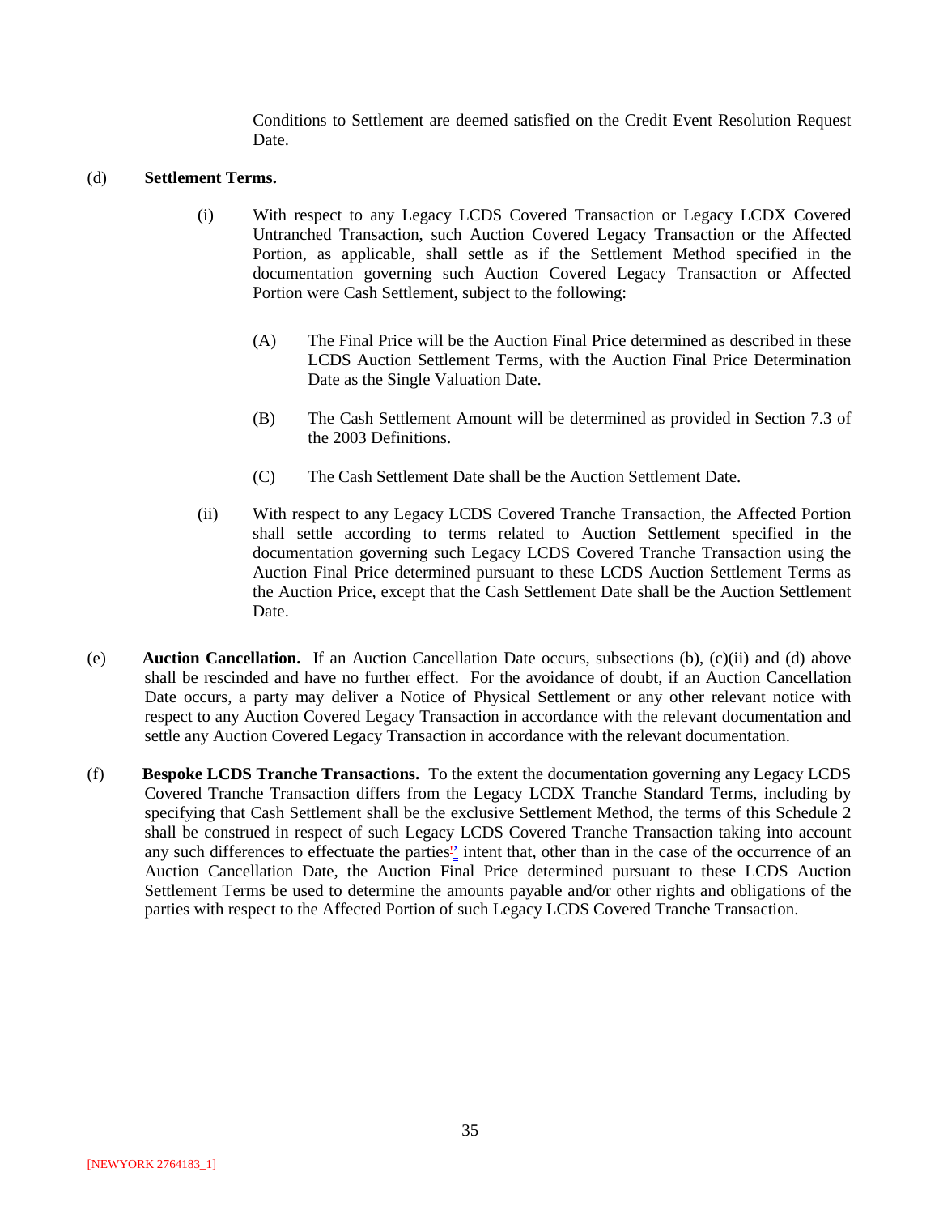Conditions to Settlement are deemed satisfied on the Credit Event Resolution Request Date.

(d) **Settlement Terms.**

(i) With respect to any Legacy LCDS Covered Transaction or Legacy LCDX Covered Untranched Transaction, such Auction Covered Legacy Transaction or the Affected Portion, as applicable, shall settle as if the Settlement Method specified in the documentation governing such Auction Covered Legacy Transaction or Affected Portion were Cash Settlement, subject to the following:

(A) The Final Price will be the Auction Final Price determined as described in these LCDS Auction Settlement Terms, with the Auction Final Price Determination Date as the Single Valuation Date.

(B) The Cash Settlement Amount will be determined as provided in Section 7.3 of the 2003 Definitions.

(C) The Cash Settlement Date shall be the Auction Settlement Date.

(ii) With respect to any Legacy LCDS Covered Tranche Transaction, the Affected Portion shall settle according to terms related to Auction Settlement specified in the documentation governing such Legacy LCDS Covered Tranche Transaction using the Auction Final Price determined pursuant to these LCDS Auction Settlement Terms as the Auction Price, except that the Cash Settlement Date shall be the Auction Settlement Date.

(e) **Auction Cancellation.** If an Auction Cancellation Date occurs, subsections (b), (c)(ii) and (d) above shall be rescinded and have no further effect. For the avoidance of doubt, if an Auction Cancellation Date occurs, a party may deliver a Notice of Physical Settlement or any other relevant notice with respect to any Auction Covered Legacy Transaction in accordance with the relevant documentation and settle any Auction Covered Legacy Transaction in accordance with the relevant documentation.

(f) **Bespoke LCDS Tranche Transactions.** To the extent the documentation governing any Legacy LCDS Covered Tranche Transaction differs from the Legacy LCDX Tranche Standard Terms, including by specifying that Cash Settlement shall be the exclusive Settlement Method, the terms of this Schedule 2 shall be construed in respect of such Legacy LCDS Covered Tranche Transaction taking into account any such differences to effectuate the parties' intent that, other than in the case of the occurrence of an Auction Cancellation Date, the Auction Final Price determined pursuant to these LCDS Auction Settlement Terms be used to determine the amounts payable and/or other rights and obligations of the parties with respect to the Affected Portion of such Legacy LCDS Covered Tranche Transaction.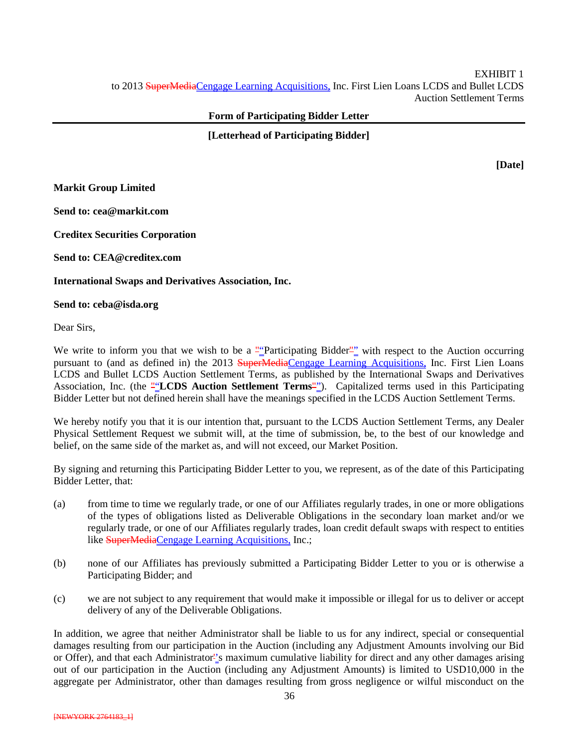EXHIBIT 1
to 2013 ~~SuperMedia~~Cengage Learning Acquisitions, Inc. First Lien Loans LCDS and Bullet LCDS Auction Settlement Terms

**Form of Participating Bidder Letter**

---

**[Letterhead of Participating Bidder]**

**[Date]**

**Markit Group Limited**

**Send to: cea@markit.com**

**Creditex Securities Corporation**

**Send to: CEA@creditex.com**

**International Swaps and Derivatives Association, Inc.**

**Send to: ceba@isda.org**

Dear Sirs,

We write to inform you that we wish to be a "Participating Bidder" with respect to the Auction occurring pursuant to (and as defined in) the 2013 ~~SuperMedia~~Cengage Learning Acquisitions, Inc. First Lien Loans LCDS and Bullet LCDS Auction Settlement Terms, as published by the International Swaps and Derivatives Association, Inc. (the "**LCDS Auction Settlement Terms**"). Capitalized terms used in this Participating Bidder Letter but not defined herein shall have the meanings specified in the LCDS Auction Settlement Terms.

We hereby notify you that it is our intention that, pursuant to the LCDS Auction Settlement Terms, any Dealer Physical Settlement Request we submit will, at the time of submission, be, to the best of our knowledge and belief, on the same side of the market as, and will not exceed, our Market Position.

By signing and returning this Participating Bidder Letter to you, we represent, as of the date of this Participating Bidder Letter, that:

(a) from time to time we regularly trade, or one of our Affiliates regularly trades, in one or more obligations of the types of obligations listed as Deliverable Obligations in the secondary loan market and/or we regularly trade, or one of our Affiliates regularly trades, loan credit default swaps with respect to entities like ~~SuperMedia~~Cengage Learning Acquisitions, Inc.;

(b) none of our Affiliates has previously submitted a Participating Bidder Letter to you or is otherwise a Participating Bidder; and

(c) we are not subject to any requirement that would make it impossible or illegal for us to deliver or accept delivery of any of the Deliverable Obligations.

In addition, we agree that neither Administrator shall be liable to us for any indirect, special or consequential damages resulting from our participation in the Auction (including any Adjustment Amounts involving our Bid or Offer), and that each Administrator's maximum cumulative liability for direct and any other damages arising out of our participation in the Auction (including any Adjustment Amounts) is limited to USD10,000 in the aggregate per Administrator, other than damages resulting from gross negligence or wilful misconduct on the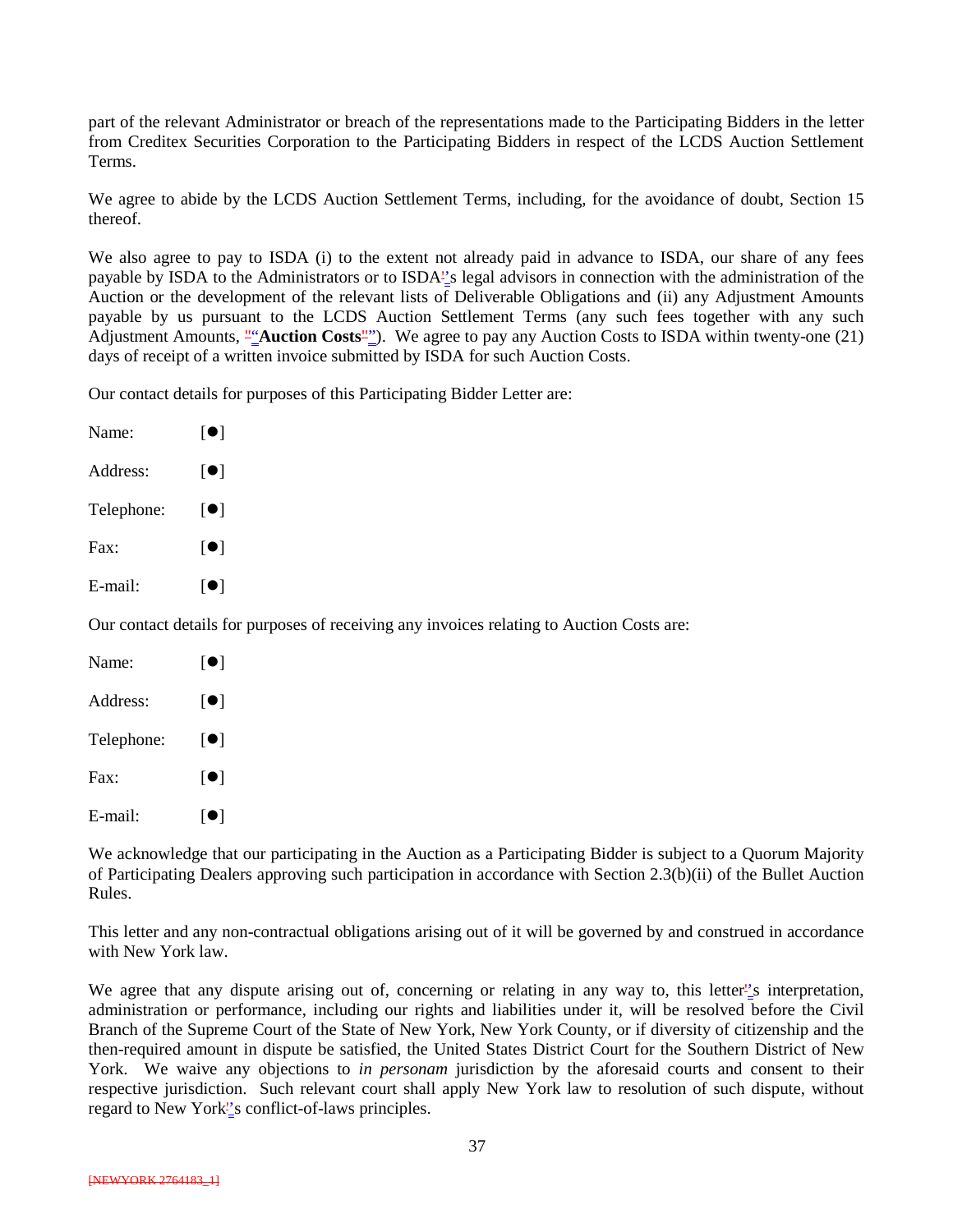part of the relevant Administrator or breach of the representations made to the Participating Bidders in the letter from Creditex Securities Corporation to the Participating Bidders in respect of the LCDS Auction Settlement Terms.

We agree to abide by the LCDS Auction Settlement Terms, including, for the avoidance of doubt, Section 15 thereof.

We also agree to pay to ISDA (i) to the extent not already paid in advance to ISDA, our share of any fees payable by ISDA to the Administrators or to ISDA's legal advisors in connection with the administration of the Auction or the development of the relevant lists of Deliverable Obligations and (ii) any Adjustment Amounts payable by us pursuant to the LCDS Auction Settlement Terms (any such fees together with any such Adjustment Amounts, "**Auction Costs**"). We agree to pay any Auction Costs to ISDA within twenty-one (21) days of receipt of a written invoice submitted by ISDA for such Auction Costs.

Our contact details for purposes of this Participating Bidder Letter are:

Name: [●]

Address: [●]

Telephone: [●]

Fax: [●]

E-mail: [●]

Our contact details for purposes of receiving any invoices relating to Auction Costs are:

Name: [●]

Address: [●]

Telephone: [●]

Fax: [●]

E-mail: [●]

We acknowledge that our participating in the Auction as a Participating Bidder is subject to a Quorum Majority of Participating Dealers approving such participation in accordance with Section 2.3(b)(ii) of the Bullet Auction Rules.

This letter and any non-contractual obligations arising out of it will be governed by and construed in accordance with New York law.

We agree that any dispute arising out of, concerning or relating in any way to, this letter's interpretation, administration or performance, including our rights and liabilities under it, will be resolved before the Civil Branch of the Supreme Court of the State of New York, New York County, or if diversity of citizenship and the then-required amount in dispute be satisfied, the United States District Court for the Southern District of New York. We waive any objections to *in personam* jurisdiction by the aforesaid courts and consent to their respective jurisdiction. Such relevant court shall apply New York law to resolution of such dispute, without regard to New York's conflict-of-laws principles.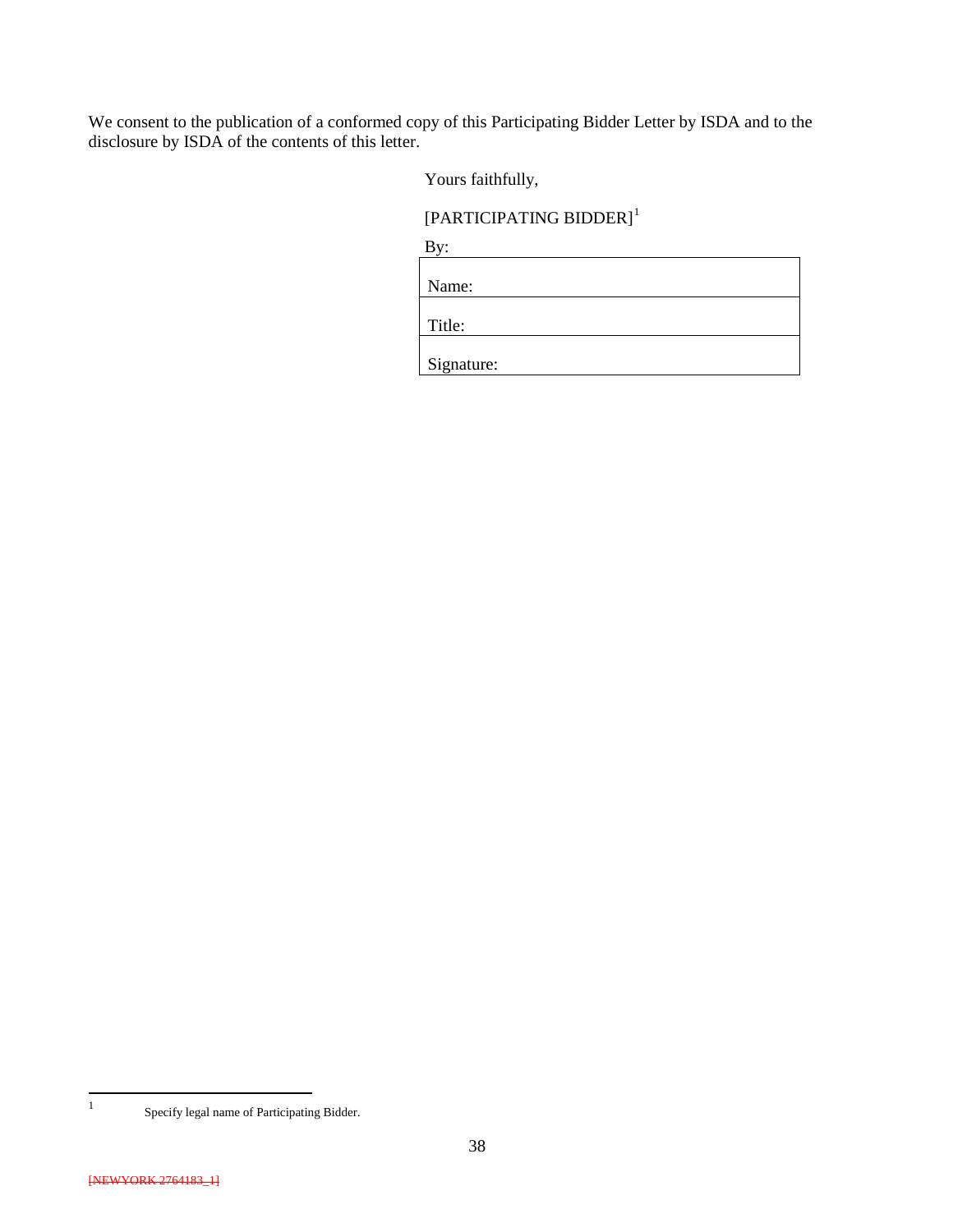We consent to the publication of a conformed copy of this Participating Bidder Letter by ISDA and to the disclosure by ISDA of the contents of this letter.

Yours faithfully,

[PARTICIPATING BIDDER][1]

By:

| |
|---|
| Name: |
| Title: |
| Signature: |

[1] Specify legal name of Participating Bidder.

[NEWYORK 2764183_1]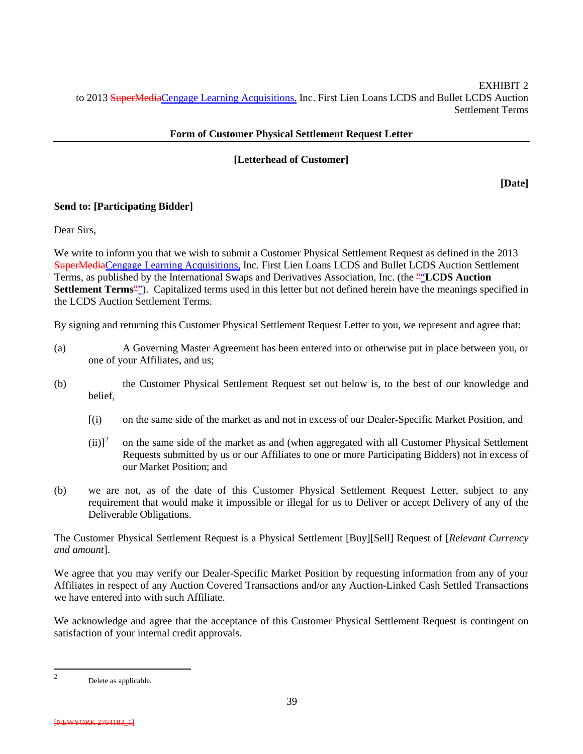EXHIBIT 2
to 2013 ~~SuperMedia~~Cengage Learning Acquisitions, Inc. First Lien Loans LCDS and Bullet LCDS Auction Settlement Terms

**Form of Customer Physical Settlement Request Letter**

**[Letterhead of Customer]**

**[Date]**

**Send to: [Participating Bidder]**

Dear Sirs,

We write to inform you that we wish to submit a Customer Physical Settlement Request as defined in the 2013 ~~SuperMedia~~Cengage Learning Acquisitions, Inc. First Lien Loans LCDS and Bullet LCDS Auction Settlement Terms, as published by the International Swaps and Derivatives Association, Inc. (the ~~"~~“**LCDS Auction Settlement Terms**~~"~~”). Capitalized terms used in this letter but not defined herein have the meanings specified in the LCDS Auction Settlement Terms.

By signing and returning this Customer Physical Settlement Request Letter to you, we represent and agree that:

(a) A Governing Master Agreement has been entered into or otherwise put in place between you, or one of your Affiliates, and us;

(b) the Customer Physical Settlement Request set out below is, to the best of our knowledge and belief,

[(i) on the same side of the market as and not in excess of our Dealer-Specific Market Position, and

(ii)][2] on the same side of the market as and (when aggregated with all Customer Physical Settlement Requests submitted by us or our Affiliates to one or more Participating Bidders) not in excess of our Market Position; and

(b) we are not, as of the date of this Customer Physical Settlement Request Letter, subject to any requirement that would make it impossible or illegal for us to Deliver or accept Delivery of any of the Deliverable Obligations.

The Customer Physical Settlement Request is a Physical Settlement [Buy][Sell] Request of [*Relevant Currency and amount*].

We agree that you may verify our Dealer-Specific Market Position by requesting information from any of your Affiliates in respect of any Auction Covered Transactions and/or any Auction-Linked Cash Settled Transactions we have entered into with such Affiliate.

We acknowledge and agree that the acceptance of this Customer Physical Settlement Request is contingent on satisfaction of your internal credit approvals.

---

[2] Delete as applicable.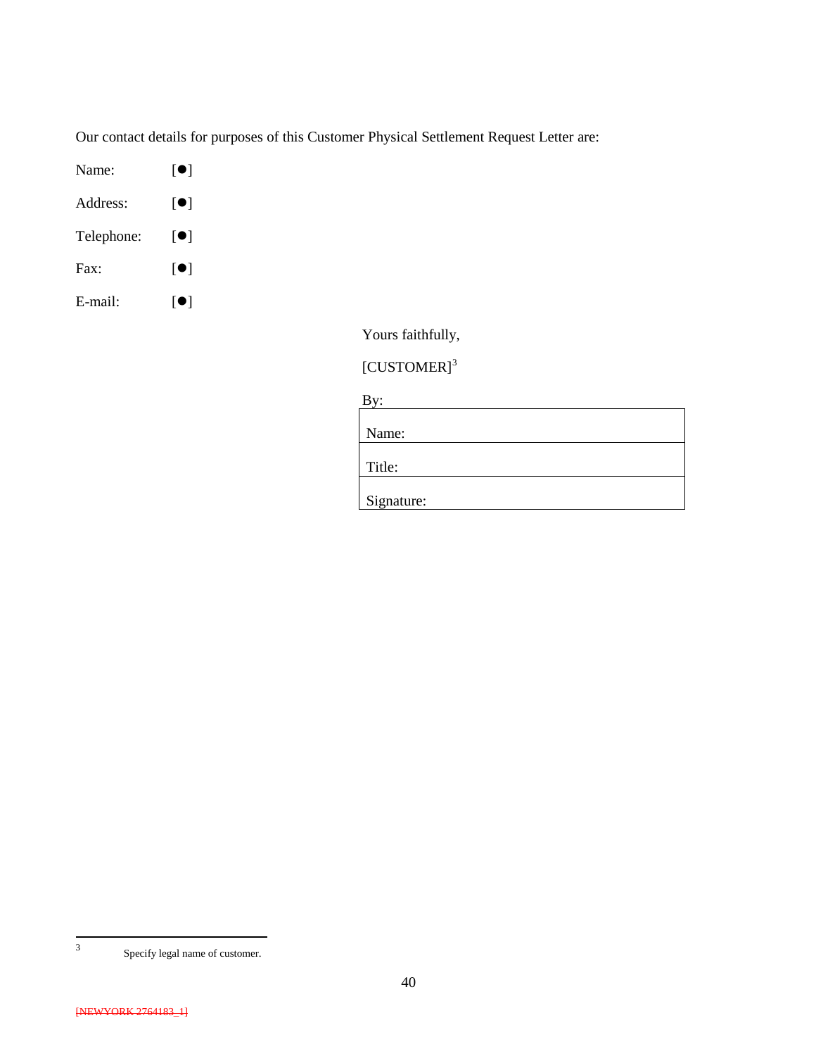Our contact details for purposes of this Customer Physical Settlement Request Letter are:

Name: [●]

Address: [●]

Telephone: [●]

Fax: [●]

E-mail: [●]

Yours faithfully,

[CUSTOMER][3]

By:

| Name: |
| --- |
| Title: |
| Signature: |

[3] Specify legal name of customer.

~~[NEWYORK 2764183_1]~~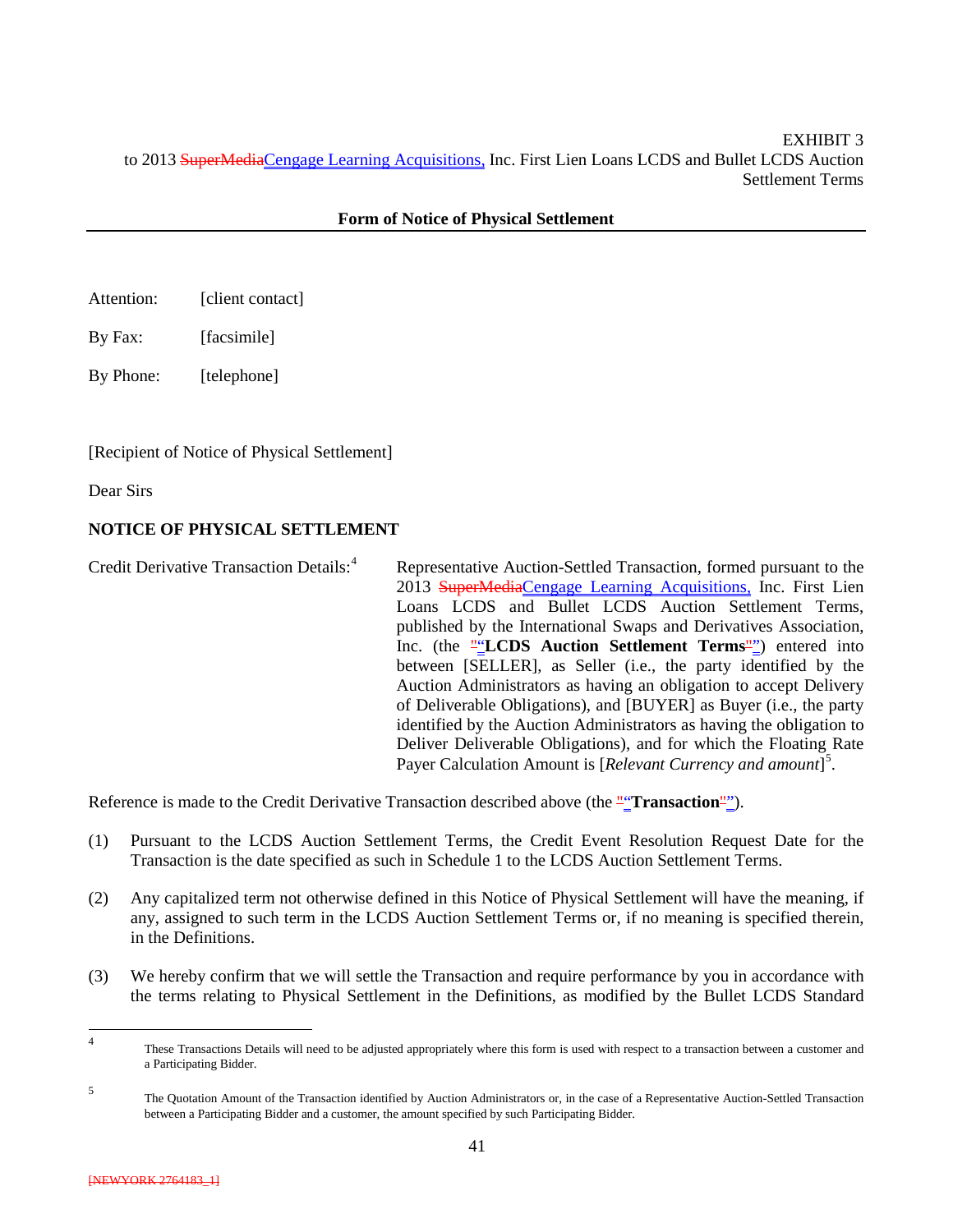EXHIBIT 3
to 2013 ~~SuperMedia~~Cengage Learning Acquisitions, Inc. First Lien Loans LCDS and Bullet LCDS Auction Settlement Terms

**Form of Notice of Physical Settlement**

Attention: [client contact]

By Fax: [facsimile]

By Phone: [telephone]

[Recipient of Notice of Physical Settlement]

Dear Sirs

**NOTICE OF PHYSICAL SETTLEMENT**

Credit Derivative Transaction Details:[4] Representative Auction-Settled Transaction, formed pursuant to the 2013 ~~SuperMedia~~Cengage Learning Acquisitions, Inc. First Lien Loans LCDS and Bullet LCDS Auction Settlement Terms, published by the International Swaps and Derivatives Association, Inc. (the "**LCDS Auction Settlement Terms**") entered into between [SELLER], as Seller (i.e., the party identified by the Auction Administrators as having an obligation to accept Delivery of Deliverable Obligations), and [BUYER] as Buyer (i.e., the party identified by the Auction Administrators as having the obligation to Deliver Deliverable Obligations), and for which the Floating Rate Payer Calculation Amount is [*Relevant Currency and amount*][5].

Reference is made to the Credit Derivative Transaction described above (the "**Transaction**").

(1) Pursuant to the LCDS Auction Settlement Terms, the Credit Event Resolution Request Date for the Transaction is the date specified as such in Schedule 1 to the LCDS Auction Settlement Terms.

(2) Any capitalized term not otherwise defined in this Notice of Physical Settlement will have the meaning, if any, assigned to such term in the LCDS Auction Settlement Terms or, if no meaning is specified therein, in the Definitions.

(3) We hereby confirm that we will settle the Transaction and require performance by you in accordance with the terms relating to Physical Settlement in the Definitions, as modified by the Bullet LCDS Standard

---

[4] These Transactions Details will need to be adjusted appropriately where this form is used with respect to a transaction between a customer and a Participating Bidder.

[5] The Quotation Amount of the Transaction identified by Auction Administrators or, in the case of a Representative Auction-Settled Transaction between a Participating Bidder and a customer, the amount specified by such Participating Bidder.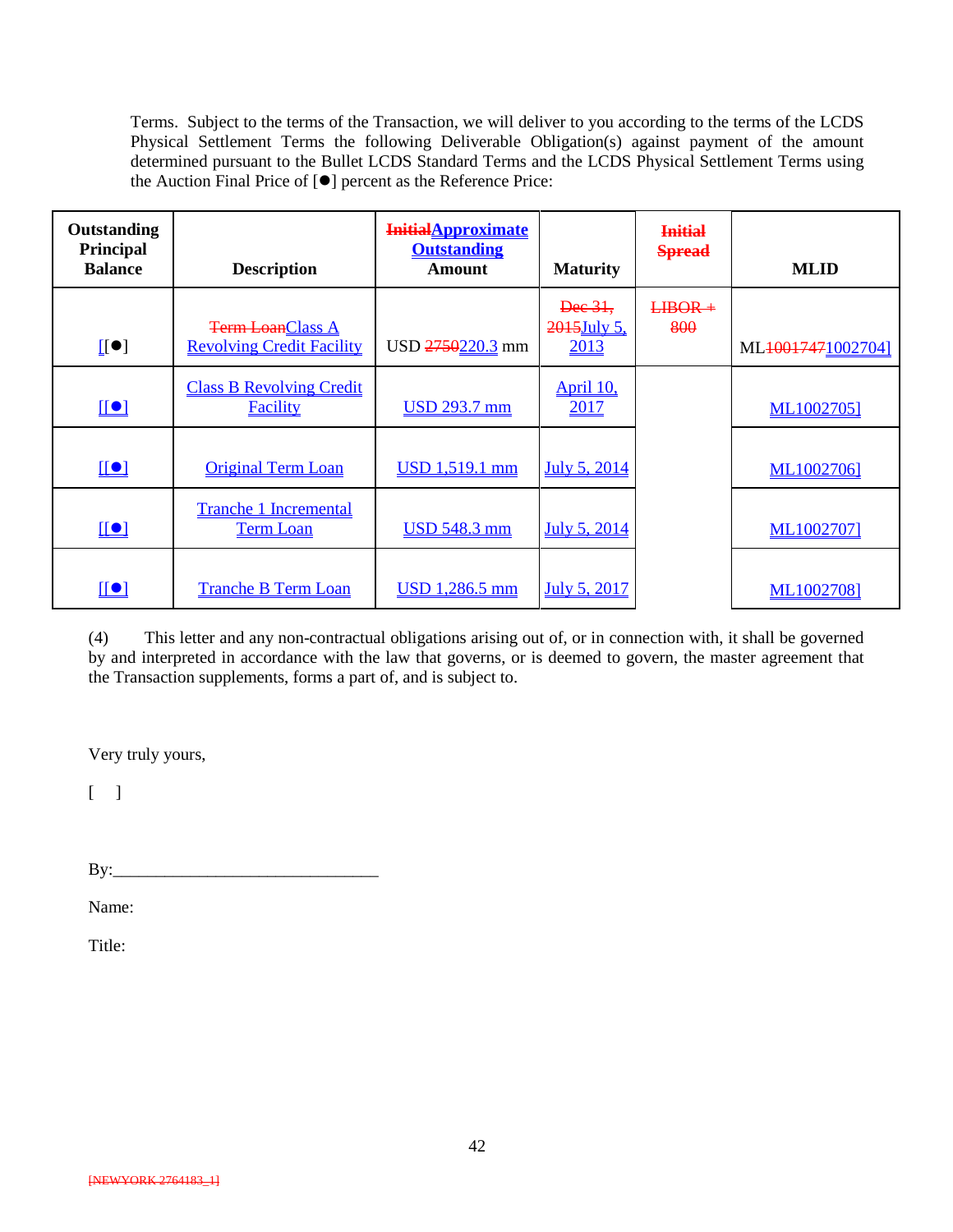Terms. Subject to the terms of the Transaction, we will deliver to you according to the terms of the LCDS Physical Settlement Terms the following Deliverable Obligation(s) against payment of the amount determined pursuant to the Bullet LCDS Standard Terms and the LCDS Physical Settlement Terms using the Auction Final Price of [●] percent as the Reference Price:

| Outstanding Principal Balance | Description | ~~Initial~~Approximate Outstanding Amount | Maturity | ~~Initial Spread~~ | MLID |
|---|---|---|---|---|---|
| [[●] | ~~Term Loan~~Class A Revolving Credit Facility | USD ~~2750~~220.3 mm | ~~Dec 31, 2015~~July 5, 2013 | ~~LIBOR + 800~~ | ML~~1001747~~1002704] |
| [[●] | Class B Revolving Credit Facility | USD 293.7 mm | April 10, 2017 | | ML1002705] |
| [[●] | Original Term Loan | USD 1,519.1 mm | July 5, 2014 | | ML1002706] |
| [[●] | Tranche 1 Incremental Term Loan | USD 548.3 mm | July 5, 2014 | | ML1002707] |
| [[●] | Tranche B Term Loan | USD 1,286.5 mm | July 5, 2017 | | ML1002708] |

(4) This letter and any non-contractual obligations arising out of, or in connection with, it shall be governed by and interpreted in accordance with the law that governs, or is deemed to govern, the master agreement that the Transaction supplements, forms a part of, and is subject to.

Very truly yours,

[ ]

By:______________________________

Name:

Title:

~~[NEWYORK 2764183_1]~~